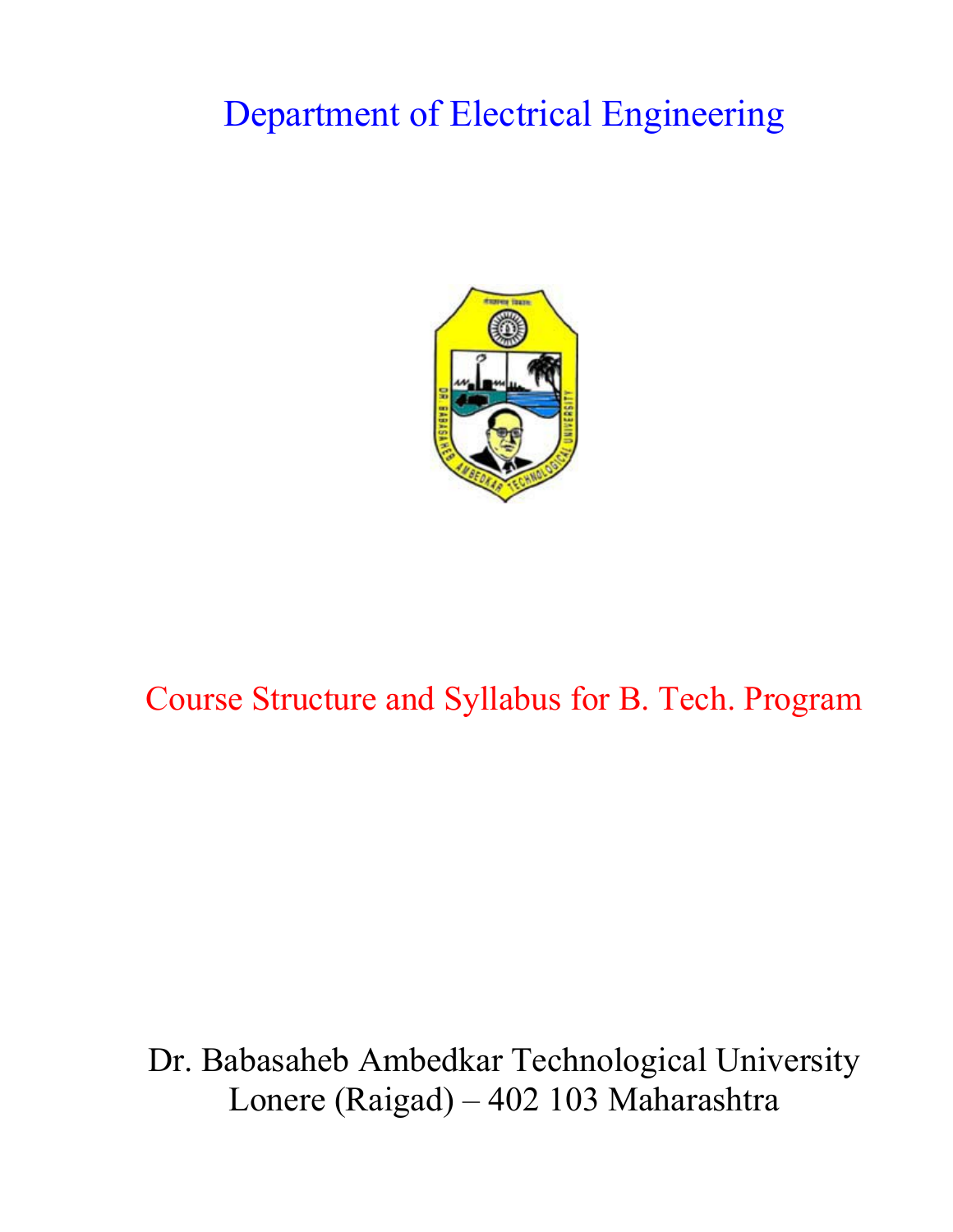# Department of Electrical Engineering

## Course Structure and Syllabus for B. Tech. Program

Dr. Babasaheb Ambedkar Technological University
Lonere (Raigad) – 402 103 Maharashtra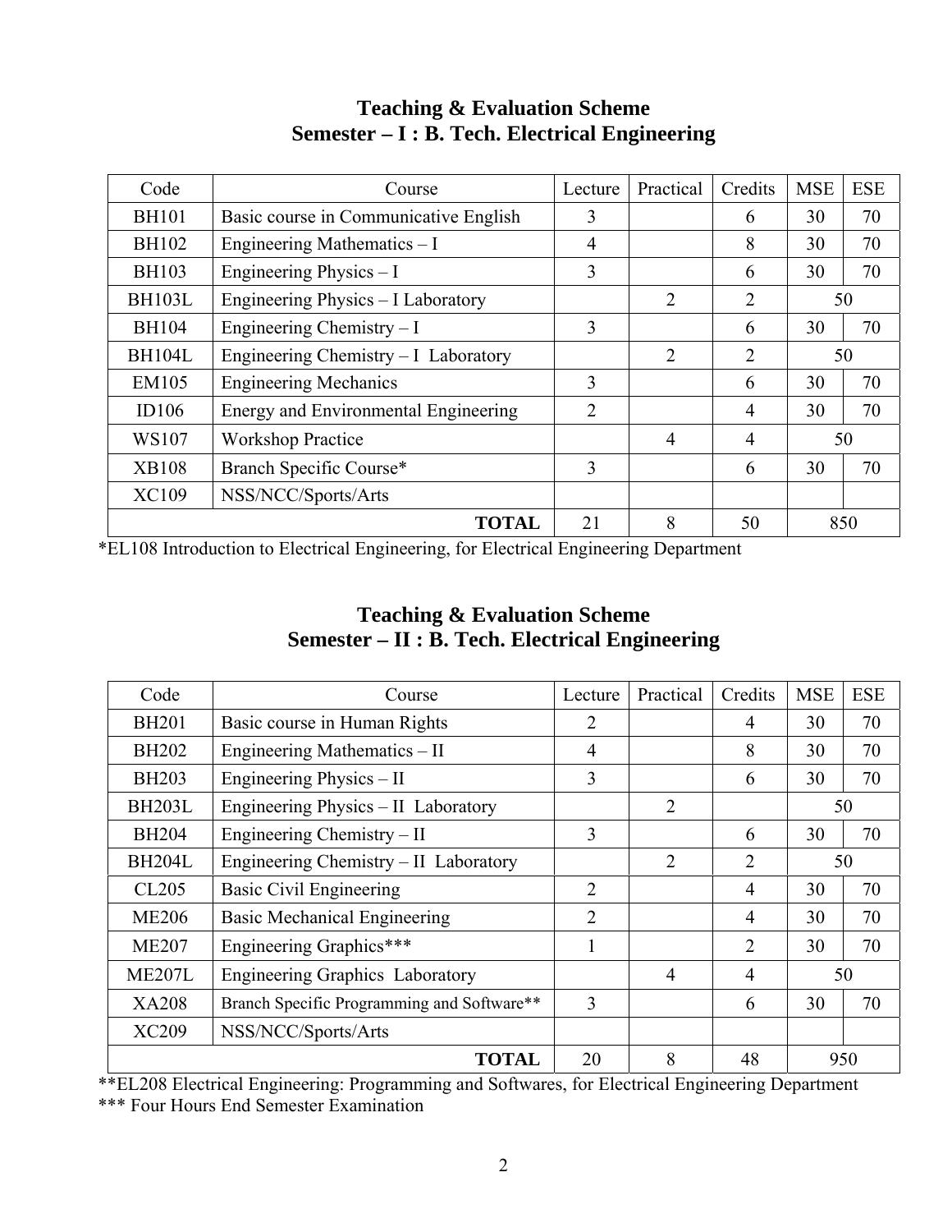## Teaching & Evaluation Scheme
## Semester – I : B. Tech. Electrical Engineering

| Code | Course | Lecture | Practical | Credits | MSE | ESE |
|---|---|---|---|---|---|---|
| BH101 | Basic course in Communicative English | 3 | | 6 | 30 | 70 |
| BH102 | Engineering Mathematics – I | 4 | | 8 | 30 | 70 |
| BH103 | Engineering Physics – I | 3 | | 6 | 30 | 70 |
| BH103L | Engineering Physics – I Laboratory | | 2 | 2 | 50 | |
| BH104 | Engineering Chemistry – I | 3 | | 6 | 30 | 70 |
| BH104L | Engineering Chemistry – I Laboratory | | 2 | 2 | 50 | |
| EM105 | Engineering Mechanics | 3 | | 6 | 30 | 70 |
| ID106 | Energy and Environmental Engineering | 2 | | 4 | 30 | 70 |
| WS107 | Workshop Practice | | 4 | 4 | 50 | |
| XB108 | Branch Specific Course* | 3 | | 6 | 30 | 70 |
| XC109 | NSS/NCC/Sports/Arts | | | | | |
| | **TOTAL** | 21 | 8 | 50 | 850 | |

*EL108 Introduction to Electrical Engineering, for Electrical Engineering Department

## Teaching & Evaluation Scheme
## Semester – II : B. Tech. Electrical Engineering

| Code | Course | Lecture | Practical | Credits | MSE | ESE |
|---|---|---|---|---|---|---|
| BH201 | Basic course in Human Rights | 2 | | 4 | 30 | 70 |
| BH202 | Engineering Mathematics – II | 4 | | 8 | 30 | 70 |
| BH203 | Engineering Physics – II | 3 | | 6 | 30 | 70 |
| BH203L | Engineering Physics – II Laboratory | | 2 | | 50 | |
| BH204 | Engineering Chemistry – II | 3 | | 6 | 30 | 70 |
| BH204L | Engineering Chemistry – II Laboratory | | 2 | 2 | 50 | |
| CL205 | Basic Civil Engineering | 2 | | 4 | 30 | 70 |
| ME206 | Basic Mechanical Engineering | 2 | | 4 | 30 | 70 |
| ME207 | Engineering Graphics*** | 1 | | 2 | 30 | 70 |
| ME207L | Engineering Graphics Laboratory | | 4 | 4 | 50 | |
| XA208 | Branch Specific Programming and Software** | 3 | | 6 | 30 | 70 |
| XC209 | NSS/NCC/Sports/Arts | | | | | |
| | **TOTAL** | 20 | 8 | 48 | 950 | |

**EL208 Electrical Engineering: Programming and Softwares, for Electrical Engineering Department  
*** Four Hours End Semester Examination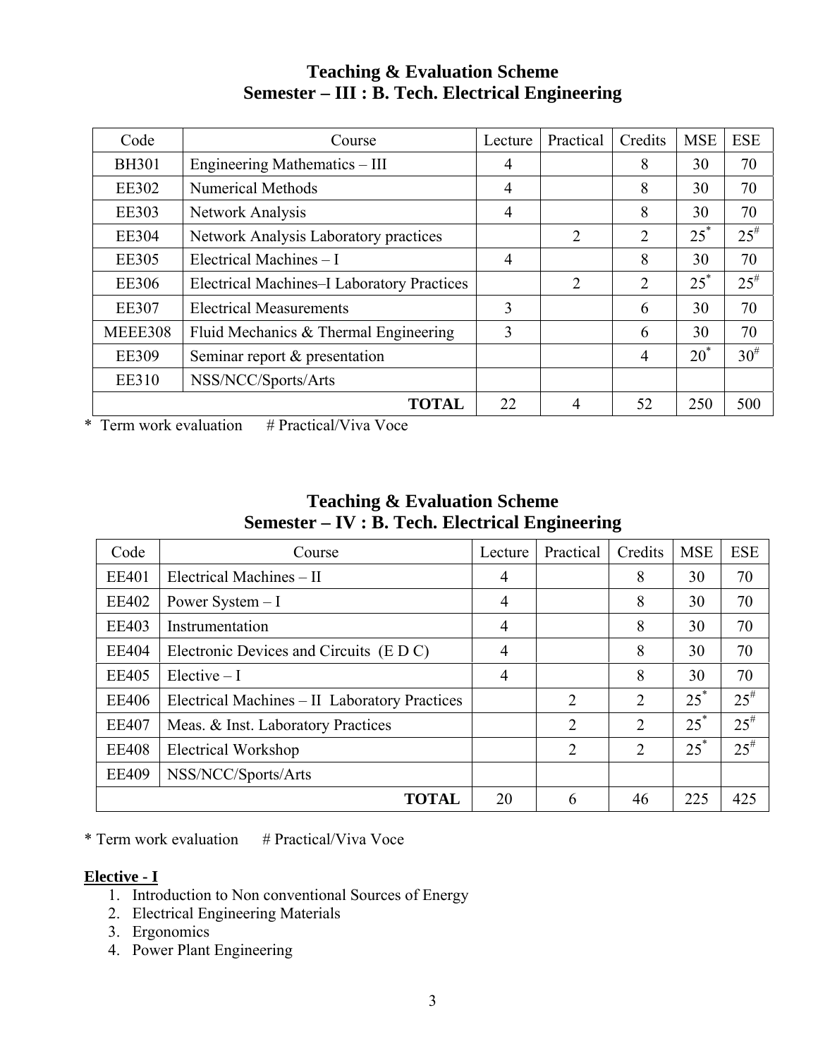## Teaching & Evaluation Scheme
## Semester – III : B. Tech. Electrical Engineering

| Code | Course | Lecture | Practical | Credits | MSE | ESE |
|---|---|---|---|---|---|---|
| BH301 | Engineering Mathematics – III | 4 | | 8 | 30 | 70 |
| EE302 | Numerical Methods | 4 | | 8 | 30 | 70 |
| EE303 | Network Analysis | 4 | | 8 | 30 | 70 |
| EE304 | Network Analysis Laboratory practices | | 2 | 2 | 25* | 25# |
| EE305 | Electrical Machines – I | 4 | | 8 | 30 | 70 |
| EE306 | Electrical Machines–I Laboratory Practices | | 2 | 2 | 25* | 25# |
| EE307 | Electrical Measurements | 3 | | 6 | 30 | 70 |
| MEEE308 | Fluid Mechanics & Thermal Engineering | 3 | | 6 | 30 | 70 |
| EE309 | Seminar report & presentation | | | 4 | 20* | 30# |
| EE310 | NSS/NCC/Sports/Arts | | | | | |
| | **TOTAL** | 22 | 4 | 52 | 250 | 500 |

\* Term work evaluation # Practical/Viva Voce

## Teaching & Evaluation Scheme
## Semester – IV : B. Tech. Electrical Engineering

| Code | Course | Lecture | Practical | Credits | MSE | ESE |
|---|---|---|---|---|---|---|
| EE401 | Electrical Machines – II | 4 | | 8 | 30 | 70 |
| EE402 | Power System – I | 4 | | 8 | 30 | 70 |
| EE403 | Instrumentation | 4 | | 8 | 30 | 70 |
| EE404 | Electronic Devices and Circuits (E D C) | 4 | | 8 | 30 | 70 |
| EE405 | Elective – I | 4 | | 8 | 30 | 70 |
| EE406 | Electrical Machines – II Laboratory Practices | | 2 | 2 | 25* | 25# |
| EE407 | Meas. & Inst. Laboratory Practices | | 2 | 2 | 25* | 25# |
| EE408 | Electrical Workshop | | 2 | 2 | 25* | 25# |
| EE409 | NSS/NCC/Sports/Arts | | | | | |
| | **TOTAL** | 20 | 6 | 46 | 225 | 425 |

\* Term work evaluation # Practical/Viva Voce

**Elective - I**

1. Introduction to Non conventional Sources of Energy
2. Electrical Engineering Materials
3. Ergonomics
4. Power Plant Engineering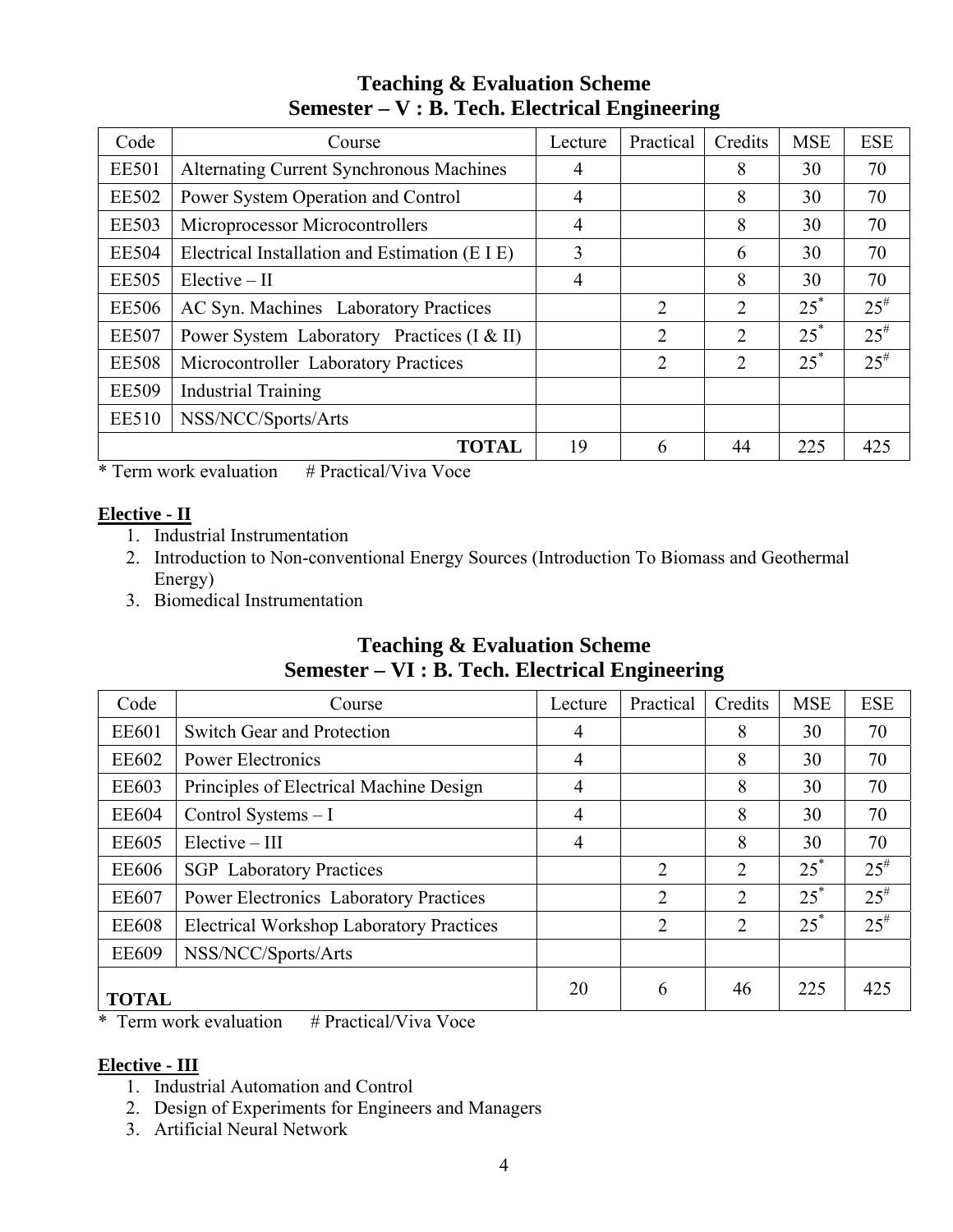## Teaching & Evaluation Scheme
## Semester – V : B. Tech. Electrical Engineering

| Code | Course | Lecture | Practical | Credits | MSE | ESE |
|---|---|---|---|---|---|---|
| EE501 | Alternating Current Synchronous Machines | 4 | | 8 | 30 | 70 |
| EE502 | Power System Operation and Control | 4 | | 8 | 30 | 70 |
| EE503 | Microprocessor Microcontrollers | 4 | | 8 | 30 | 70 |
| EE504 | Electrical Installation and Estimation (E I E) | 3 | | 6 | 30 | 70 |
| EE505 | Elective – II | 4 | | 8 | 30 | 70 |
| EE506 | AC Syn. Machines Laboratory Practices | | 2 | 2 | 25* | 25# |
| EE507 | Power System Laboratory Practices (I & II) | | 2 | 2 | 25* | 25# |
| EE508 | Microcontroller Laboratory Practices | | 2 | 2 | 25* | 25# |
| EE509 | Industrial Training | | | | | |
| EE510 | NSS/NCC/Sports/Arts | | | | | |
| | **TOTAL** | 19 | 6 | 44 | 225 | 425 |

* Term work evaluation # Practical/Viva Voce

**Elective - II**

1. Industrial Instrumentation
2. Introduction to Non-conventional Energy Sources (Introduction To Biomass and Geothermal Energy)
3. Biomedical Instrumentation

## Teaching & Evaluation Scheme
## Semester – VI : B. Tech. Electrical Engineering

| Code | Course | Lecture | Practical | Credits | MSE | ESE |
|---|---|---|---|---|---|---|
| EE601 | Switch Gear and Protection | 4 | | 8 | 30 | 70 |
| EE602 | Power Electronics | 4 | | 8 | 30 | 70 |
| EE603 | Principles of Electrical Machine Design | 4 | | 8 | 30 | 70 |
| EE604 | Control Systems – I | 4 | | 8 | 30 | 70 |
| EE605 | Elective – III | 4 | | 8 | 30 | 70 |
| EE606 | SGP Laboratory Practices | | 2 | 2 | 25* | 25# |
| EE607 | Power Electronics Laboratory Practices | | 2 | 2 | 25* | 25# |
| EE608 | Electrical Workshop Laboratory Practices | | 2 | 2 | 25* | 25# |
| EE609 | NSS/NCC/Sports/Arts | | | | | |
| **TOTAL** | | 20 | 6 | 46 | 225 | 425 |

* Term work evaluation # Practical/Viva Voce

**Elective - III**

1. Industrial Automation and Control
2. Design of Experiments for Engineers and Managers
3. Artificial Neural Network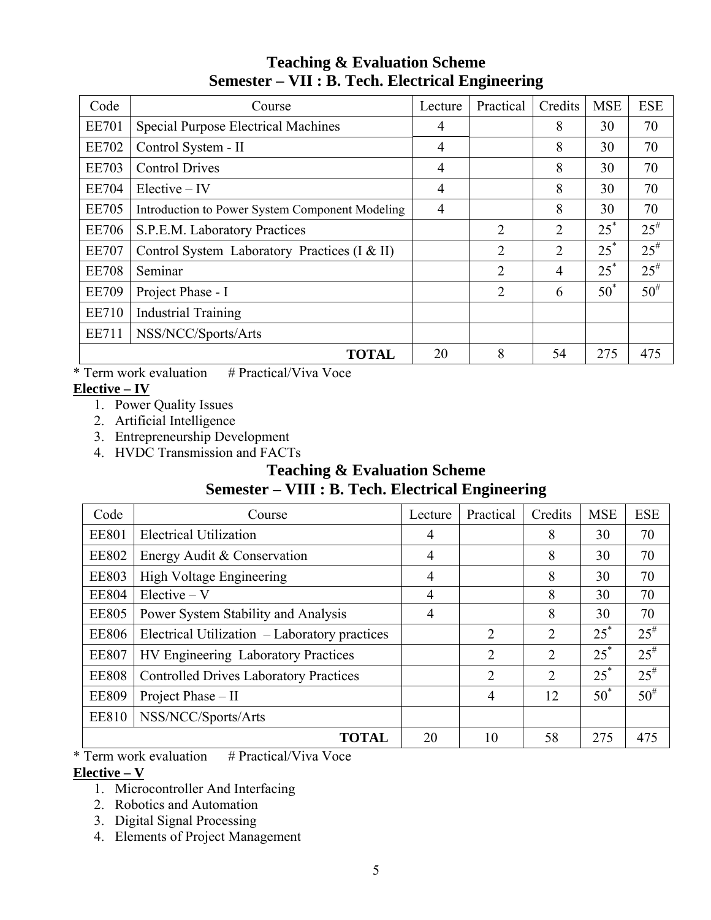## Teaching & Evaluation Scheme
## Semester – VII : B. Tech. Electrical Engineering

| Code | Course | Lecture | Practical | Credits | MSE | ESE |
|---|---|---|---|---|---|---|
| EE701 | Special Purpose Electrical Machines | 4 | | 8 | 30 | 70 |
| EE702 | Control System - II | 4 | | 8 | 30 | 70 |
| EE703 | Control Drives | 4 | | 8 | 30 | 70 |
| EE704 | Elective – IV | 4 | | 8 | 30 | 70 |
| EE705 | Introduction to Power System Component Modeling | 4 | | 8 | 30 | 70 |
| EE706 | S.P.E.M. Laboratory Practices | | 2 | 2 | 25* | 25# |
| EE707 | Control System Laboratory Practices (I & II) | | 2 | 2 | 25* | 25# |
| EE708 | Seminar | | 2 | 4 | 25* | 25# |
| EE709 | Project Phase - I | | 2 | 6 | 50* | 50# |
| EE710 | Industrial Training | | | | | |
| EE711 | NSS/NCC/Sports/Arts | | | | | |
| | **TOTAL** | 20 | 8 | 54 | 275 | 475 |

\* Term work evaluation     # Practical/Viva Voce

**Elective – IV**

1. Power Quality Issues
2. Artificial Intelligence
3. Entrepreneurship Development
4. HVDC Transmission and FACTs

## Teaching & Evaluation Scheme
## Semester – VIII : B. Tech. Electrical Engineering

| Code | Course | Lecture | Practical | Credits | MSE | ESE |
|---|---|---|---|---|---|---|
| EE801 | Electrical Utilization | 4 | | 8 | 30 | 70 |
| EE802 | Energy Audit & Conservation | 4 | | 8 | 30 | 70 |
| EE803 | High Voltage Engineering | 4 | | 8 | 30 | 70 |
| EE804 | Elective – V | 4 | | 8 | 30 | 70 |
| EE805 | Power System Stability and Analysis | 4 | | 8 | 30 | 70 |
| EE806 | Electrical Utilization – Laboratory practices | | 2 | 2 | 25* | 25# |
| EE807 | HV Engineering Laboratory Practices | | 2 | 2 | 25* | 25# |
| EE808 | Controlled Drives Laboratory Practices | | 2 | 2 | 25* | 25# |
| EE809 | Project Phase – II | | 4 | 12 | 50* | 50# |
| EE810 | NSS/NCC/Sports/Arts | | | | | |
| | **TOTAL** | 20 | 10 | 58 | 275 | 475 |

\* Term work evaluation     # Practical/Viva Voce

**Elective – V**

1. Microcontroller And Interfacing
2. Robotics and Automation
3. Digital Signal Processing
4. Elements of Project Management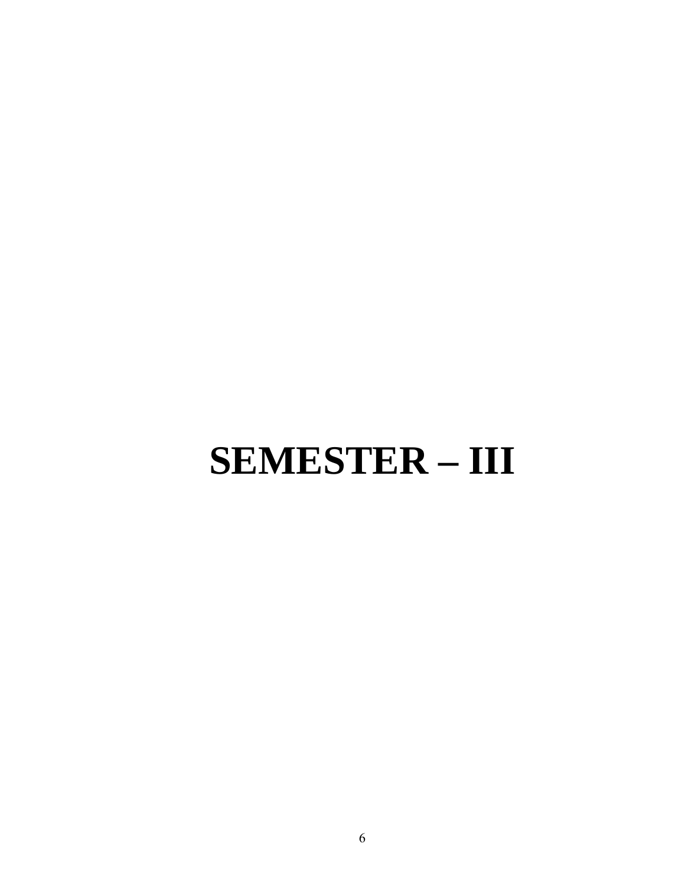# SEMESTER – III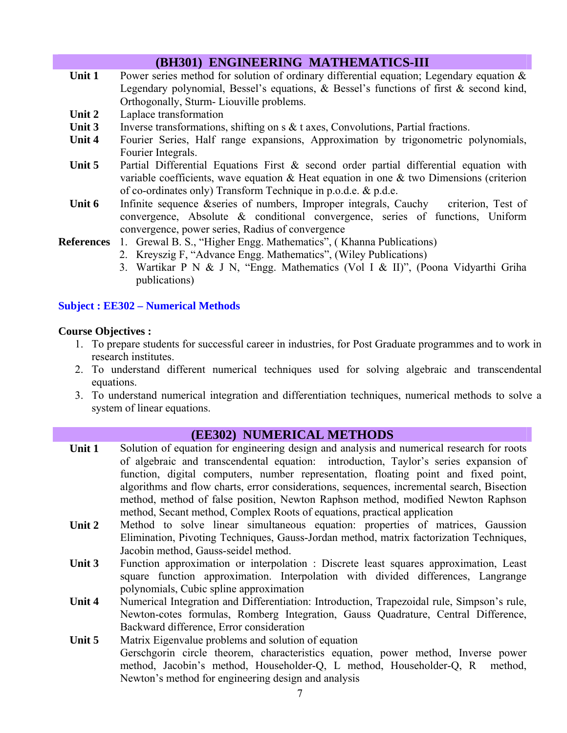## (BH301) ENGINEERING MATHEMATICS-III

**Unit 1** Power series method for solution of ordinary differential equation; Legendary equation & Legendary polynomial, Bessel's equations, & Bessel's functions of first & second kind, Orthogonally, Sturm- Liouville problems.

**Unit 2** Laplace transformation

**Unit 3** Inverse transformations, shifting on s & t axes, Convolutions, Partial fractions.

**Unit 4** Fourier Series, Half range expansions, Approximation by trigonometric polynomials, Fourier Integrals.

**Unit 5** Partial Differential Equations First & second order partial differential equation with variable coefficients, wave equation & Heat equation in one & two Dimensions (criterion of co-ordinates only) Transform Technique in p.o.d.e. & p.d.e.

**Unit 6** Infinite sequence &series of numbers, Improper integrals, Cauchy criterion, Test of convergence, Absolute & conditional convergence, series of functions, Uniform convergence, power series, Radius of convergence

**References**

1. Grewal B. S., "Higher Engg. Mathematics", ( Khanna Publications)
2. Kreyszig F, "Advance Engg. Mathematics", (Wiley Publications)
3. Wartikar P N & J N, "Engg. Mathematics (Vol I & II)", (Poona Vidyarthi Griha publications)

**Subject : EE302 – Numerical Methods**

**Course Objectives :**

1. To prepare students for successful career in industries, for Post Graduate programmes and to work in research institutes.
2. To understand different numerical techniques used for solving algebraic and transcendental equations.
3. To understand numerical integration and differentiation techniques, numerical methods to solve a system of linear equations.

## (EE302) NUMERICAL METHODS

**Unit 1** Solution of equation for engineering design and analysis and numerical research for roots of algebraic and transcendental equation: introduction, Taylor's series expansion of function, digital computers, number representation, floating point and fixed point, algorithms and flow charts, error considerations, sequences, incremental search, Bisection method, method of false position, Newton Raphson method, modified Newton Raphson method, Secant method, Complex Roots of equations, practical application

**Unit 2** Method to solve linear simultaneous equation: properties of matrices, Gaussion Elimination, Pivoting Techniques, Gauss-Jordan method, matrix factorization Techniques, Jacobin method, Gauss-seidel method.

**Unit 3** Function approximation or interpolation : Discrete least squares approximation, Least square function approximation. Interpolation with divided differences, Langrange polynomials, Cubic spline approximation

**Unit 4** Numerical Integration and Differentiation: Introduction, Trapezoidal rule, Simpson's rule, Newton-cotes formulas, Romberg Integration, Gauss Quadrature, Central Difference, Backward difference, Error consideration

**Unit 5** Matrix Eigenvalue problems and solution of equation
Gerschgorin circle theorem, characteristics equation, power method, Inverse power method, Jacobin's method, Householder-Q, L method, Householder-Q, R method, Newton's method for engineering design and analysis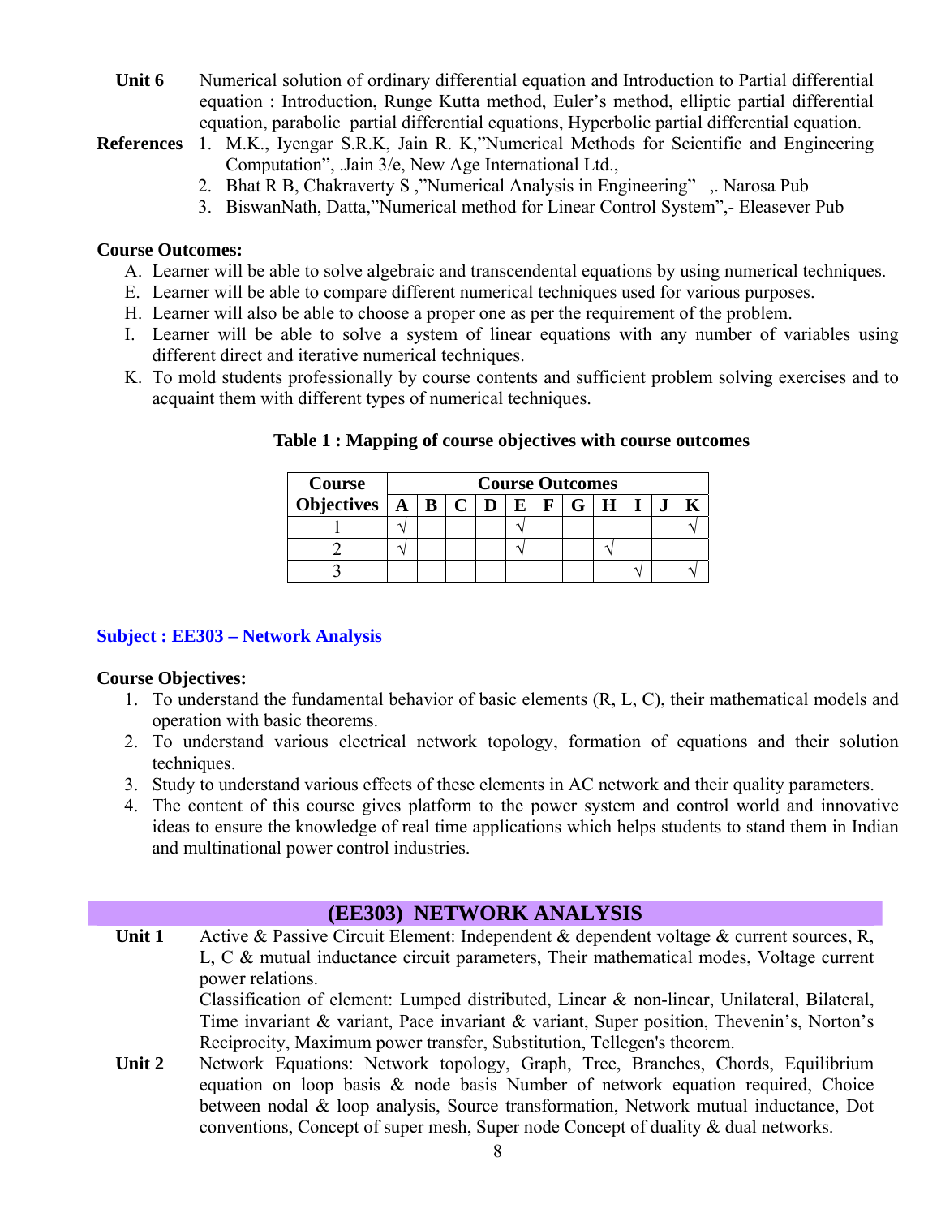**Unit 6** Numerical solution of ordinary differential equation and Introduction to Partial differential equation : Introduction, Runge Kutta method, Euler's method, elliptic partial differential equation, parabolic partial differential equations, Hyperbolic partial differential equation.

**References**

1. M.K., Iyengar S.R.K, Jain R. K,"Numerical Methods for Scientific and Engineering Computation", .Jain 3/e, New Age International Ltd.,
2. Bhat R B, Chakraverty S ,"Numerical Analysis in Engineering" –,. Narosa Pub
3. BiswanNath, Datta,"Numerical method for Linear Control System",- Eleasever Pub

**Course Outcomes:**

A. Learner will be able to solve algebraic and transcendental equations by using numerical techniques.
E. Learner will be able to compare different numerical techniques used for various purposes.
H. Learner will also be able to choose a proper one as per the requirement of the problem.
I. Learner will be able to solve a system of linear equations with any number of variables using different direct and iterative numerical techniques.
K. To mold students professionally by course contents and sufficient problem solving exercises and to acquaint them with different types of numerical techniques.

**Table 1 : Mapping of course objectives with course outcomes**

| Course Objectives | Course Outcomes | | | | | | | | | | |
|---|---|---|---|---|---|---|---|---|---|---|---|
| | A | B | C | D | E | F | G | H | I | J | K |
| 1 | √ | | | | √ | | | | | | √ |
| 2 | √ | | | | √ | | | √ | | | |
| 3 | | | | | | | | | √ | | √ |

## Subject : EE303 – Network Analysis

**Course Objectives:**

1. To understand the fundamental behavior of basic elements (R, L, C), their mathematical models and operation with basic theorems.
2. To understand various electrical network topology, formation of equations and their solution techniques.
3. Study to understand various effects of these elements in AC network and their quality parameters.
4. The content of this course gives platform to the power system and control world and innovative ideas to ensure the knowledge of real time applications which helps students to stand them in Indian and multinational power control industries.

## (EE303) NETWORK ANALYSIS

**Unit 1** Active & Passive Circuit Element: Independent & dependent voltage & current sources, R, L, C & mutual inductance circuit parameters, Their mathematical modes, Voltage current power relations.
Classification of element: Lumped distributed, Linear & non-linear, Unilateral, Bilateral, Time invariant & variant, Pace invariant & variant, Super position, Thevenin's, Norton's Reciprocity, Maximum power transfer, Substitution, Tellegen's theorem.

**Unit 2** Network Equations: Network topology, Graph, Tree, Branches, Chords, Equilibrium equation on loop basis & node basis Number of network equation required, Choice between nodal & loop analysis, Source transformation, Network mutual inductance, Dot conventions, Concept of super mesh, Super node Concept of duality & dual networks.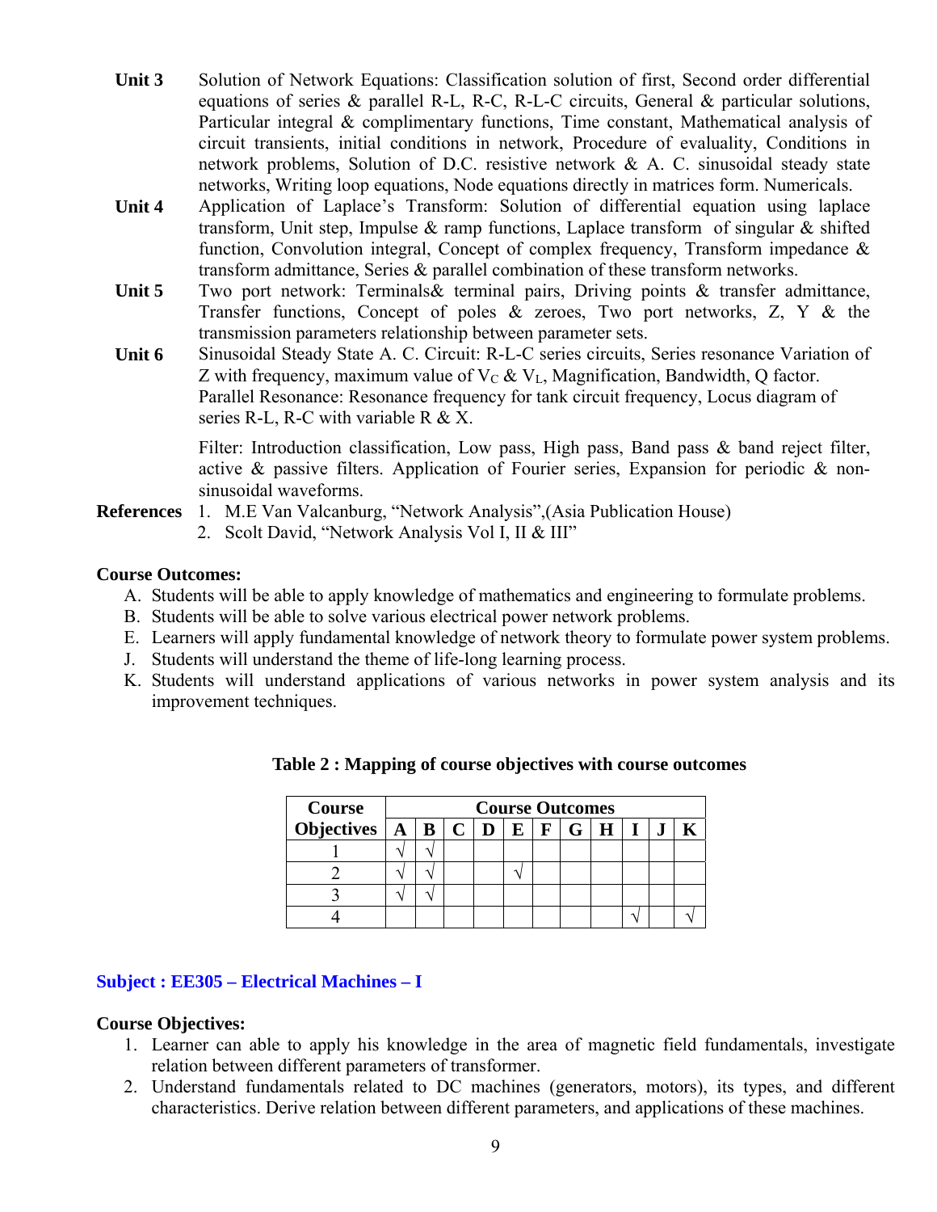**Unit 3** Solution of Network Equations: Classification solution of first, Second order differential equations of series & parallel R-L, R-C, R-L-C circuits, General & particular solutions, Particular integral & complimentary functions, Time constant, Mathematical analysis of circuit transients, initial conditions in network, Procedure of evaluality, Conditions in network problems, Solution of D.C. resistive network & A. C. sinusoidal steady state networks, Writing loop equations, Node equations directly in matrices form. Numericals.

**Unit 4** Application of Laplace's Transform: Solution of differential equation using laplace transform, Unit step, Impulse & ramp functions, Laplace transform of singular & shifted function, Convolution integral, Concept of complex frequency, Transform impedance & transform admittance, Series & parallel combination of these transform networks.

**Unit 5** Two port network: Terminals& terminal pairs, Driving points & transfer admittance, Transfer functions, Concept of poles & zeroes, Two port networks, Z, Y & the transmission parameters relationship between parameter sets.

**Unit 6** Sinusoidal Steady State A. C. Circuit: R-L-C series circuits, Series resonance Variation of Z with frequency, maximum value of $V_C$ & $V_L$, Magnification, Bandwidth, Q factor. Parallel Resonance: Resonance frequency for tank circuit frequency, Locus diagram of series R-L, R-C with variable R & X.

Filter: Introduction classification, Low pass, High pass, Band pass & band reject filter, active & passive filters. Application of Fourier series, Expansion for periodic & non-sinusoidal waveforms.

**References**
1. M.E Van Valcanburg, "Network Analysis",(Asia Publication House)
2. Scolt David, "Network Analysis Vol I, II & III"

**Course Outcomes:**

A. Students will be able to apply knowledge of mathematics and engineering to formulate problems.
B. Students will be able to solve various electrical power network problems.
E. Learners will apply fundamental knowledge of network theory to formulate power system problems.
J. Students will understand the theme of life-long learning process.
K. Students will understand applications of various networks in power system analysis and its improvement techniques.

**Table 2 : Mapping of course objectives with course outcomes**

| Course Objectives | A | B | C | D | E | F | G | H | I | J | K |
|---|---|---|---|---|---|---|---|---|---|---|---|
| 1 | √ | √ | | | | | | | | | |
| 2 | √ | √ | | | √ | | | | | | |
| 3 | √ | √ | | | | | | | | | |
| 4 | | | | | | | | | √ | | √ |

## Subject : EE305 – Electrical Machines – I

**Course Objectives:**

1. Learner can able to apply his knowledge in the area of magnetic field fundamentals, investigate relation between different parameters of transformer.
2. Understand fundamentals related to DC machines (generators, motors), its types, and different characteristics. Derive relation between different parameters, and applications of these machines.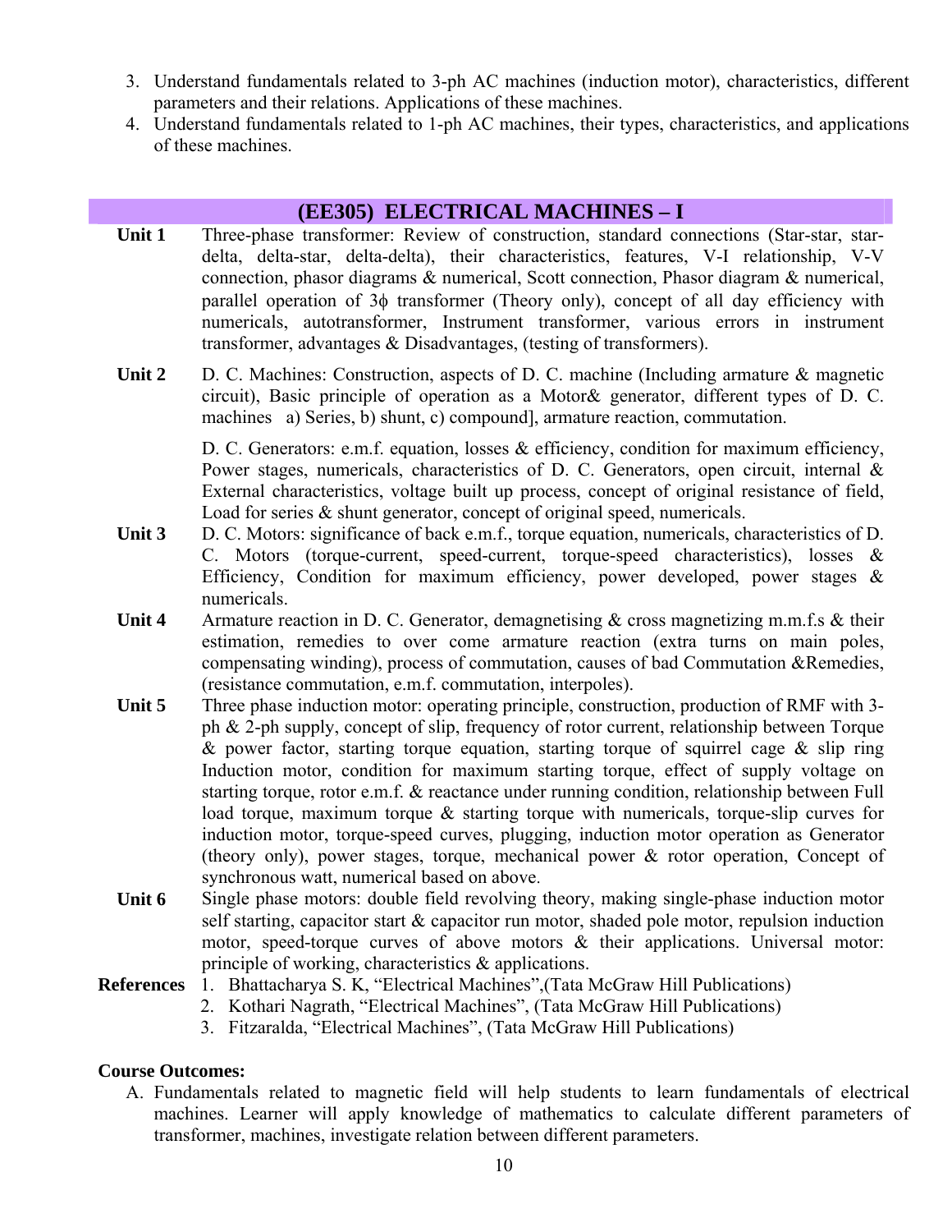3. Understand fundamentals related to 3-ph AC machines (induction motor), characteristics, different parameters and their relations. Applications of these machines.
4. Understand fundamentals related to 1-ph AC machines, their types, characteristics, and applications of these machines.

## (EE305) ELECTRICAL MACHINES – I

**Unit 1** Three-phase transformer: Review of construction, standard connections (Star-star, star-delta, delta-star, delta-delta), their characteristics, features, V-I relationship, V-V connection, phasor diagrams & numerical, Scott connection, Phasor diagram & numerical, parallel operation of 3ϕ transformer (Theory only), concept of all day efficiency with numericals, autotransformer, Instrument transformer, various errors in instrument transformer, advantages & Disadvantages, (testing of transformers).

**Unit 2** D. C. Machines: Construction, aspects of D. C. machine (Including armature & magnetic circuit), Basic principle of operation as a Motor& generator, different types of D. C. machines a) Series, b) shunt, c) compound], armature reaction, commutation.

D. C. Generators: e.m.f. equation, losses & efficiency, condition for maximum efficiency, Power stages, numericals, characteristics of D. C. Generators, open circuit, internal & External characteristics, voltage built up process, concept of original resistance of field, Load for series & shunt generator, concept of original speed, numericals.

**Unit 3** D. C. Motors: significance of back e.m.f., torque equation, numericals, characteristics of D. C. Motors (torque-current, speed-current, torque-speed characteristics), losses & Efficiency, Condition for maximum efficiency, power developed, power stages & numericals.

**Unit 4** Armature reaction in D. C. Generator, demagnetising & cross magnetizing m.m.f.s & their estimation, remedies to over come armature reaction (extra turns on main poles, compensating winding), process of commutation, causes of bad Commutation &Remedies, (resistance commutation, e.m.f. commutation, interpoles).

**Unit 5** Three phase induction motor: operating principle, construction, production of RMF with 3-ph & 2-ph supply, concept of slip, frequency of rotor current, relationship between Torque & power factor, starting torque equation, starting torque of squirrel cage & slip ring Induction motor, condition for maximum starting torque, effect of supply voltage on starting torque, rotor e.m.f. & reactance under running condition, relationship between Full load torque, maximum torque & starting torque with numericals, torque-slip curves for induction motor, torque-speed curves, plugging, induction motor operation as Generator (theory only), power stages, torque, mechanical power & rotor operation, Concept of synchronous watt, numerical based on above.

**Unit 6** Single phase motors: double field revolving theory, making single-phase induction motor self starting, capacitor start & capacitor run motor, shaded pole motor, repulsion induction motor, speed-torque curves of above motors & their applications. Universal motor: principle of working, characteristics & applications.

**References**
1. Bhattacharya S. K, "Electrical Machines",(Tata McGraw Hill Publications)
2. Kothari Nagrath, "Electrical Machines", (Tata McGraw Hill Publications)
3. Fitzaralda, "Electrical Machines", (Tata McGraw Hill Publications)

**Course Outcomes:**

A. Fundamentals related to magnetic field will help students to learn fundamentals of electrical machines. Learner will apply knowledge of mathematics to calculate different parameters of transformer, machines, investigate relation between different parameters.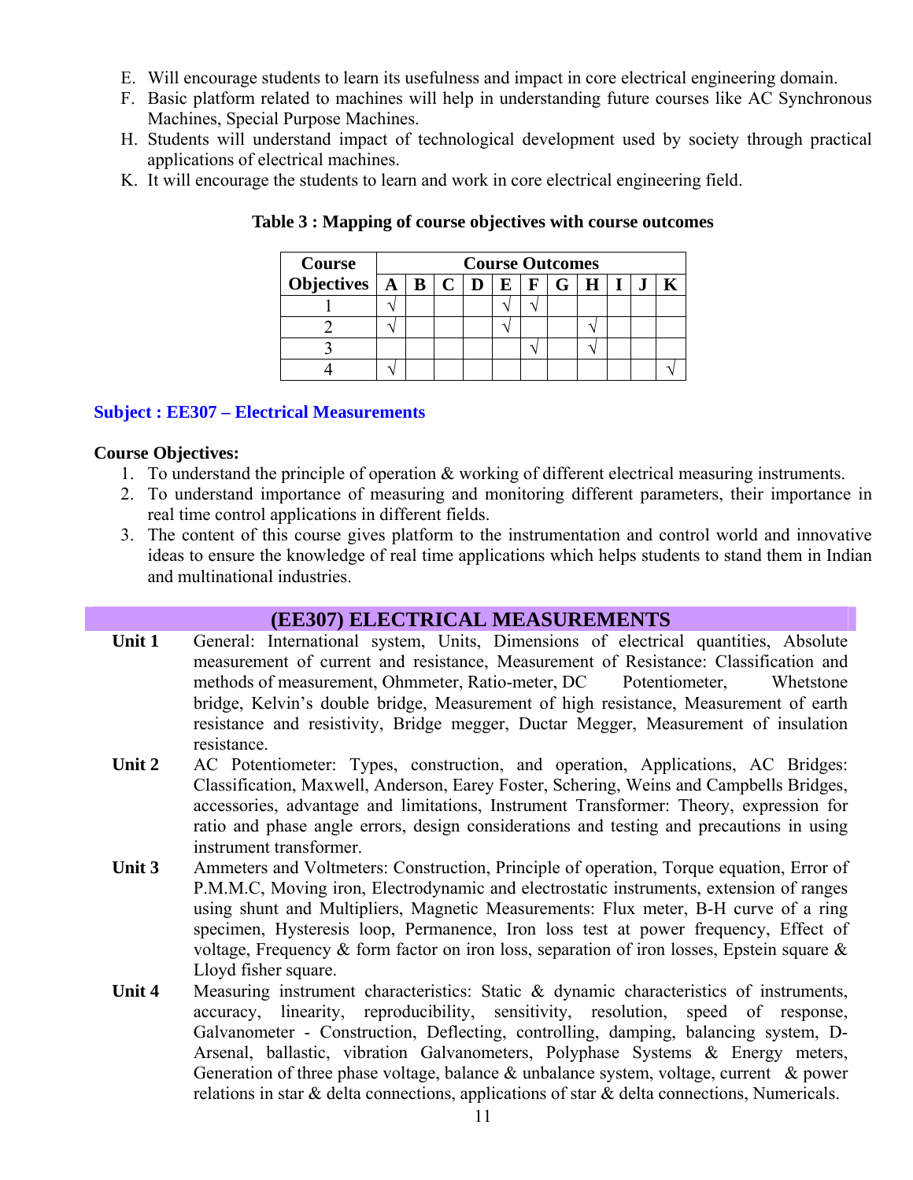E. Will encourage students to learn its usefulness and impact in core electrical engineering domain.
F. Basic platform related to machines will help in understanding future courses like AC Synchronous Machines, Special Purpose Machines.
H. Students will understand impact of technological development used by society through practical applications of electrical machines.
K. It will encourage the students to learn and work in core electrical engineering field.

**Table 3 : Mapping of course objectives with course outcomes**

| Course Objectives | Course Outcomes | | | | | | | | | | |
|---|---|---|---|---|---|---|---|---|---|---|---|
| | A | B | C | D | E | F | G | H | I | J | K |
| 1 | √ | | | | √ | √ | | | | | |
| 2 | √ | | | | √ | | | √ | | | |
| 3 | | | | | | √ | | √ | | | |
| 4 | √ | | | | | | | | | | √ |

## Subject : EE307 – Electrical Measurements

**Course Objectives:**

1. To understand the principle of operation & working of different electrical measuring instruments.
2. To understand importance of measuring and monitoring different parameters, their importance in real time control applications in different fields.
3. The content of this course gives platform to the instrumentation and control world and innovative ideas to ensure the knowledge of real time applications which helps students to stand them in Indian and multinational industries.

## (EE307) ELECTRICAL MEASUREMENTS

**Unit 1** General: International system, Units, Dimensions of electrical quantities, Absolute measurement of current and resistance, Measurement of Resistance: Classification and methods of measurement, Ohmmeter, Ratio-meter, DC Potentiometer, Whetstone bridge, Kelvin's double bridge, Measurement of high resistance, Measurement of earth resistance and resistivity, Bridge megger, Ductar Megger, Measurement of insulation resistance.

**Unit 2** AC Potentiometer: Types, construction, and operation, Applications, AC Bridges: Classification, Maxwell, Anderson, Earey Foster, Schering, Weins and Campbells Bridges, accessories, advantage and limitations, Instrument Transformer: Theory, expression for ratio and phase angle errors, design considerations and testing and precautions in using instrument transformer.

**Unit 3** Ammeters and Voltmeters: Construction, Principle of operation, Torque equation, Error of P.M.M.C, Moving iron, Electrodynamic and electrostatic instruments, extension of ranges using shunt and Multipliers, Magnetic Measurements: Flux meter, B-H curve of a ring specimen, Hysteresis loop, Permanence, Iron loss test at power frequency, Effect of voltage, Frequency & form factor on iron loss, separation of iron losses, Epstein square & Lloyd fisher square.

**Unit 4** Measuring instrument characteristics: Static & dynamic characteristics of instruments, accuracy, linearity, reproducibility, sensitivity, resolution, speed of response, Galvanometer - Construction, Deflecting, controlling, damping, balancing system, D-Arsenal, ballastic, vibration Galvanometers, Polyphase Systems & Energy meters, Generation of three phase voltage, balance & unbalance system, voltage, current & power relations in star & delta connections, applications of star & delta connections, Numericals.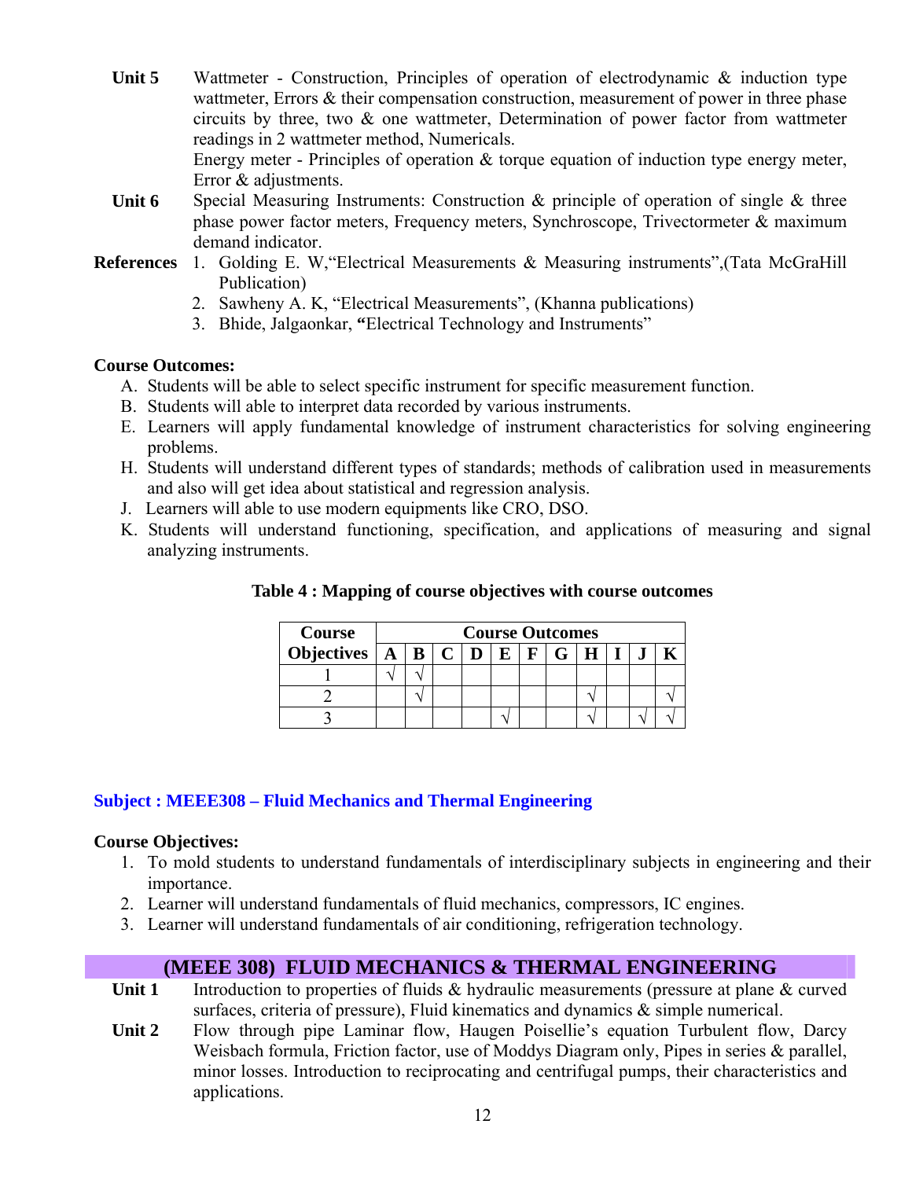**Unit 5** Wattmeter - Construction, Principles of operation of electrodynamic & induction type wattmeter, Errors & their compensation construction, measurement of power in three phase circuits by three, two & one wattmeter, Determination of power factor from wattmeter readings in 2 wattmeter method, Numericals.
Energy meter - Principles of operation & torque equation of induction type energy meter, Error & adjustments.

**Unit 6** Special Measuring Instruments: Construction & principle of operation of single & three phase power factor meters, Frequency meters, Synchroscope, Trivectormeter & maximum demand indicator.

**References**
1. Golding E. W,"Electrical Measurements & Measuring instruments",(Tata McGraHill Publication)
2. Sawheny A. K, "Electrical Measurements", (Khanna publications)
3. Bhide, Jalgaonkar, **"**Electrical Technology and Instruments"

**Course Outcomes:**

A. Students will be able to select specific instrument for specific measurement function.
B. Students will able to interpret data recorded by various instruments.
E. Learners will apply fundamental knowledge of instrument characteristics for solving engineering problems.
H. Students will understand different types of standards; methods of calibration used in measurements and also will get idea about statistical and regression analysis.
J. Learners will able to use modern equipments like CRO, DSO.
K. Students will understand functioning, specification, and applications of measuring and signal analyzing instruments.

**Table 4 : Mapping of course objectives with course outcomes**

| Course Objectives | Course Outcomes | | | | | | | | | | |
|---|---|---|---|---|---|---|---|---|---|---|---|
| | A | B | C | D | E | F | G | H | I | J | K |
| 1 | √ | √ | | | | | | | | | |
| 2 | | √ | | | | | | √ | | | √ |
| 3 | | | | | √ | | | √ | | √ | √ |

## Subject : MEEE308 – Fluid Mechanics and Thermal Engineering

**Course Objectives:**

1. To mold students to understand fundamentals of interdisciplinary subjects in engineering and their importance.
2. Learner will understand fundamentals of fluid mechanics, compressors, IC engines.
3. Learner will understand fundamentals of air conditioning, refrigeration technology.

## (MEEE 308) FLUID MECHANICS & THERMAL ENGINEERING

**Unit 1** Introduction to properties of fluids & hydraulic measurements (pressure at plane & curved surfaces, criteria of pressure), Fluid kinematics and dynamics & simple numerical.

**Unit 2** Flow through pipe Laminar flow, Haugen Poisellie's equation Turbulent flow, Darcy Weisbach formula, Friction factor, use of Moddys Diagram only, Pipes in series & parallel, minor losses. Introduction to reciprocating and centrifugal pumps, their characteristics and applications.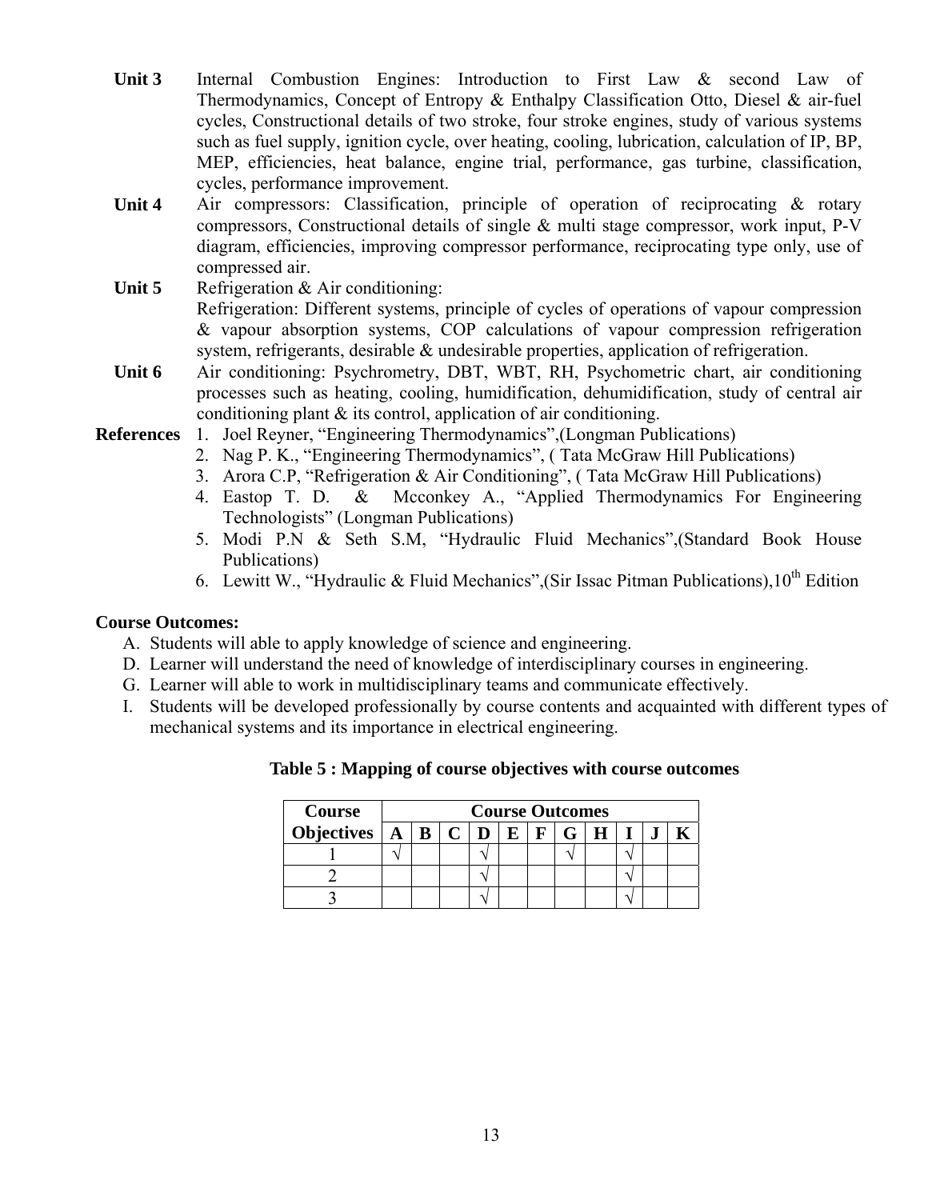**Unit 3** Internal Combustion Engines: Introduction to First Law & second Law of Thermodynamics, Concept of Entropy & Enthalpy Classification Otto, Diesel & air-fuel cycles, Constructional details of two stroke, four stroke engines, study of various systems such as fuel supply, ignition cycle, over heating, cooling, lubrication, calculation of IP, BP, MEP, efficiencies, heat balance, engine trial, performance, gas turbine, classification, cycles, performance improvement.

**Unit 4** Air compressors: Classification, principle of operation of reciprocating & rotary compressors, Constructional details of single & multi stage compressor, work input, P-V diagram, efficiencies, improving compressor performance, reciprocating type only, use of compressed air.

**Unit 5** Refrigeration & Air conditioning:
Refrigeration: Different systems, principle of cycles of operations of vapour compression & vapour absorption systems, COP calculations of vapour compression refrigeration system, refrigerants, desirable & undesirable properties, application of refrigeration.

**Unit 6** Air conditioning: Psychrometry, DBT, WBT, RH, Psychometric chart, air conditioning processes such as heating, cooling, humidification, dehumidification, study of central air conditioning plant & its control, application of air conditioning.

**References**

1. Joel Reyner, "Engineering Thermodynamics",(Longman Publications)
2. Nag P. K., "Engineering Thermodynamics", ( Tata McGraw Hill Publications)
3. Arora C.P, "Refrigeration & Air Conditioning", ( Tata McGraw Hill Publications)
4. Eastop T. D. & Mcconkey A., "Applied Thermodynamics For Engineering Technologists" (Longman Publications)
5. Modi P.N & Seth S.M, "Hydraulic Fluid Mechanics",(Standard Book House Publications)
6. Lewitt W., "Hydraulic & Fluid Mechanics",(Sir Issac Pitman Publications),10th Edition

**Course Outcomes:**

A. Students will able to apply knowledge of science and engineering.
D. Learner will understand the need of knowledge of interdisciplinary courses in engineering.
G. Learner will able to work in multidisciplinary teams and communicate effectively.
I. Students will be developed professionally by course contents and acquainted with different types of mechanical systems and its importance in electrical engineering.

**Table 5 : Mapping of course objectives with course outcomes**

| Course Objectives | Course Outcomes | | | | | | | | | | |
|---|---|---|---|---|---|---|---|---|---|---|---|
| | A | B | C | D | E | F | G | H | I | J | K |
| 1 | √ | | | √ | | | √ | | √ | | |
| 2 | | | | √ | | | | | √ | | |
| 3 | | | | √ | | | | | √ | | |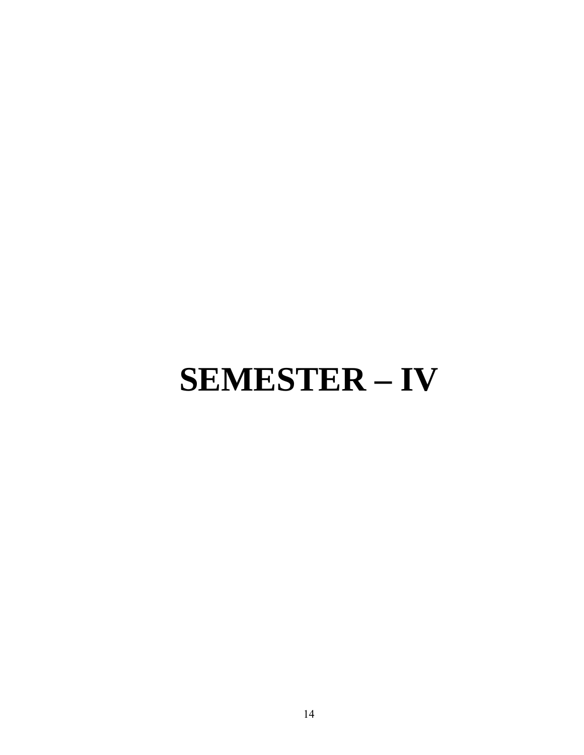# SEMESTER – IV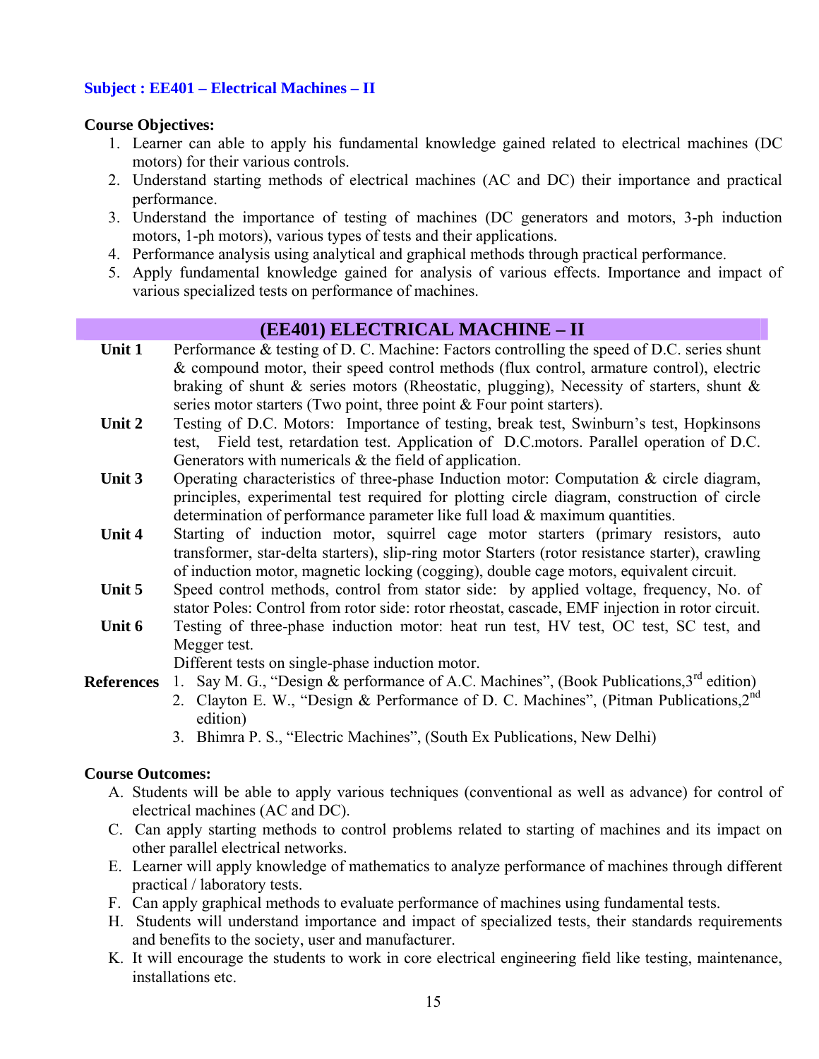**Subject : EE401 – Electrical Machines – II**

**Course Objectives:**

1. Learner can able to apply his fundamental knowledge gained related to electrical machines (DC motors) for their various controls.
2. Understand starting methods of electrical machines (AC and DC) their importance and practical performance.
3. Understand the importance of testing of machines (DC generators and motors, 3-ph induction motors, 1-ph motors), various types of tests and their applications.
4. Performance analysis using analytical and graphical methods through practical performance.
5. Apply fundamental knowledge gained for analysis of various effects. Importance and impact of various specialized tests on performance of machines.

## (EE401) ELECTRICAL MACHINE – II

| | |
|---|---|
| **Unit 1** | Performance & testing of D. C. Machine: Factors controlling the speed of D.C. series shunt & compound motor, their speed control methods (flux control, armature control), electric braking of shunt & series motors (Rheostatic, plugging), Necessity of starters, shunt & series motor starters (Two point, three point & Four point starters). |
| **Unit 2** | Testing of D.C. Motors: Importance of testing, break test, Swinburn's test, Hopkinsons test, Field test, retardation test. Application of D.C.motors. Parallel operation of D.C. Generators with numericals & the field of application. |
| **Unit 3** | Operating characteristics of three-phase Induction motor: Computation & circle diagram, principles, experimental test required for plotting circle diagram, construction of circle determination of performance parameter like full load & maximum quantities. |
| **Unit 4** | Starting of induction motor, squirrel cage motor starters (primary resistors, auto transformer, star-delta starters), slip-ring motor Starters (rotor resistance starter), crawling of induction motor, magnetic locking (cogging), double cage motors, equivalent circuit. |
| **Unit 5** | Speed control methods, control from stator side: by applied voltage, frequency, No. of stator Poles: Control from rotor side: rotor rheostat, cascade, EMF injection in rotor circuit. |
| **Unit 6** | Testing of three-phase induction motor: heat run test, HV test, OC test, SC test, and Megger test. Different tests on single-phase induction motor. |
| **References** | 1. Say M. G., "Design & performance of A.C. Machines", (Book Publications,3rd edition)<br>2. Clayton E. W., "Design & Performance of D. C. Machines", (Pitman Publications,2nd edition)<br>3. Bhimra P. S., "Electric Machines", (South Ex Publications, New Delhi) |

**Course Outcomes:**

A. Students will be able to apply various techniques (conventional as well as advance) for control of electrical machines (AC and DC).

C. Can apply starting methods to control problems related to starting of machines and its impact on other parallel electrical networks.

E. Learner will apply knowledge of mathematics to analyze performance of machines through different practical / laboratory tests.

F. Can apply graphical methods to evaluate performance of machines using fundamental tests.

H. Students will understand importance and impact of specialized tests, their standards requirements and benefits to the society, user and manufacturer.

K. It will encourage the students to work in core electrical engineering field like testing, maintenance, installations etc.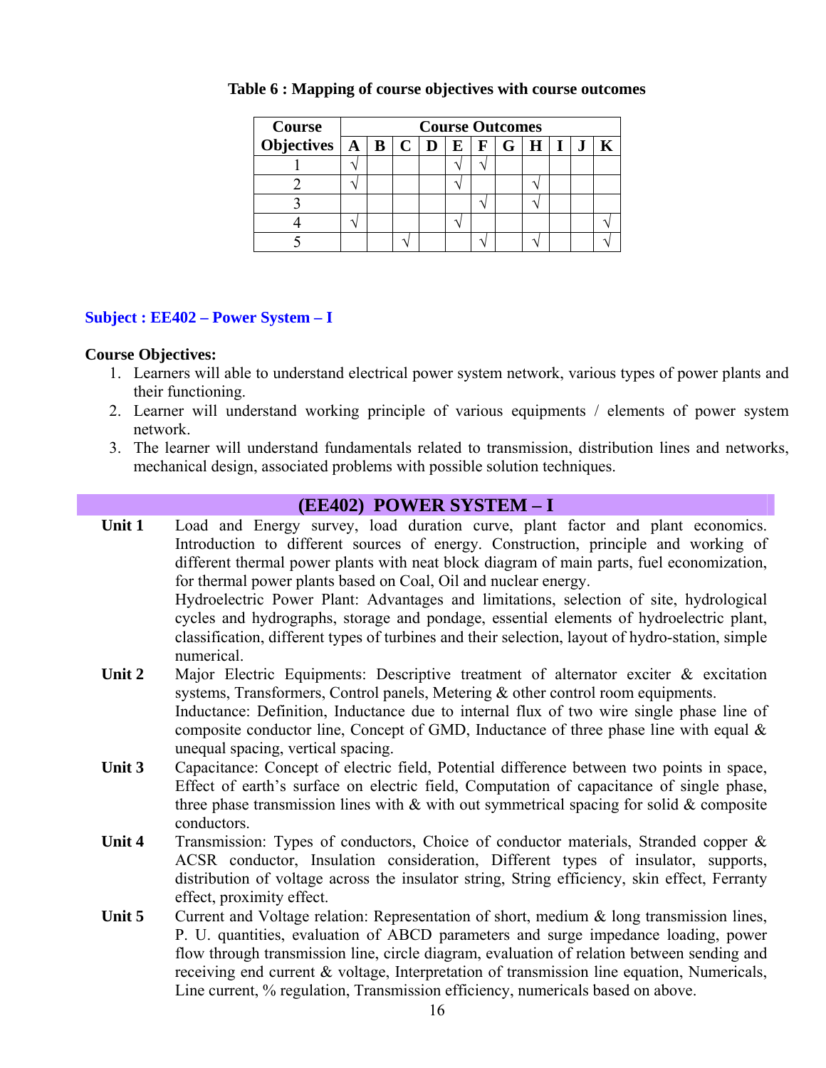**Table 6 : Mapping of course objectives with course outcomes**

| Course Objectives | Course Outcomes | | | | | | | | | | |
|---|---|---|---|---|---|---|---|---|---|---|---|
| | A | B | C | D | E | F | G | H | I | J | K |
| 1 | √ | | | | √ | √ | | | | | |
| 2 | √ | | | | √ | | | √ | | | |
| 3 | | | | | | √ | | √ | | | |
| 4 | √ | | | | √ | | | | | | √ |
| 5 | | | √ | | | √ | | √ | | | √ |

## Subject : EE402 – Power System – I

**Course Objectives:**

1. Learners will able to understand electrical power system network, various types of power plants and their functioning.
2. Learner will understand working principle of various equipments / elements of power system network.
3. The learner will understand fundamentals related to transmission, distribution lines and networks, mechanical design, associated problems with possible solution techniques.

## (EE402) POWER SYSTEM – I

**Unit 1** Load and Energy survey, load duration curve, plant factor and plant economics. Introduction to different sources of energy. Construction, principle and working of different thermal power plants with neat block diagram of main parts, fuel economization, for thermal power plants based on Coal, Oil and nuclear energy.
Hydroelectric Power Plant: Advantages and limitations, selection of site, hydrological cycles and hydrographs, storage and pondage, essential elements of hydroelectric plant, classification, different types of turbines and their selection, layout of hydro-station, simple numerical.

**Unit 2** Major Electric Equipments: Descriptive treatment of alternator exciter & excitation systems, Transformers, Control panels, Metering & other control room equipments.
Inductance: Definition, Inductance due to internal flux of two wire single phase line of composite conductor line, Concept of GMD, Inductance of three phase line with equal & unequal spacing, vertical spacing.

**Unit 3** Capacitance: Concept of electric field, Potential difference between two points in space, Effect of earth's surface on electric field, Computation of capacitance of single phase, three phase transmission lines with & with out symmetrical spacing for solid & composite conductors.

**Unit 4** Transmission: Types of conductors, Choice of conductor materials, Stranded copper & ACSR conductor, Insulation consideration, Different types of insulator, supports, distribution of voltage across the insulator string, String efficiency, skin effect, Ferranty effect, proximity effect.

**Unit 5** Current and Voltage relation: Representation of short, medium & long transmission lines, P. U. quantities, evaluation of ABCD parameters and surge impedance loading, power flow through transmission line, circle diagram, evaluation of relation between sending and receiving end current & voltage, Interpretation of transmission line equation, Numericals, Line current, % regulation, Transmission efficiency, numericals based on above.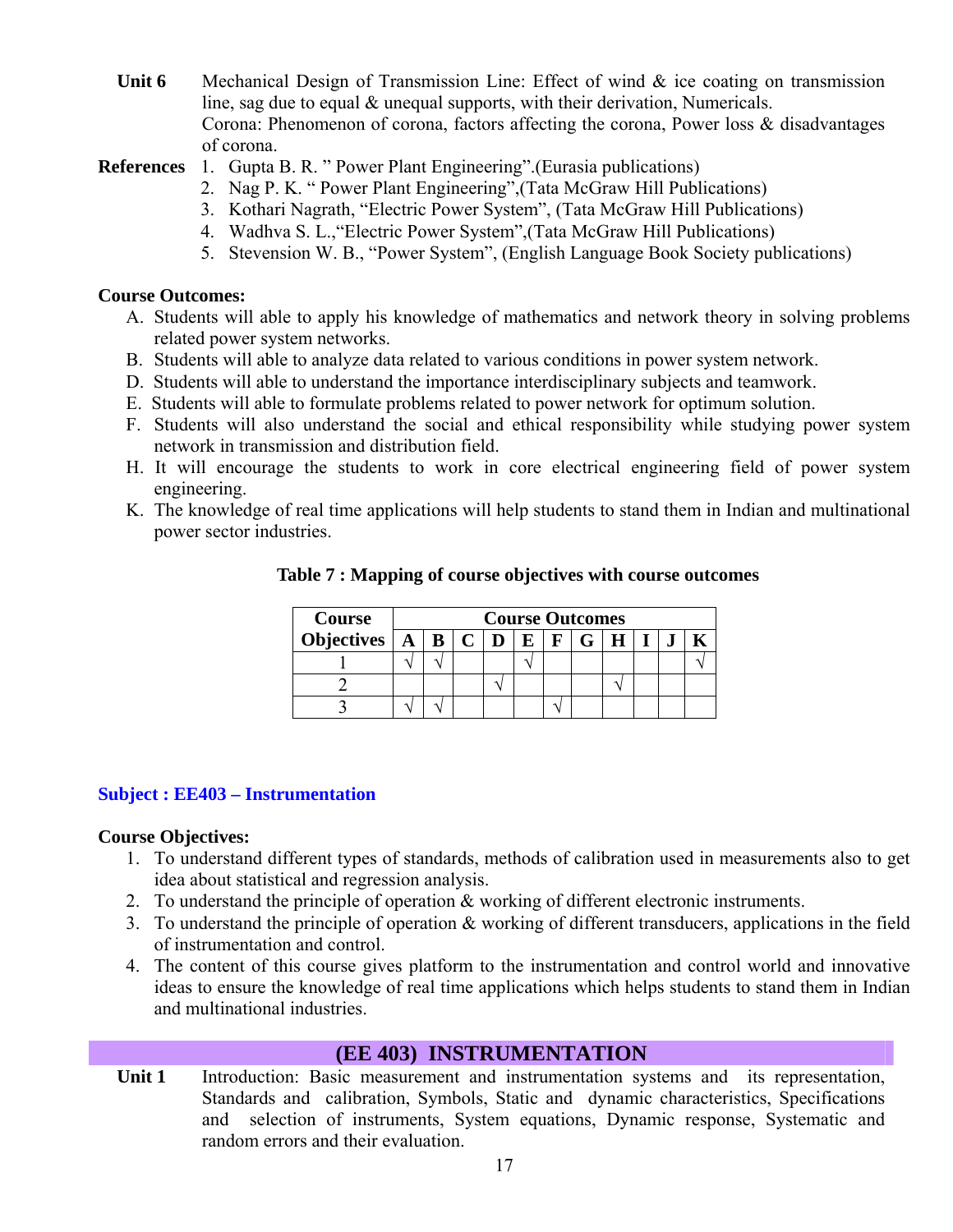**Unit 6** Mechanical Design of Transmission Line: Effect of wind & ice coating on transmission line, sag due to equal & unequal supports, with their derivation, Numericals.
Corona: Phenomenon of corona, factors affecting the corona, Power loss & disadvantages of corona.

**References**
1. Gupta B. R. " Power Plant Engineering".(Eurasia publications)
2. Nag P. K. " Power Plant Engineering",(Tata McGraw Hill Publications)
3. Kothari Nagrath, "Electric Power System", (Tata McGraw Hill Publications)
4. Wadhva S. L.,"Electric Power System",(Tata McGraw Hill Publications)
5. Stevension W. B., "Power System", (English Language Book Society publications)

**Course Outcomes:**

A. Students will able to apply his knowledge of mathematics and network theory in solving problems related power system networks.
B. Students will able to analyze data related to various conditions in power system network.
D. Students will able to understand the importance interdisciplinary subjects and teamwork.
E. Students will able to formulate problems related to power network for optimum solution.
F. Students will also understand the social and ethical responsibility while studying power system network in transmission and distribution field.
H. It will encourage the students to work in core electrical engineering field of power system engineering.
K. The knowledge of real time applications will help students to stand them in Indian and multinational power sector industries.

**Table 7 : Mapping of course objectives with course outcomes**

| Course Objectives | Course Outcomes | | | | | | | | | | |
|---|---|---|---|---|---|---|---|---|---|---|---|
| | A | B | C | D | E | F | G | H | I | J | K |
| 1 | √ | √ | | | √ | | | | | | √ |
| 2 | | | | √ | | | | √ | | | |
| 3 | √ | √ | | | | √ | | | | | |

## Subject : EE403 – Instrumentation

**Course Objectives:**

1. To understand different types of standards, methods of calibration used in measurements also to get idea about statistical and regression analysis.
2. To understand the principle of operation & working of different electronic instruments.
3. To understand the principle of operation & working of different transducers, applications in the field of instrumentation and control.
4. The content of this course gives platform to the instrumentation and control world and innovative ideas to ensure the knowledge of real time applications which helps students to stand them in Indian and multinational industries.

## (EE 403) INSTRUMENTATION

**Unit 1** Introduction: Basic measurement and instrumentation systems and its representation, Standards and calibration, Symbols, Static and dynamic characteristics, Specifications and selection of instruments, System equations, Dynamic response, Systematic and random errors and their evaluation.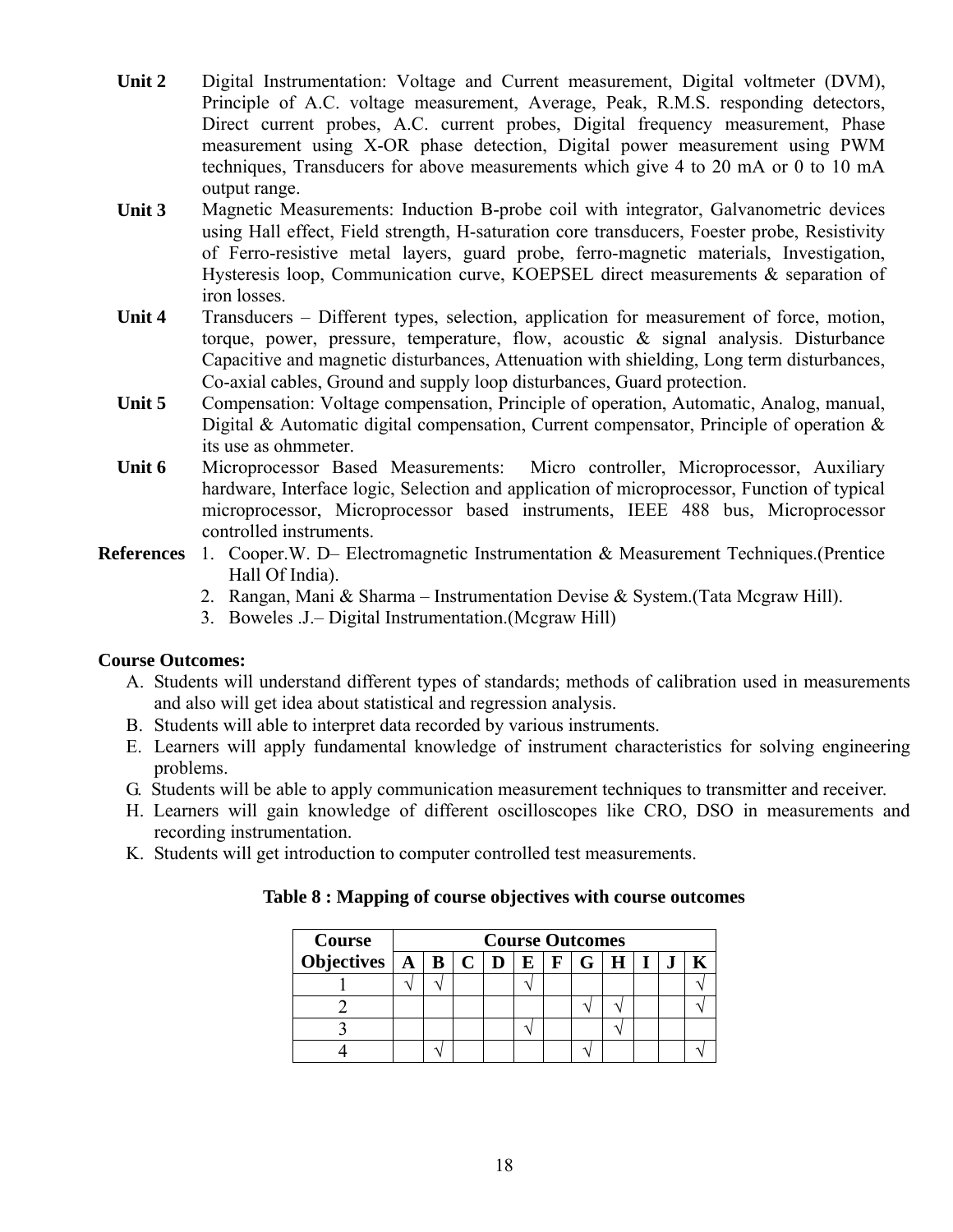**Unit 2** Digital Instrumentation: Voltage and Current measurement, Digital voltmeter (DVM), Principle of A.C. voltage measurement, Average, Peak, R.M.S. responding detectors, Direct current probes, A.C. current probes, Digital frequency measurement, Phase measurement using X-OR phase detection, Digital power measurement using PWM techniques, Transducers for above measurements which give 4 to 20 mA or 0 to 10 mA output range.

**Unit 3** Magnetic Measurements: Induction B-probe coil with integrator, Galvanometric devices using Hall effect, Field strength, H-saturation core transducers, Foester probe, Resistivity of Ferro-resistive metal layers, guard probe, ferro-magnetic materials, Investigation, Hysteresis loop, Communication curve, KOEPSEL direct measurements & separation of iron losses.

**Unit 4** Transducers – Different types, selection, application for measurement of force, motion, torque, power, pressure, temperature, flow, acoustic & signal analysis. Disturbance Capacitive and magnetic disturbances, Attenuation with shielding, Long term disturbances, Co-axial cables, Ground and supply loop disturbances, Guard protection.

**Unit 5** Compensation: Voltage compensation, Principle of operation, Automatic, Analog, manual, Digital & Automatic digital compensation, Current compensator, Principle of operation & its use as ohmmeter.

**Unit 6** Microprocessor Based Measurements: Micro controller, Microprocessor, Auxiliary hardware, Interface logic, Selection and application of microprocessor, Function of typical microprocessor, Microprocessor based instruments, IEEE 488 bus, Microprocessor controlled instruments.

**References**
1. Cooper.W. D– Electromagnetic Instrumentation & Measurement Techniques.(Prentice Hall Of India).
2. Rangan, Mani & Sharma – Instrumentation Devise & System.(Tata Mcgraw Hill).
3. Boweles .J.– Digital Instrumentation.(Mcgraw Hill)

**Course Outcomes:**

A. Students will understand different types of standards; methods of calibration used in measurements and also will get idea about statistical and regression analysis.
B. Students will able to interpret data recorded by various instruments.
E. Learners will apply fundamental knowledge of instrument characteristics for solving engineering problems.
G. Students will be able to apply communication measurement techniques to transmitter and receiver.
H. Learners will gain knowledge of different oscilloscopes like CRO, DSO in measurements and recording instrumentation.
K. Students will get introduction to computer controlled test measurements.

**Table 8 : Mapping of course objectives with course outcomes**

| Course Objectives | Course Outcomes | | | | | | | | | | |
|---|---|---|---|---|---|---|---|---|---|---|---|
| | A | B | C | D | E | F | G | H | I | J | K |
| 1 | √ | √ | | | √ | | | | | | √ |
| 2 | | | | | | | √ | √ | | | √ |
| 3 | | | | | √ | | | √ | | | |
| 4 | | √ | | | | | √ | | | | √ |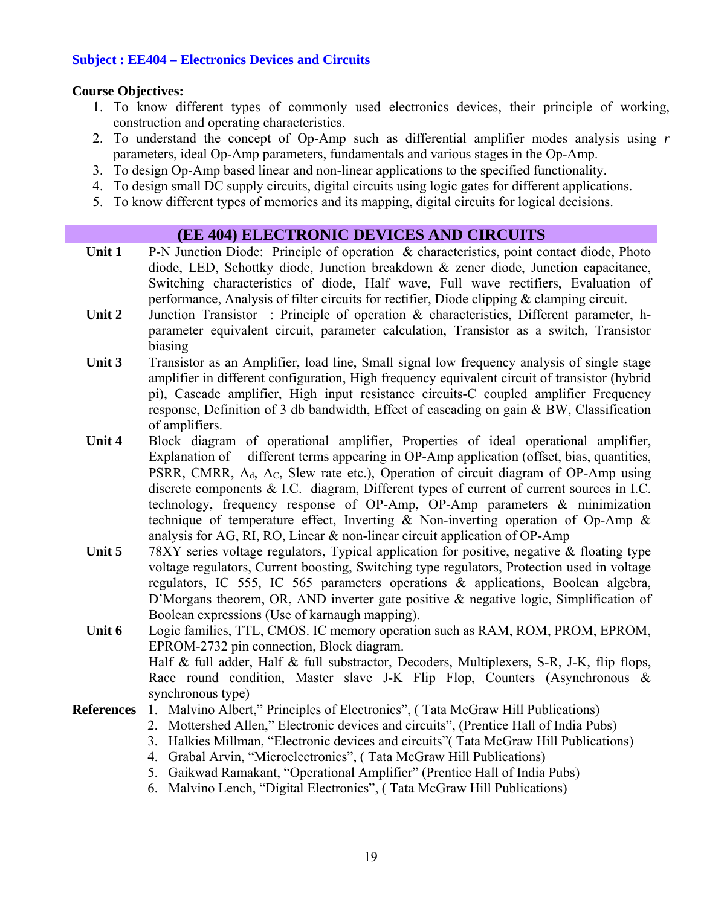**Subject : EE404 – Electronics Devices and Circuits**

**Course Objectives:**

1. To know different types of commonly used electronics devices, their principle of working, construction and operating characteristics.
2. To understand the concept of Op-Amp such as differential amplifier modes analysis using *r* parameters, ideal Op-Amp parameters, fundamentals and various stages in the Op-Amp.
3. To design Op-Amp based linear and non-linear applications to the specified functionality.
4. To design small DC supply circuits, digital circuits using logic gates for different applications.
5. To know different types of memories and its mapping, digital circuits for logical decisions.

## (EE 404) ELECTRONIC DEVICES AND CIRCUITS

**Unit 1** P-N Junction Diode: Principle of operation & characteristics, point contact diode, Photo diode, LED, Schottky diode, Junction breakdown & zener diode, Junction capacitance, Switching characteristics of diode, Half wave, Full wave rectifiers, Evaluation of performance, Analysis of filter circuits for rectifier, Diode clipping & clamping circuit.

**Unit 2** Junction Transistor : Principle of operation & characteristics, Different parameter, h-parameter equivalent circuit, parameter calculation, Transistor as a switch, Transistor biasing

**Unit 3** Transistor as an Amplifier, load line, Small signal low frequency analysis of single stage amplifier in different configuration, High frequency equivalent circuit of transistor (hybrid pi), Cascade amplifier, High input resistance circuits-C coupled amplifier Frequency response, Definition of 3 db bandwidth, Effect of cascading on gain & BW, Classification of amplifiers.

**Unit 4** Block diagram of operational amplifier, Properties of ideal operational amplifier, Explanation of different terms appearing in OP-Amp application (offset, bias, quantities, PSRR, CMRR, $A_d$, $A_C$, Slew rate etc.), Operation of circuit diagram of OP-Amp using discrete components & I.C. diagram, Different types of current of current sources in I.C. technology, frequency response of OP-Amp, OP-Amp parameters & minimization technique of temperature effect, Inverting & Non-inverting operation of Op-Amp & analysis for AG, RI, RO, Linear & non-linear circuit application of OP-Amp

**Unit 5** 78XY series voltage regulators, Typical application for positive, negative & floating type voltage regulators, Current boosting, Switching type regulators, Protection used in voltage regulators, IC 555, IC 565 parameters operations & applications, Boolean algebra, D'Morgans theorem, OR, AND inverter gate positive & negative logic, Simplification of Boolean expressions (Use of karnaugh mapping).

**Unit 6** Logic families, TTL, CMOS. IC memory operation such as RAM, ROM, PROM, EPROM, EPROM-2732 pin connection, Block diagram.
Half & full adder, Half & full substractor, Decoders, Multiplexers, S-R, J-K, flip flops, Race round condition, Master slave J-K Flip Flop, Counters (Asynchronous & synchronous type)

**References**

1. Malvino Albert," Principles of Electronics", ( Tata McGraw Hill Publications)
2. Mottershed Allen," Electronic devices and circuits", (Prentice Hall of India Pubs)
3. Halkies Millman, "Electronic devices and circuits"( Tata McGraw Hill Publications)
4. Grabal Arvin, "Microelectronics", ( Tata McGraw Hill Publications)
5. Gaikwad Ramakant, "Operational Amplifier" (Prentice Hall of India Pubs)
6. Malvino Lench, "Digital Electronics", ( Tata McGraw Hill Publications)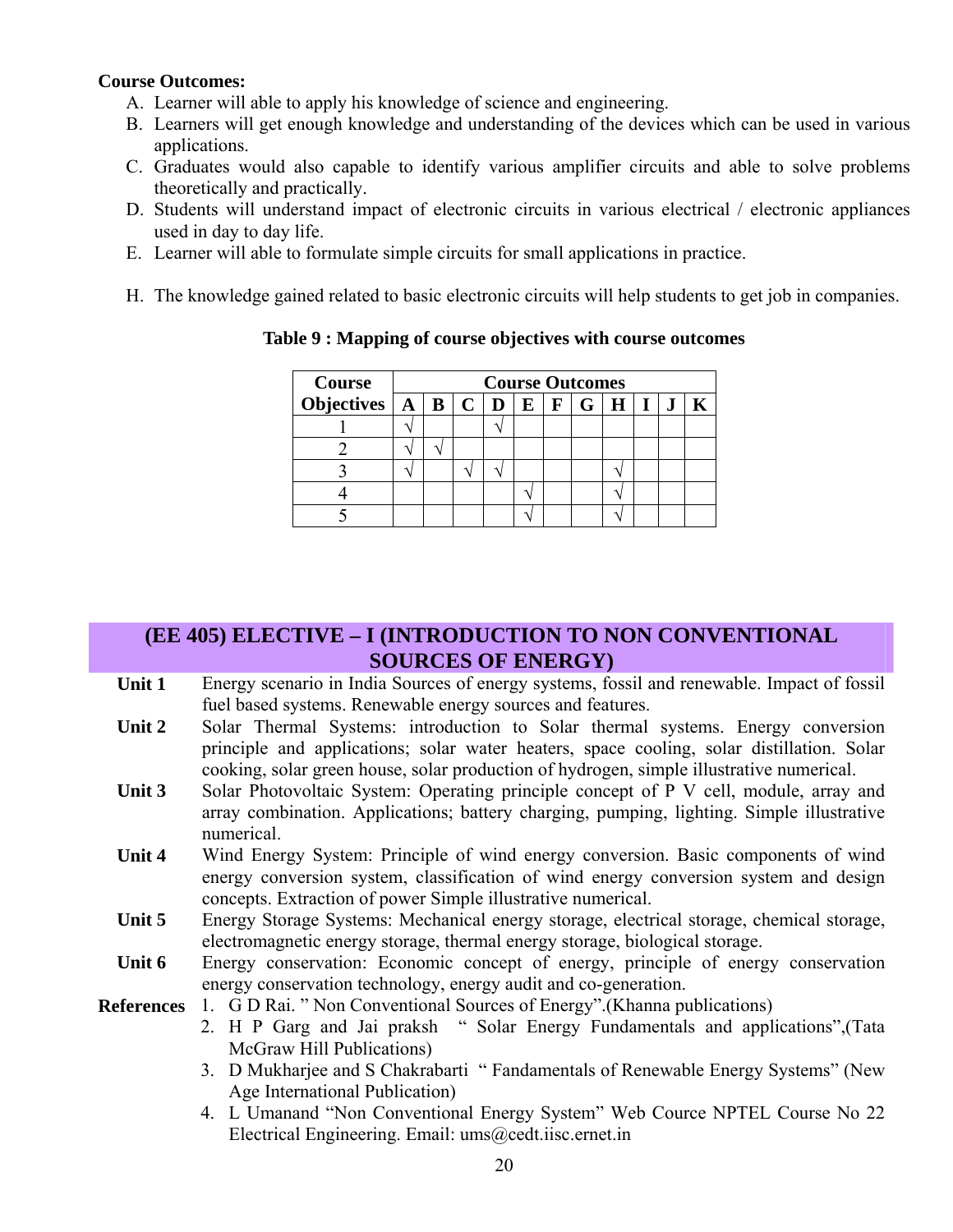**Course Outcomes:**

A. Learner will able to apply his knowledge of science and engineering.
B. Learners will get enough knowledge and understanding of the devices which can be used in various applications.
C. Graduates would also capable to identify various amplifier circuits and able to solve problems theoretically and practically.
D. Students will understand impact of electronic circuits in various electrical / electronic appliances used in day to day life.
E. Learner will able to formulate simple circuits for small applications in practice.

H. The knowledge gained related to basic electronic circuits will help students to get job in companies.

**Table 9 : Mapping of course objectives with course outcomes**

| Course Objectives | A | B | C | D | E | F | G | H | I | J | K |
|---|---|---|---|---|---|---|---|---|---|---|---|
| 1 | √ | | | √ | | | | | | | |
| 2 | √ | √ | | | | | | | | | |
| 3 | √ | | √ | √ | | | | √ | | | |
| 4 | | | | | √ | | | √ | | | |
| 5 | | | | | √ | | | √ | | | |

## (EE 405) ELECTIVE – I (INTRODUCTION TO NON CONVENTIONAL SOURCES OF ENERGY)

**Unit 1** Energy scenario in India Sources of energy systems, fossil and renewable. Impact of fossil fuel based systems. Renewable energy sources and features.

**Unit 2** Solar Thermal Systems: introduction to Solar thermal systems. Energy conversion principle and applications; solar water heaters, space cooling, solar distillation. Solar cooking, solar green house, solar production of hydrogen, simple illustrative numerical.

**Unit 3** Solar Photovoltaic System: Operating principle concept of P V cell, module, array and array combination. Applications; battery charging, pumping, lighting. Simple illustrative numerical.

**Unit 4** Wind Energy System: Principle of wind energy conversion. Basic components of wind energy conversion system, classification of wind energy conversion system and design concepts. Extraction of power Simple illustrative numerical.

**Unit 5** Energy Storage Systems: Mechanical energy storage, electrical storage, chemical storage, electromagnetic energy storage, thermal energy storage, biological storage.

**Unit 6** Energy conservation: Economic concept of energy, principle of energy conservation energy conservation technology, energy audit and co-generation.

**References**

1. G D Rai. " Non Conventional Sources of Energy".(Khanna publications)
2. H P Garg and Jai praksh " Solar Energy Fundamentals and applications",(Tata McGraw Hill Publications)
3. D Mukharjee and S Chakrabarti " Fandamentals of Renewable Energy Systems" (New Age International Publication)
4. L Umanand "Non Conventional Energy System" Web Cource NPTEL Course No 22 Electrical Engineering. Email: ums@cedt.iisc.ernet.in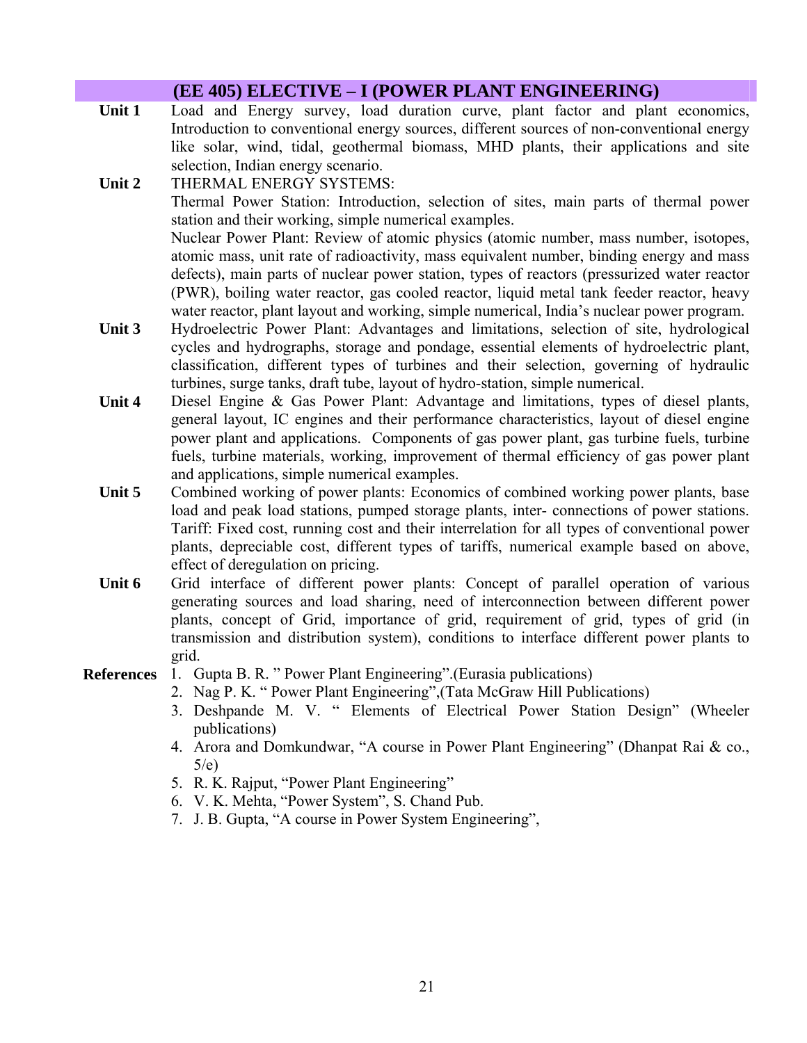## (EE 405) ELECTIVE – I (POWER PLANT ENGINEERING)

**Unit 1** Load and Energy survey, load duration curve, plant factor and plant economics, Introduction to conventional energy sources, different sources of non-conventional energy like solar, wind, tidal, geothermal biomass, MHD plants, their applications and site selection, Indian energy scenario.

**Unit 2** THERMAL ENERGY SYSTEMS:

Thermal Power Station: Introduction, selection of sites, main parts of thermal power station and their working, simple numerical examples.

Nuclear Power Plant: Review of atomic physics (atomic number, mass number, isotopes, atomic mass, unit rate of radioactivity, mass equivalent number, binding energy and mass defects), main parts of nuclear power station, types of reactors (pressurized water reactor (PWR), boiling water reactor, gas cooled reactor, liquid metal tank feeder reactor, heavy water reactor, plant layout and working, simple numerical, India's nuclear power program.

**Unit 3** Hydroelectric Power Plant: Advantages and limitations, selection of site, hydrological cycles and hydrographs, storage and pondage, essential elements of hydroelectric plant, classification, different types of turbines and their selection, governing of hydraulic turbines, surge tanks, draft tube, layout of hydro-station, simple numerical.

**Unit 4** Diesel Engine & Gas Power Plant: Advantage and limitations, types of diesel plants, general layout, IC engines and their performance characteristics, layout of diesel engine power plant and applications. Components of gas power plant, gas turbine fuels, turbine fuels, turbine materials, working, improvement of thermal efficiency of gas power plant and applications, simple numerical examples.

**Unit 5** Combined working of power plants: Economics of combined working power plants, base load and peak load stations, pumped storage plants, inter- connections of power stations. Tariff: Fixed cost, running cost and their interrelation for all types of conventional power plants, depreciable cost, different types of tariffs, numerical example based on above, effect of deregulation on pricing.

**Unit 6** Grid interface of different power plants: Concept of parallel operation of various generating sources and load sharing, need of interconnection between different power plants, concept of Grid, importance of grid, requirement of grid, types of grid (in transmission and distribution system), conditions to interface different power plants to grid.

**References**

1. Gupta B. R. " Power Plant Engineering".(Eurasia publications)
2. Nag P. K. " Power Plant Engineering",(Tata McGraw Hill Publications)
3. Deshpande M. V. " Elements of Electrical Power Station Design" (Wheeler publications)
4. Arora and Domkundwar, "A course in Power Plant Engineering" (Dhanpat Rai & co., 5/e)
5. R. K. Rajput, "Power Plant Engineering"
6. V. K. Mehta, "Power System", S. Chand Pub.
7. J. B. Gupta, "A course in Power System Engineering",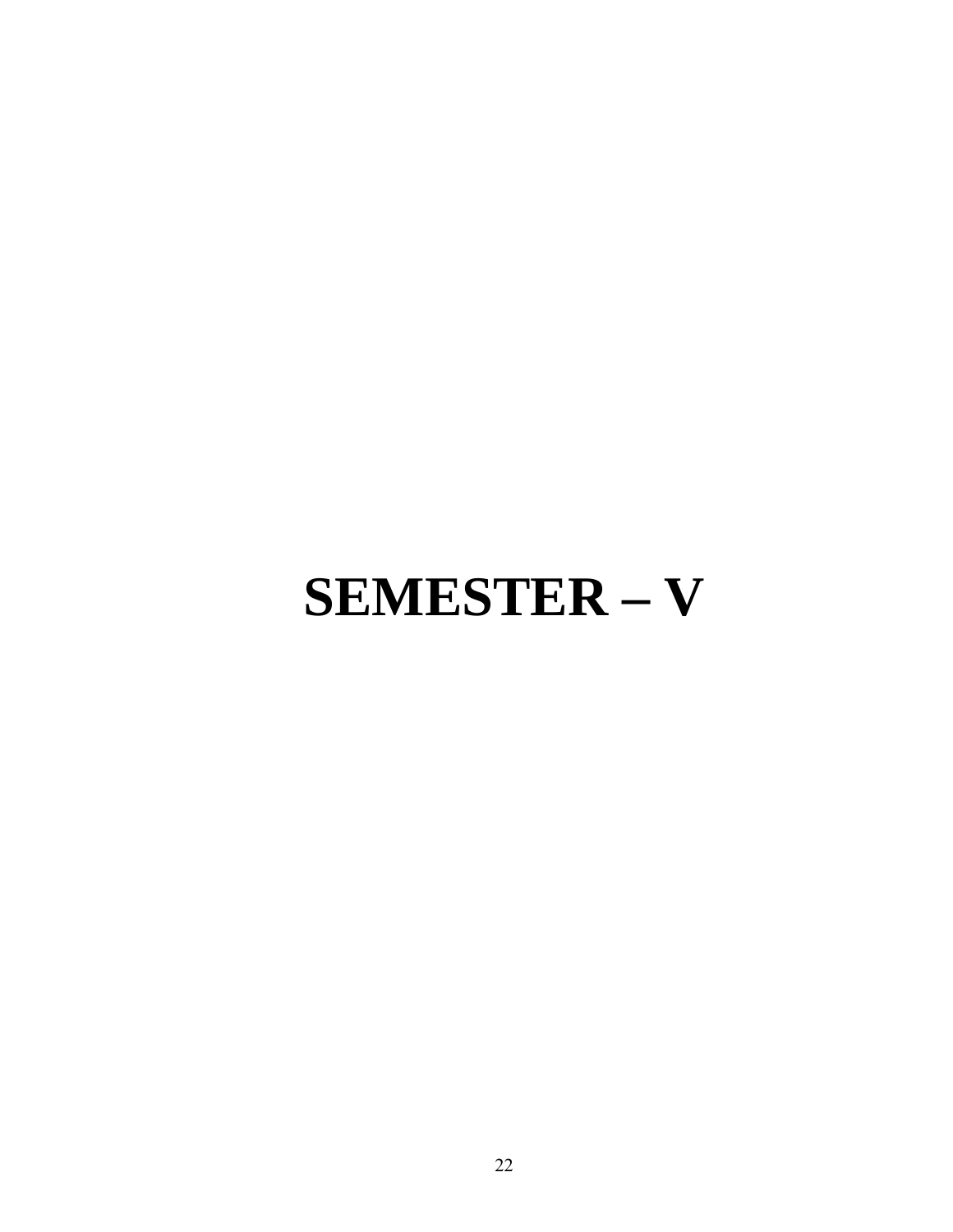# SEMESTER – V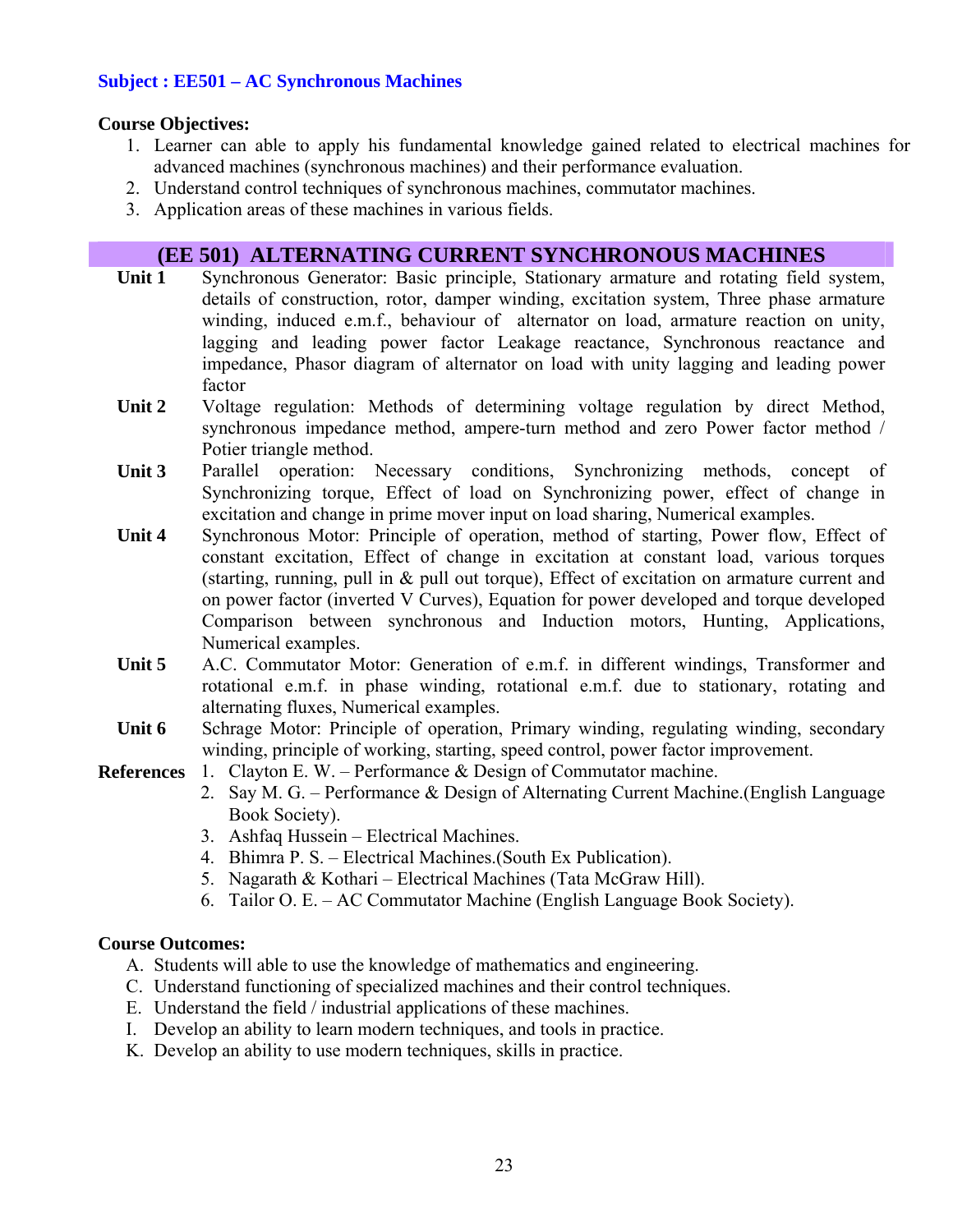**Subject : EE501 – AC Synchronous Machines**

**Course Objectives:**

1. Learner can able to apply his fundamental knowledge gained related to electrical machines for advanced machines (synchronous machines) and their performance evaluation.
2. Understand control techniques of synchronous machines, commutator machines.
3. Application areas of these machines in various fields.

## (EE 501) ALTERNATING CURRENT SYNCHRONOUS MACHINES

| | |
|---|---|
| **Unit 1** | Synchronous Generator: Basic principle, Stationary armature and rotating field system, details of construction, rotor, damper winding, excitation system, Three phase armature winding, induced e.m.f., behaviour of alternator on load, armature reaction on unity, lagging and leading power factor Leakage reactance, Synchronous reactance and impedance, Phasor diagram of alternator on load with unity lagging and leading power factor |
| **Unit 2** | Voltage regulation: Methods of determining voltage regulation by direct Method, synchronous impedance method, ampere-turn method and zero Power factor method / Potier triangle method. |
| **Unit 3** | Parallel operation: Necessary conditions, Synchronizing methods, concept of Synchronizing torque, Effect of load on Synchronizing power, effect of change in excitation and change in prime mover input on load sharing, Numerical examples. |
| **Unit 4** | Synchronous Motor: Principle of operation, method of starting, Power flow, Effect of constant excitation, Effect of change in excitation at constant load, various torques (starting, running, pull in & pull out torque), Effect of excitation on armature current and on power factor (inverted V Curves), Equation for power developed and torque developed Comparison between synchronous and Induction motors, Hunting, Applications, Numerical examples. |
| **Unit 5** | A.C. Commutator Motor: Generation of e.m.f. in different windings, Transformer and rotational e.m.f. in phase winding, rotational e.m.f. due to stationary, rotating and alternating fluxes, Numerical examples. |
| **Unit 6** | Schrage Motor: Principle of operation, Primary winding, regulating winding, secondary winding, principle of working, starting, speed control, power factor improvement. |

**References**

1. Clayton E. W. – Performance & Design of Commutator machine.
2. Say M. G. – Performance & Design of Alternating Current Machine.(English Language Book Society).
3. Ashfaq Hussein – Electrical Machines.
4. Bhimra P. S. – Electrical Machines.(South Ex Publication).
5. Nagarath & Kothari – Electrical Machines (Tata McGraw Hill).
6. Tailor O. E. – AC Commutator Machine (English Language Book Society).

**Course Outcomes:**

A. Students will able to use the knowledge of mathematics and engineering.
C. Understand functioning of specialized machines and their control techniques.
E. Understand the field / industrial applications of these machines.
I. Develop an ability to learn modern techniques, and tools in practice.
K. Develop an ability to use modern techniques, skills in practice.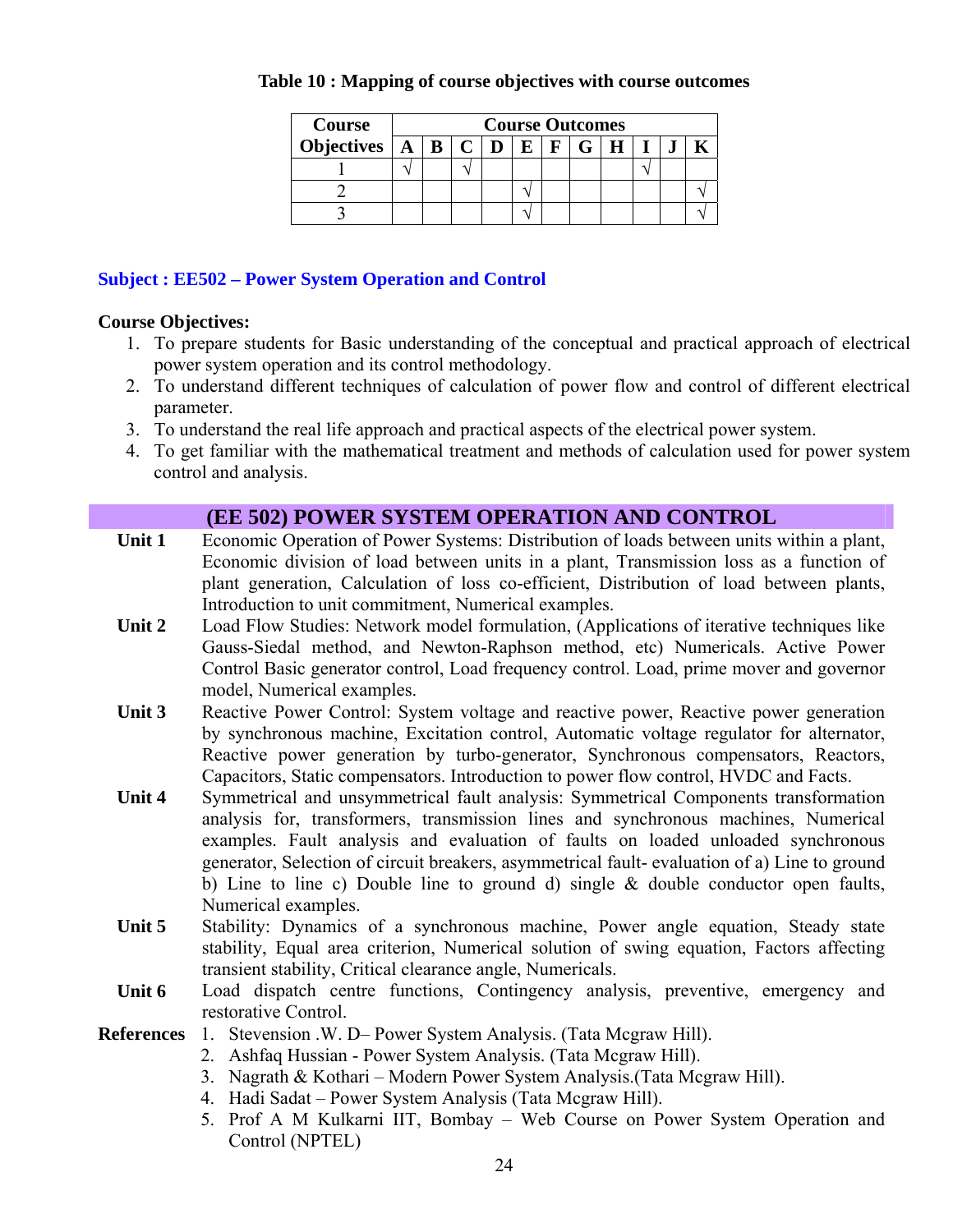**Table 10 : Mapping of course objectives with course outcomes**

| Course Objectives | Course Outcomes | | | | | | | | | | |
|---|---|---|---|---|---|---|---|---|---|---|---|
| | A | B | C | D | E | F | G | H | I | J | K |
| 1 | √ | | √ | | | | | | √ | | |
| 2 | | | | | √ | | | | | | √ |
| 3 | | | | | √ | | | | | | √ |

## Subject : EE502 – Power System Operation and Control

**Course Objectives:**

1. To prepare students for Basic understanding of the conceptual and practical approach of electrical power system operation and its control methodology.
2. To understand different techniques of calculation of power flow and control of different electrical parameter.
3. To understand the real life approach and practical aspects of the electrical power system.
4. To get familiar with the mathematical treatment and methods of calculation used for power system control and analysis.

## (EE 502) POWER SYSTEM OPERATION AND CONTROL

**Unit 1** Economic Operation of Power Systems: Distribution of loads between units within a plant, Economic division of load between units in a plant, Transmission loss as a function of plant generation, Calculation of loss co-efficient, Distribution of load between plants, Introduction to unit commitment, Numerical examples.

**Unit 2** Load Flow Studies: Network model formulation, (Applications of iterative techniques like Gauss-Siedal method, and Newton-Raphson method, etc) Numericals. Active Power Control Basic generator control, Load frequency control. Load, prime mover and governor model, Numerical examples.

**Unit 3** Reactive Power Control: System voltage and reactive power, Reactive power generation by synchronous machine, Excitation control, Automatic voltage regulator for alternator, Reactive power generation by turbo-generator, Synchronous compensators, Reactors, Capacitors, Static compensators. Introduction to power flow control, HVDC and Facts.

**Unit 4** Symmetrical and unsymmetrical fault analysis: Symmetrical Components transformation analysis for, transformers, transmission lines and synchronous machines, Numerical examples. Fault analysis and evaluation of faults on loaded unloaded synchronous generator, Selection of circuit breakers, asymmetrical fault- evaluation of a) Line to ground b) Line to line c) Double line to ground d) single & double conductor open faults, Numerical examples.

**Unit 5** Stability: Dynamics of a synchronous machine, Power angle equation, Steady state stability, Equal area criterion, Numerical solution of swing equation, Factors affecting transient stability, Critical clearance angle, Numericals.

**Unit 6** Load dispatch centre functions, Contingency analysis, preventive, emergency and restorative Control.

**References**

1. Stevension .W. D– Power System Analysis. (Tata Mcgraw Hill).
2. Ashfaq Hussian - Power System Analysis. (Tata Mcgraw Hill).
3. Nagrath & Kothari – Modern Power System Analysis.(Tata Mcgraw Hill).
4. Hadi Sadat – Power System Analysis (Tata Mcgraw Hill).
5. Prof A M Kulkarni IIT, Bombay – Web Course on Power System Operation and Control (NPTEL)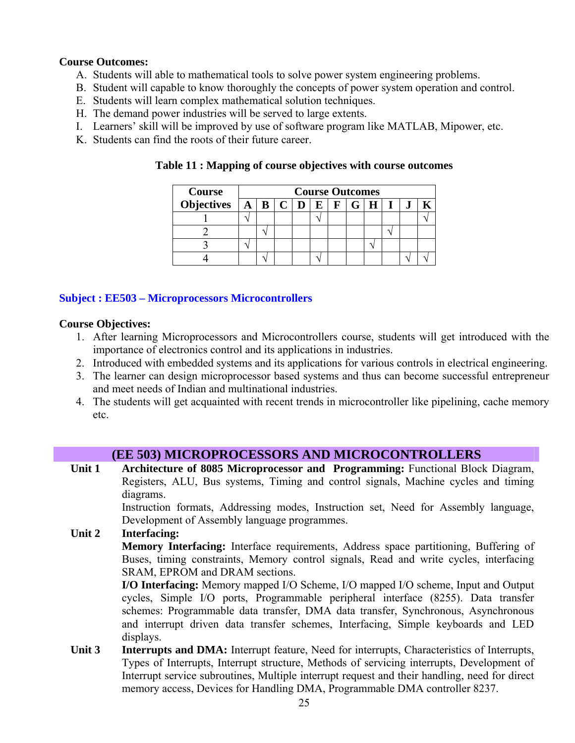**Course Outcomes:**

A. Students will able to mathematical tools to solve power system engineering problems.
B. Student will capable to know thoroughly the concepts of power system operation and control.
E. Students will learn complex mathematical solution techniques.
H. The demand power industries will be served to large extents.
I. Learners' skill will be improved by use of software program like MATLAB, Mipower, etc.
K. Students can find the roots of their future career.

**Table 11 : Mapping of course objectives with course outcomes**

| Course Objectives | Course Outcomes | | | | | | | | | | |
|---|---|---|---|---|---|---|---|---|---|---|---|
| | A | B | C | D | E | F | G | H | I | J | K |
| 1 | √ | | | | √ | | | | | | √ |
| 2 | | √ | | | | | | | √ | | |
| 3 | √ | | | | | | | √ | | | |
| 4 | | √ | | | √ | | | | | √ | √ |

## Subject : EE503 – Microprocessors Microcontrollers

**Course Objectives:**

1. After learning Microprocessors and Microcontrollers course, students will get introduced with the importance of electronics control and its applications in industries.
2. Introduced with embedded systems and its applications for various controls in electrical engineering.
3. The learner can design microprocessor based systems and thus can become successful entrepreneur and meet needs of Indian and multinational industries.
4. The students will get acquainted with recent trends in microcontroller like pipelining, cache memory etc.

## (EE 503) MICROPROCESSORS AND MICROCONTROLLERS

**Unit 1** **Architecture of 8085 Microprocessor and Programming:** Functional Block Diagram, Registers, ALU, Bus systems, Timing and control signals, Machine cycles and timing diagrams.
Instruction formats, Addressing modes, Instruction set, Need for Assembly language, Development of Assembly language programmes.

**Unit 2** **Interfacing:**
**Memory Interfacing:** Interface requirements, Address space partitioning, Buffering of Buses, timing constraints, Memory control signals, Read and write cycles, interfacing SRAM, EPROM and DRAM sections.
**I/O Interfacing:** Memory mapped I/O Scheme, I/O mapped I/O scheme, Input and Output cycles, Simple I/O ports, Programmable peripheral interface (8255). Data transfer schemes: Programmable data transfer, DMA data transfer, Synchronous, Asynchronous and interrupt driven data transfer schemes, Interfacing, Simple keyboards and LED displays.

**Unit 3** **Interrupts and DMA:** Interrupt feature, Need for interrupts, Characteristics of Interrupts, Types of Interrupts, Interrupt structure, Methods of servicing interrupts, Development of Interrupt service subroutines, Multiple interrupt request and their handling, need for direct memory access, Devices for Handling DMA, Programmable DMA controller 8237.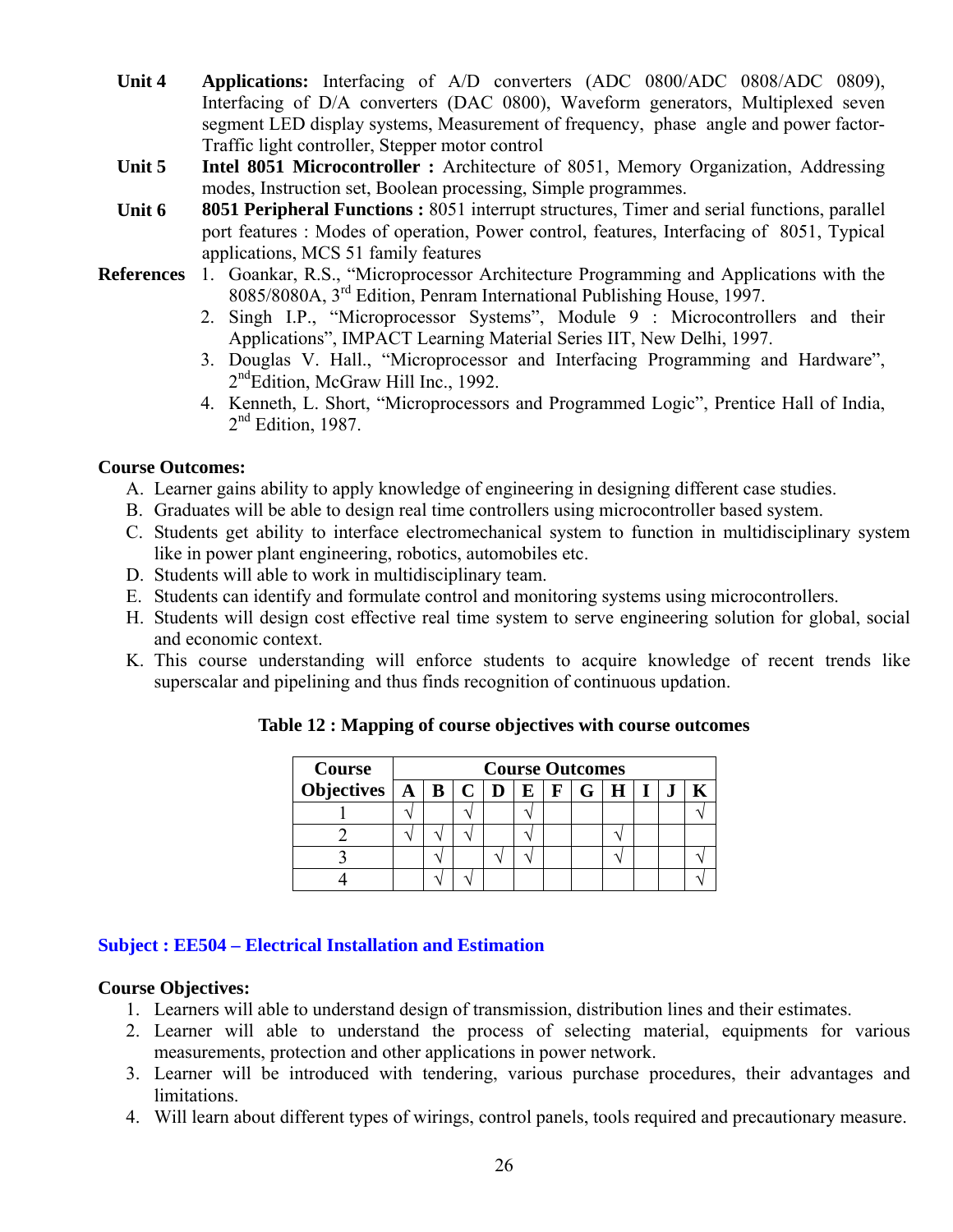**Unit 4** **Applications:** Interfacing of A/D converters (ADC 0800/ADC 0808/ADC 0809), Interfacing of D/A converters (DAC 0800), Waveform generators, Multiplexed seven segment LED display systems, Measurement of frequency, phase angle and power factor-Traffic light controller, Stepper motor control

**Unit 5** **Intel 8051 Microcontroller :** Architecture of 8051, Memory Organization, Addressing modes, Instruction set, Boolean processing, Simple programmes.

**Unit 6** **8051 Peripheral Functions :** 8051 interrupt structures, Timer and serial functions, parallel port features : Modes of operation, Power control, features, Interfacing of 8051, Typical applications, MCS 51 family features

**References**

1. Goankar, R.S., "Microprocessor Architecture Programming and Applications with the 8085/8080A, 3rd Edition, Penram International Publishing House, 1997.
2. Singh I.P., "Microprocessor Systems", Module 9 : Microcontrollers and their Applications", IMPACT Learning Material Series IIT, New Delhi, 1997.
3. Douglas V. Hall., "Microprocessor and Interfacing Programming and Hardware", 2ndEdition, McGraw Hill Inc., 1992.
4. Kenneth, L. Short, "Microprocessors and Programmed Logic", Prentice Hall of India, 2nd Edition, 1987.

**Course Outcomes:**

A. Learner gains ability to apply knowledge of engineering in designing different case studies.
B. Graduates will be able to design real time controllers using microcontroller based system.
C. Students get ability to interface electromechanical system to function in multidisciplinary system like in power plant engineering, robotics, automobiles etc.
D. Students will able to work in multidisciplinary team.
E. Students can identify and formulate control and monitoring systems using microcontrollers.
H. Students will design cost effective real time system to serve engineering solution for global, social and economic context.
K. This course understanding will enforce students to acquire knowledge of recent trends like superscalar and pipelining and thus finds recognition of continuous updation.

**Table 12 : Mapping of course objectives with course outcomes**

| Course Objectives | Course Outcomes | | | | | | | | | | |
|---|---|---|---|---|---|---|---|---|---|---|---|
| | A | B | C | D | E | F | G | H | I | J | K |
| 1 | √ | | √ | | √ | | | | | | √ |
| 2 | √ | √ | √ | | √ | | | √ | | | |
| 3 | | √ | | √ | √ | | | √ | | | √ |
| 4 | | √ | √ | | | | | | | | √ |

## Subject : EE504 – Electrical Installation and Estimation

**Course Objectives:**

1. Learners will able to understand design of transmission, distribution lines and their estimates.
2. Learner will able to understand the process of selecting material, equipments for various measurements, protection and other applications in power network.
3. Learner will be introduced with tendering, various purchase procedures, their advantages and limitations.
4. Will learn about different types of wirings, control panels, tools required and precautionary measure.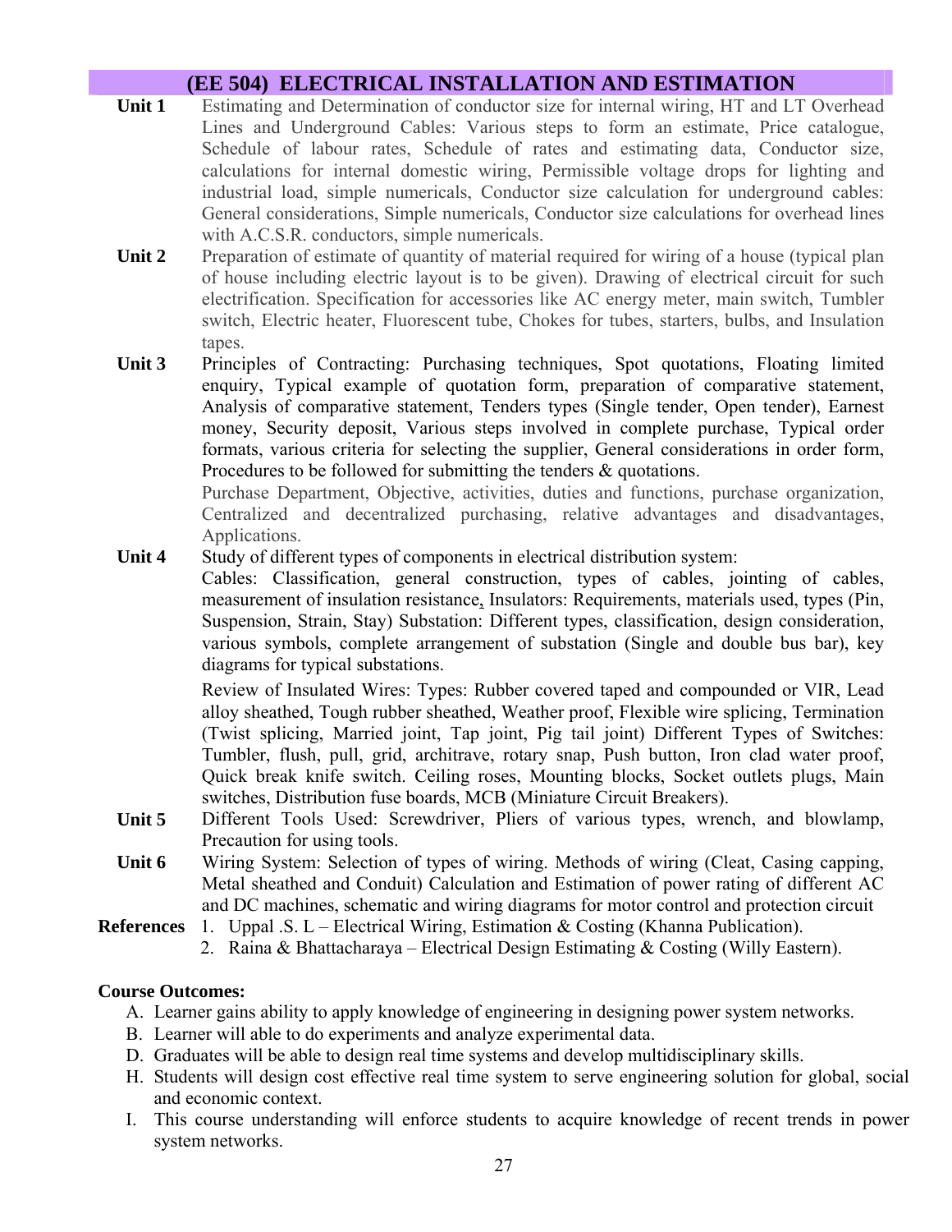## (EE 504) ELECTRICAL INSTALLATION AND ESTIMATION

**Unit 1** Estimating and Determination of conductor size for internal wiring, HT and LT Overhead Lines and Underground Cables: Various steps to form an estimate, Price catalogue, Schedule of labour rates, Schedule of rates and estimating data, Conductor size, calculations for internal domestic wiring, Permissible voltage drops for lighting and industrial load, simple numericals, Conductor size calculation for underground cables: General considerations, Simple numericals, Conductor size calculations for overhead lines with A.C.S.R. conductors, simple numericals.

**Unit 2** Preparation of estimate of quantity of material required for wiring of a house (typical plan of house including electric layout is to be given). Drawing of electrical circuit for such electrification. Specification for accessories like AC energy meter, main switch, Tumbler switch, Electric heater, Fluorescent tube, Chokes for tubes, starters, bulbs, and Insulation tapes.

**Unit 3** Principles of Contracting: Purchasing techniques, Spot quotations, Floating limited enquiry, Typical example of quotation form, preparation of comparative statement, Analysis of comparative statement, Tenders types (Single tender, Open tender), Earnest money, Security deposit, Various steps involved in complete purchase, Typical order formats, various criteria for selecting the supplier, General considerations in order form, Procedures to be followed for submitting the tenders & quotations.

Purchase Department, Objective, activities, duties and functions, purchase organization, Centralized and decentralized purchasing, relative advantages and disadvantages, Applications.

**Unit 4** Study of different types of components in electrical distribution system:

Cables: Classification, general construction, types of cables, jointing of cables, measurement of insulation resistance, Insulators: Requirements, materials used, types (Pin, Suspension, Strain, Stay) Substation: Different types, classification, design consideration, various symbols, complete arrangement of substation (Single and double bus bar), key diagrams for typical substations.

Review of Insulated Wires: Types: Rubber covered taped and compounded or VIR, Lead alloy sheathed, Tough rubber sheathed, Weather proof, Flexible wire splicing, Termination (Twist splicing, Married joint, Tap joint, Pig tail joint) Different Types of Switches: Tumbler, flush, pull, grid, architrave, rotary snap, Push button, Iron clad water proof, Quick break knife switch. Ceiling roses, Mounting blocks, Socket outlets plugs, Main switches, Distribution fuse boards, MCB (Miniature Circuit Breakers).

**Unit 5** Different Tools Used: Screwdriver, Pliers of various types, wrench, and blowlamp, Precaution for using tools.

**Unit 6** Wiring System: Selection of types of wiring. Methods of wiring (Cleat, Casing capping, Metal sheathed and Conduit) Calculation and Estimation of power rating of different AC and DC machines, schematic and wiring diagrams for motor control and protection circuit

**References**
1. Uppal .S. L – Electrical Wiring, Estimation & Costing (Khanna Publication).
2. Raina & Bhattacharaya – Electrical Design Estimating & Costing (Willy Eastern).

**Course Outcomes:**

A. Learner gains ability to apply knowledge of engineering in designing power system networks.
B. Learner will able to do experiments and analyze experimental data.
D. Graduates will be able to design real time systems and develop multidisciplinary skills.
H. Students will design cost effective real time system to serve engineering solution for global, social and economic context.
I. This course understanding will enforce students to acquire knowledge of recent trends in power system networks.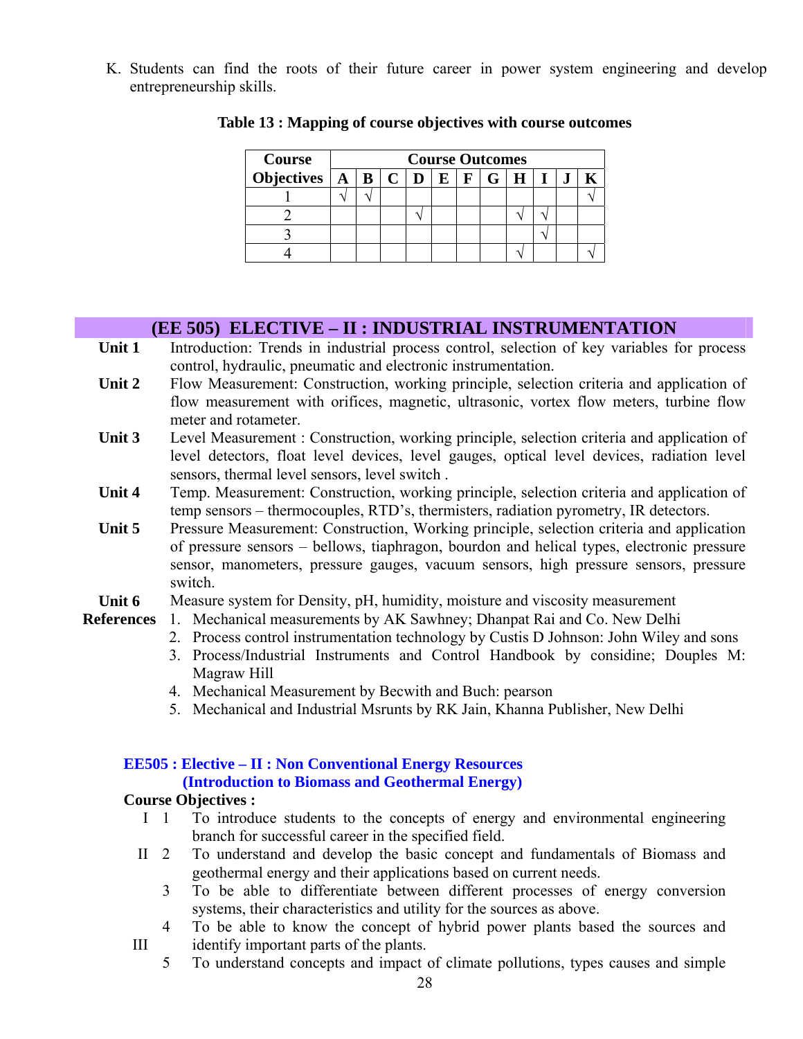K. Students can find the roots of their future career in power system engineering and develop entrepreneurship skills.

**Table 13 : Mapping of course objectives with course outcomes**

| Course Objectives | Course Outcomes | | | | | | | | | | |
|---|---|---|---|---|---|---|---|---|---|---|---|
| | A | B | C | D | E | F | G | H | I | J | K |
| 1 | √ | √ | | | | | | | | | √ |
| 2 | | | | √ | | | | √ | √ | | |
| 3 | | | | | | | | | √ | | |
| 4 | | | | | | | | √ | | | √ |

## (EE 505) ELECTIVE – II : INDUSTRIAL INSTRUMENTATION

**Unit 1** Introduction: Trends in industrial process control, selection of key variables for process control, hydraulic, pneumatic and electronic instrumentation.

**Unit 2** Flow Measurement: Construction, working principle, selection criteria and application of flow measurement with orifices, magnetic, ultrasonic, vortex flow meters, turbine flow meter and rotameter.

**Unit 3** Level Measurement : Construction, working principle, selection criteria and application of level detectors, float level devices, level gauges, optical level devices, radiation level sensors, thermal level sensors, level switch .

**Unit 4** Temp. Measurement: Construction, working principle, selection criteria and application of temp sensors – thermocouples, RTD's, thermisters, radiation pyrometry, IR detectors.

**Unit 5** Pressure Measurement: Construction, Working principle, selection criteria and application of pressure sensors – bellows, tiaphragon, bourdon and helical types, electronic pressure sensor, manometers, pressure gauges, vacuum sensors, high pressure sensors, pressure switch.

**Unit 6** Measure system for Density, pH, humidity, moisture and viscosity measurement

**References**
1. Mechanical measurements by AK Sawhney; Dhanpat Rai and Co. New Delhi
2. Process control instrumentation technology by Custis D Johnson: John Wiley and sons
3. Process/Industrial Instruments and Control Handbook by considine; Douples M: Magraw Hill
4. Mechanical Measurement by Becwith and Buch: pearson
5. Mechanical and Industrial Msrunts by RK Jain, Khanna Publisher, New Delhi

### EE505 : Elective – II : Non Conventional Energy Resources (Introduction to Biomass and Geothermal Energy)

**Course Objectives :**

I 1 To introduce students to the concepts of energy and environmental engineering branch for successful career in the specified field.

II 2 To understand and develop the basic concept and fundamentals of Biomass and geothermal energy and their applications based on current needs.

3 To be able to differentiate between different processes of energy conversion systems, their characteristics and utility for the sources as above.

III 4 To be able to know the concept of hybrid power plants based the sources and identify important parts of the plants.

5 To understand concepts and impact of climate pollutions, types causes and simple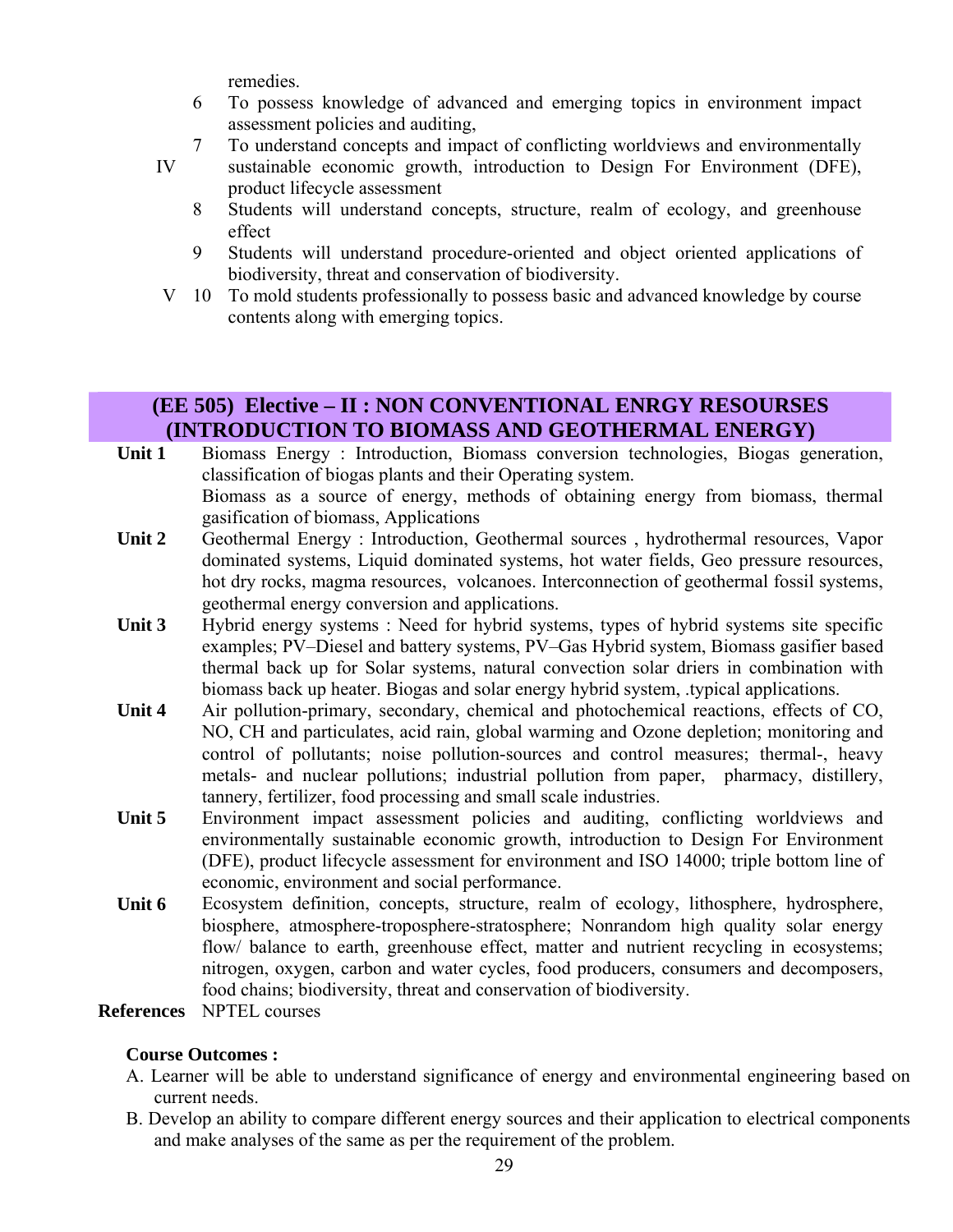remedies.

| | | |
|---|---|---|
| | 6 | To possess knowledge of advanced and emerging topics in environment impact assessment policies and auditing, |
| IV | 7 | To understand concepts and impact of conflicting worldviews and environmentally sustainable economic growth, introduction to Design For Environment (DFE), product lifecycle assessment |
| | 8 | Students will understand concepts, structure, realm of ecology, and greenhouse effect |
| | 9 | Students will understand procedure-oriented and object oriented applications of biodiversity, threat and conservation of biodiversity. |
| V | 10 | To mold students professionally to possess basic and advanced knowledge by course contents along with emerging topics. |

## (EE 505) Elective – II : NON CONVENTIONAL ENRGY RESOURSES (INTRODUCTION TO BIOMASS AND GEOTHERMAL ENERGY)

**Unit 1** Biomass Energy : Introduction, Biomass conversion technologies, Biogas generation, classification of biogas plants and their Operating system.
Biomass as a source of energy, methods of obtaining energy from biomass, thermal gasification of biomass, Applications

**Unit 2** Geothermal Energy : Introduction, Geothermal sources , hydrothermal resources, Vapor dominated systems, Liquid dominated systems, hot water fields, Geo pressure resources, hot dry rocks, magma resources, volcanoes. Interconnection of geothermal fossil systems, geothermal energy conversion and applications.

**Unit 3** Hybrid energy systems : Need for hybrid systems, types of hybrid systems site specific examples; PV–Diesel and battery systems, PV–Gas Hybrid system, Biomass gasifier based thermal back up for Solar systems, natural convection solar driers in combination with biomass back up heater. Biogas and solar energy hybrid system, .typical applications.

**Unit 4** Air pollution-primary, secondary, chemical and photochemical reactions, effects of CO, NO, CH and particulates, acid rain, global warming and Ozone depletion; monitoring and control of pollutants; noise pollution-sources and control measures; thermal-, heavy metals- and nuclear pollutions; industrial pollution from paper, pharmacy, distillery, tannery, fertilizer, food processing and small scale industries.

**Unit 5** Environment impact assessment policies and auditing, conflicting worldviews and environmentally sustainable economic growth, introduction to Design For Environment (DFE), product lifecycle assessment for environment and ISO 14000; triple bottom line of economic, environment and social performance.

**Unit 6** Ecosystem definition, concepts, structure, realm of ecology, lithosphere, hydrosphere, biosphere, atmosphere-troposphere-stratosphere; Nonrandom high quality solar energy flow/ balance to earth, greenhouse effect, matter and nutrient recycling in ecosystems; nitrogen, oxygen, carbon and water cycles, food producers, consumers and decomposers, food chains; biodiversity, threat and conservation of biodiversity.

**References** NPTEL courses

**Course Outcomes :**

A. Learner will be able to understand significance of energy and environmental engineering based on current needs.
B. Develop an ability to compare different energy sources and their application to electrical components and make analyses of the same as per the requirement of the problem.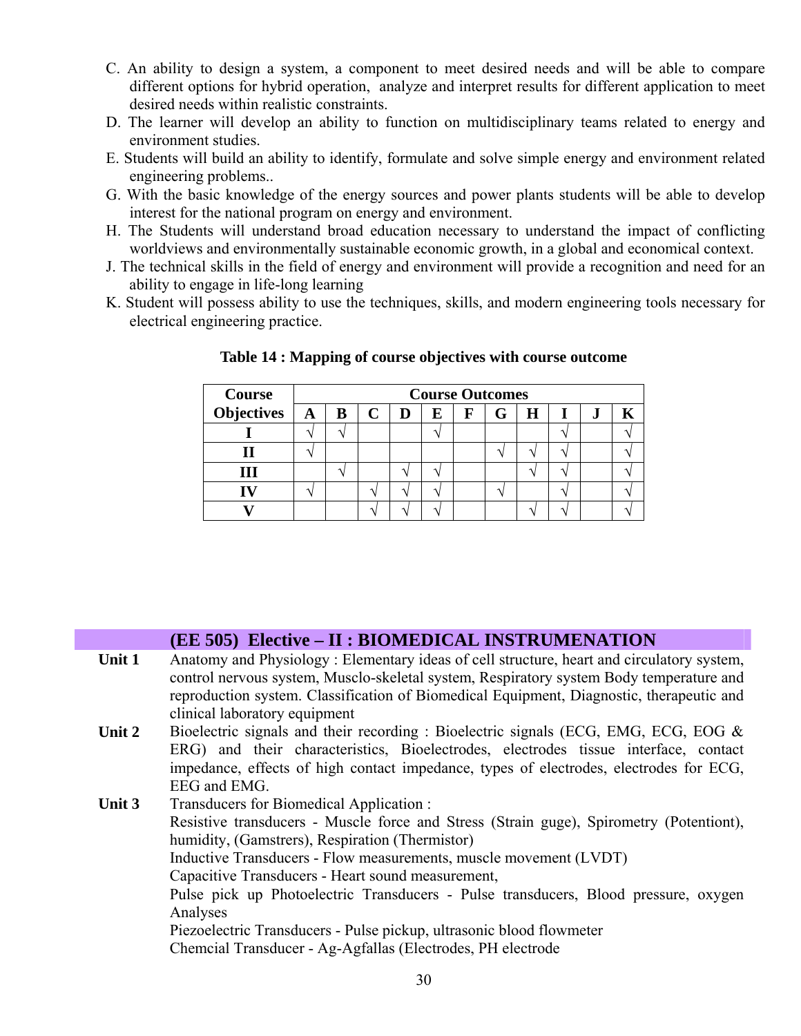C. An ability to design a system, a component to meet desired needs and will be able to compare different options for hybrid operation, analyze and interpret results for different application to meet desired needs within realistic constraints.

D. The learner will develop an ability to function on multidisciplinary teams related to energy and environment studies.

E. Students will build an ability to identify, formulate and solve simple energy and environment related engineering problems..

G. With the basic knowledge of the energy sources and power plants students will be able to develop interest for the national program on energy and environment.

H. The Students will understand broad education necessary to understand the impact of conflicting worldviews and environmentally sustainable economic growth, in a global and economical context.

J. The technical skills in the field of energy and environment will provide a recognition and need for an ability to engage in life-long learning

K. Student will possess ability to use the techniques, skills, and modern engineering tools necessary for electrical engineering practice.

**Table 14 : Mapping of course objectives with course outcome**

| Course Objectives | Course Outcomes | | | | | | | | | | |
|---|---|---|---|---|---|---|---|---|---|---|---|
| | A | B | C | D | E | F | G | H | I | J | K |
| I | √ | √ | | | √ | | | | √ | | √ |
| II | √ | | | | | | √ | √ | √ | | √ |
| III | | √ | | √ | √ | | | √ | √ | | √ |
| IV | √ | | √ | √ | √ | | √ | | √ | | √ |
| V | | | √ | √ | √ | | | √ | √ | | √ |

## (EE 505) Elective – II : BIOMEDICAL INSTRUMENATION

**Unit 1** Anatomy and Physiology : Elementary ideas of cell structure, heart and circulatory system, control nervous system, Musclo-skeletal system, Respiratory system Body temperature and reproduction system. Classification of Biomedical Equipment, Diagnostic, therapeutic and clinical laboratory equipment

**Unit 2** Bioelectric signals and their recording : Bioelectric signals (ECG, EMG, ECG, EOG & ERG) and their characteristics, Bioelectrodes, electrodes tissue interface, contact impedance, effects of high contact impedance, types of electrodes, electrodes for ECG, EEG and EMG.

**Unit 3** Transducers for Biomedical Application :

Resistive transducers - Muscle force and Stress (Strain guge), Spirometry (Potentiont), humidity, (Gamstrers), Respiration (Thermistor)

Inductive Transducers - Flow measurements, muscle movement (LVDT)

Capacitive Transducers - Heart sound measurement,

Pulse pick up Photoelectric Transducers - Pulse transducers, Blood pressure, oxygen Analyses

Piezoelectric Transducers - Pulse pickup, ultrasonic blood flowmeter

Chemcial Transducer - Ag-Agfallas (Electrodes, PH electrode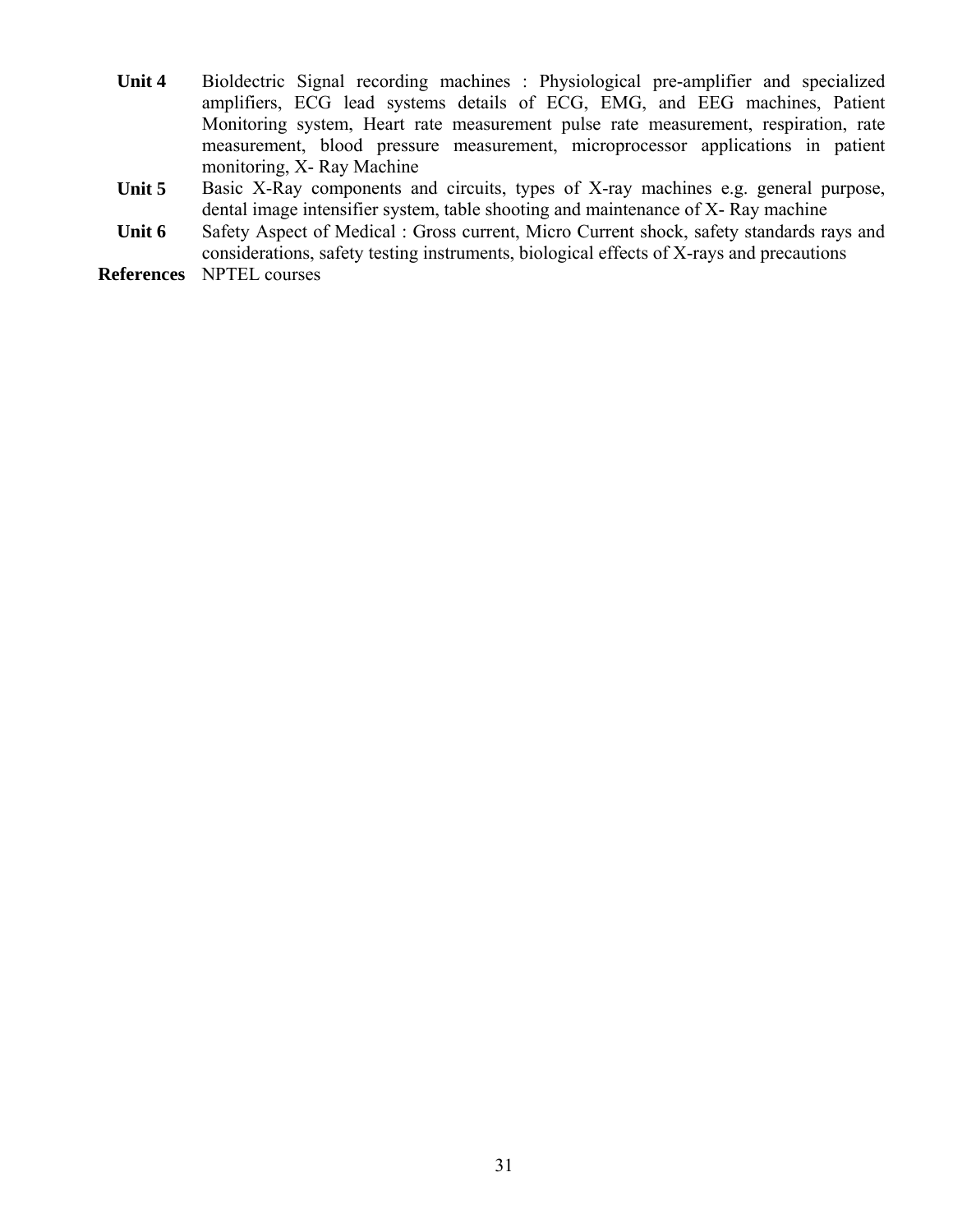| | |
|---|---|
| **Unit 4** | Bioldectric Signal recording machines : Physiological pre-amplifier and specialized amplifiers, ECG lead systems details of ECG, EMG, and EEG machines, Patient Monitoring system, Heart rate measurement pulse rate measurement, respiration, rate measurement, blood pressure measurement, microprocessor applications in patient monitoring, X- Ray Machine |
| **Unit 5** | Basic X-Ray components and circuits, types of X-ray machines e.g. general purpose, dental image intensifier system, table shooting and maintenance of X- Ray machine |
| **Unit 6** | Safety Aspect of Medical : Gross current, Micro Current shock, safety standards rays and considerations, safety testing instruments, biological effects of X-rays and precautions |
| **References** | NPTEL courses |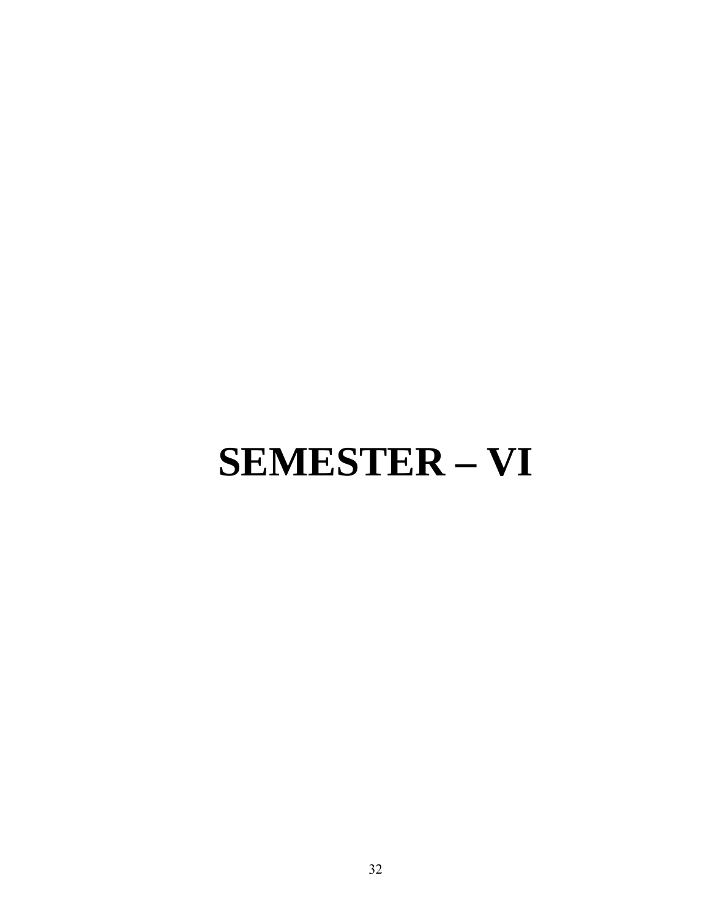# SEMESTER – VI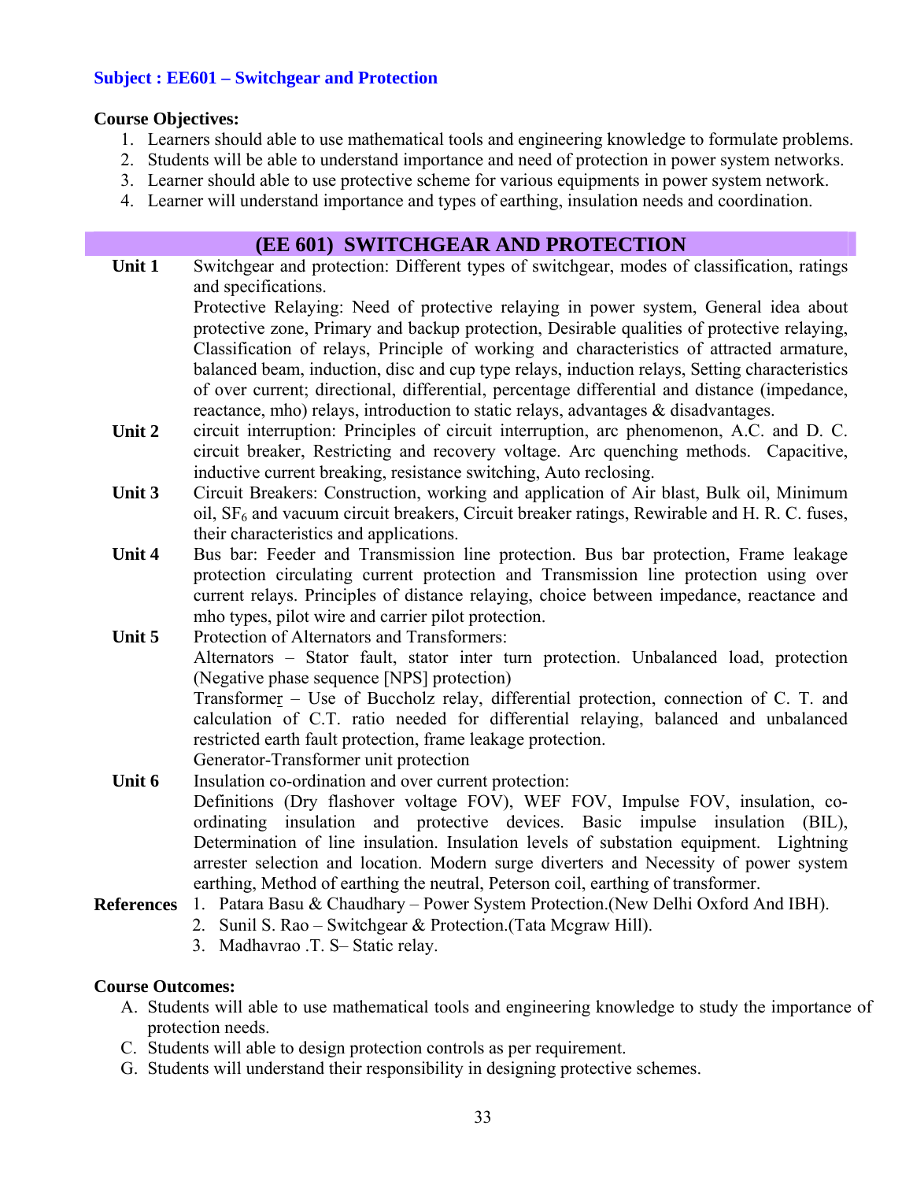**Subject : EE601 – Switchgear and Protection**

**Course Objectives:**

1. Learners should able to use mathematical tools and engineering knowledge to formulate problems.
2. Students will be able to understand importance and need of protection in power system networks.
3. Learner should able to use protective scheme for various equipments in power system network.
4. Learner will understand importance and types of earthing, insulation needs and coordination.

## (EE 601) SWITCHGEAR AND PROTECTION

**Unit 1** Switchgear and protection: Different types of switchgear, modes of classification, ratings and specifications.

Protective Relaying: Need of protective relaying in power system, General idea about protective zone, Primary and backup protection, Desirable qualities of protective relaying, Classification of relays, Principle of working and characteristics of attracted armature, balanced beam, induction, disc and cup type relays, induction relays, Setting characteristics of over current; directional, differential, percentage differential and distance (impedance, reactance, mho) relays, introduction to static relays, advantages & disadvantages.

**Unit 2** circuit interruption: Principles of circuit interruption, arc phenomenon, A.C. and D. C. circuit breaker, Restricting and recovery voltage. Arc quenching methods. Capacitive, inductive current breaking, resistance switching, Auto reclosing.

**Unit 3** Circuit Breakers: Construction, working and application of Air blast, Bulk oil, Minimum oil, $SF_6$ and vacuum circuit breakers, Circuit breaker ratings, Rewirable and H. R. C. fuses, their characteristics and applications.

**Unit 4** Bus bar: Feeder and Transmission line protection. Bus bar protection, Frame leakage protection circulating current protection and Transmission line protection using over current relays. Principles of distance relaying, choice between impedance, reactance and mho types, pilot wire and carrier pilot protection.

**Unit 5** Protection of Alternators and Transformers:

Alternators – Stator fault, stator inter turn protection. Unbalanced load, protection (Negative phase sequence [NPS] protection)

Transformer – Use of Buccholz relay, differential protection, connection of C. T. and calculation of C.T. ratio needed for differential relaying, balanced and unbalanced restricted earth fault protection, frame leakage protection.

Generator-Transformer unit protection

**Unit 6** Insulation co-ordination and over current protection:

Definitions (Dry flashover voltage FOV), WEF FOV, Impulse FOV, insulation, co-ordinating insulation and protective devices. Basic impulse insulation (BIL), Determination of line insulation. Insulation levels of substation equipment. Lightning arrester selection and location. Modern surge diverters and Necessity of power system earthing, Method of earthing the neutral, Peterson coil, earthing of transformer.

**References**

1. Patara Basu & Chaudhary – Power System Protection.(New Delhi Oxford And IBH).
2. Sunil S. Rao – Switchgear & Protection.(Tata Mcgraw Hill).
3. Madhavrao .T. S– Static relay.

**Course Outcomes:**

A. Students will able to use mathematical tools and engineering knowledge to study the importance of protection needs.

C. Students will able to design protection controls as per requirement.

G. Students will understand their responsibility in designing protective schemes.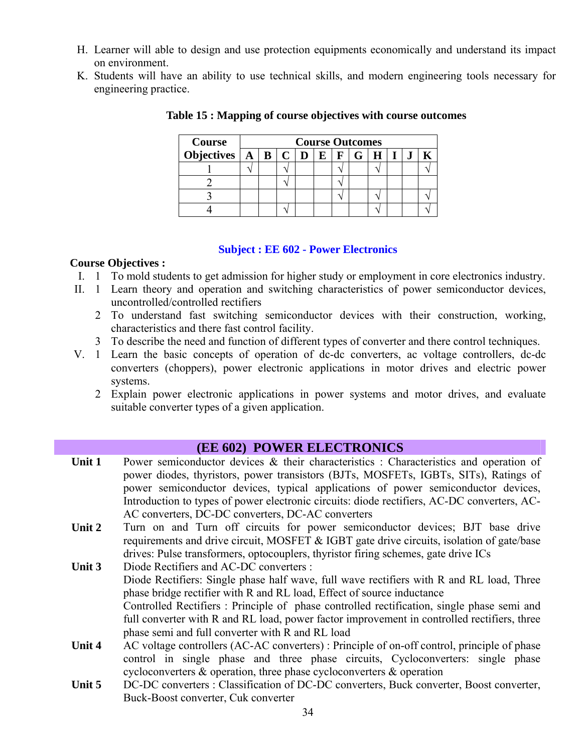H. Learner will able to design and use protection equipments economically and understand its impact on environment.

K. Students will have an ability to use technical skills, and modern engineering tools necessary for engineering practice.

**Table 15 : Mapping of course objectives with course outcomes**

| Course Objectives | Course Outcomes | | | | | | | | | | |
|---|---|---|---|---|---|---|---|---|---|---|---|
| | A | B | C | D | E | F | G | H | I | J | K |
| 1 | √ | | √ | | | √ | | √ | | | √ |
| 2 | | | √ | | | √ | | | | | |
| 3 | | | | | | √ | | √ | | | √ |
| 4 | | | √ | | | | | √ | | | √ |

**Subject : EE 602 - Power Electronics**

**Course Objectives :**

I. 1 To mold students to get admission for higher study or employment in core electronics industry.

II. 1 Learn theory and operation and switching characteristics of power semiconductor devices, uncontrolled/controlled rectifiers

 2 To understand fast switching semiconductor devices with their construction, working, characteristics and there fast control facility.

 3 To describe the need and function of different types of converter and there control techniques.

V. 1 Learn the basic concepts of operation of dc-dc converters, ac voltage controllers, dc-dc converters (choppers), power electronic applications in motor drives and electric power systems.

 2 Explain power electronic applications in power systems and motor drives, and evaluate suitable converter types of a given application.

## (EE 602) POWER ELECTRONICS

**Unit 1** Power semiconductor devices & their characteristics : Characteristics and operation of power diodes, thyristors, power transistors (BJTs, MOSFETs, IGBTs, SITs), Ratings of power semiconductor devices, typical applications of power semiconductor devices, Introduction to types of power electronic circuits: diode rectifiers, AC-DC converters, AC-AC converters, DC-DC converters, DC-AC converters

**Unit 2** Turn on and Turn off circuits for power semiconductor devices; BJT base drive requirements and drive circuit, MOSFET & IGBT gate drive circuits, isolation of gate/base drives: Pulse transformers, optocouplers, thyristor firing schemes, gate drive ICs

**Unit 3** Diode Rectifiers and AC-DC converters :
Diode Rectifiers: Single phase half wave, full wave rectifiers with R and RL load, Three phase bridge rectifier with R and RL load, Effect of source inductance
Controlled Rectifiers : Principle of phase controlled rectification, single phase semi and full converter with R and RL load, power factor improvement in controlled rectifiers, three phase semi and full converter with R and RL load

**Unit 4** AC voltage controllers (AC-AC converters) : Principle of on-off control, principle of phase control in single phase and three phase circuits, Cycloconverters: single phase cycloconverters & operation, three phase cycloconverters & operation

**Unit 5** DC-DC converters : Classification of DC-DC converters, Buck converter, Boost converter, Buck-Boost converter, Cuk converter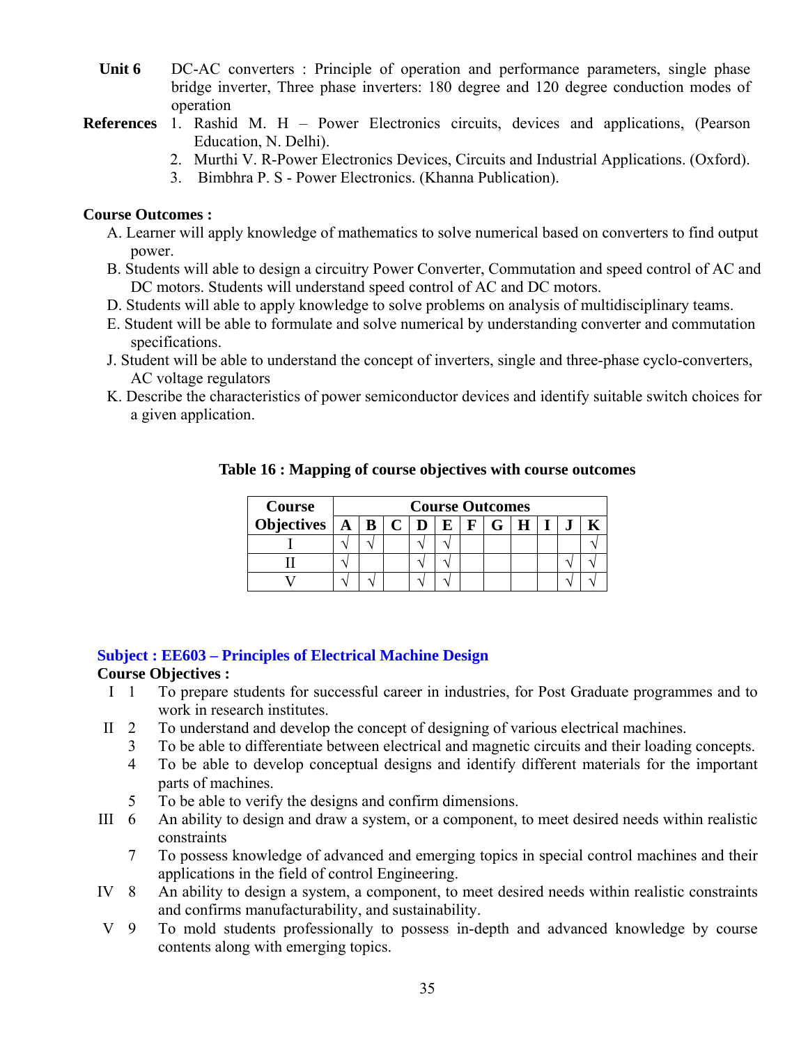**Unit 6** DC-AC converters : Principle of operation and performance parameters, single phase bridge inverter, Three phase inverters: 180 degree and 120 degree conduction modes of operation

**References**
1. Rashid M. H – Power Electronics circuits, devices and applications, (Pearson Education, N. Delhi).
2. Murthi V. R-Power Electronics Devices, Circuits and Industrial Applications. (Oxford).
3. Bimbhra P. S - Power Electronics. (Khanna Publication).

**Course Outcomes :**

A. Learner will apply knowledge of mathematics to solve numerical based on converters to find output power.
B. Students will able to design a circuitry Power Converter, Commutation and speed control of AC and DC motors. Students will understand speed control of AC and DC motors.
D. Students will able to apply knowledge to solve problems on analysis of multidisciplinary teams.
E. Student will be able to formulate and solve numerical by understanding converter and commutation specifications.
J. Student will be able to understand the concept of inverters, single and three-phase cyclo-converters, AC voltage regulators
K. Describe the characteristics of power semiconductor devices and identify suitable switch choices for a given application.

**Table 16 : Mapping of course objectives with course outcomes**

| Course Objectives | Course Outcomes | | | | | | | | | | |
|---|---|---|---|---|---|---|---|---|---|---|---|
| | A | B | C | D | E | F | G | H | I | J | K |
| I | √ | √ | | √ | √ | | | | | | √ |
| II | √ | | | √ | √ | | | | | √ | √ |
| V | √ | √ | | √ | √ | | | | | √ | √ |

## Subject : EE603 – Principles of Electrical Machine Design

**Course Objectives :**

I 1 To prepare students for successful career in industries, for Post Graduate programmes and to work in research institutes.

II 2 To understand and develop the concept of designing of various electrical machines.

3 To be able to differentiate between electrical and magnetic circuits and their loading concepts.

4 To be able to develop conceptual designs and identify different materials for the important parts of machines.

5 To be able to verify the designs and confirm dimensions.

III 6 An ability to design and draw a system, or a component, to meet desired needs within realistic constraints

7 To possess knowledge of advanced and emerging topics in special control machines and their applications in the field of control Engineering.

IV 8 An ability to design a system, a component, to meet desired needs within realistic constraints and confirms manufacturability, and sustainability.

V 9 To mold students professionally to possess in-depth and advanced knowledge by course contents along with emerging topics.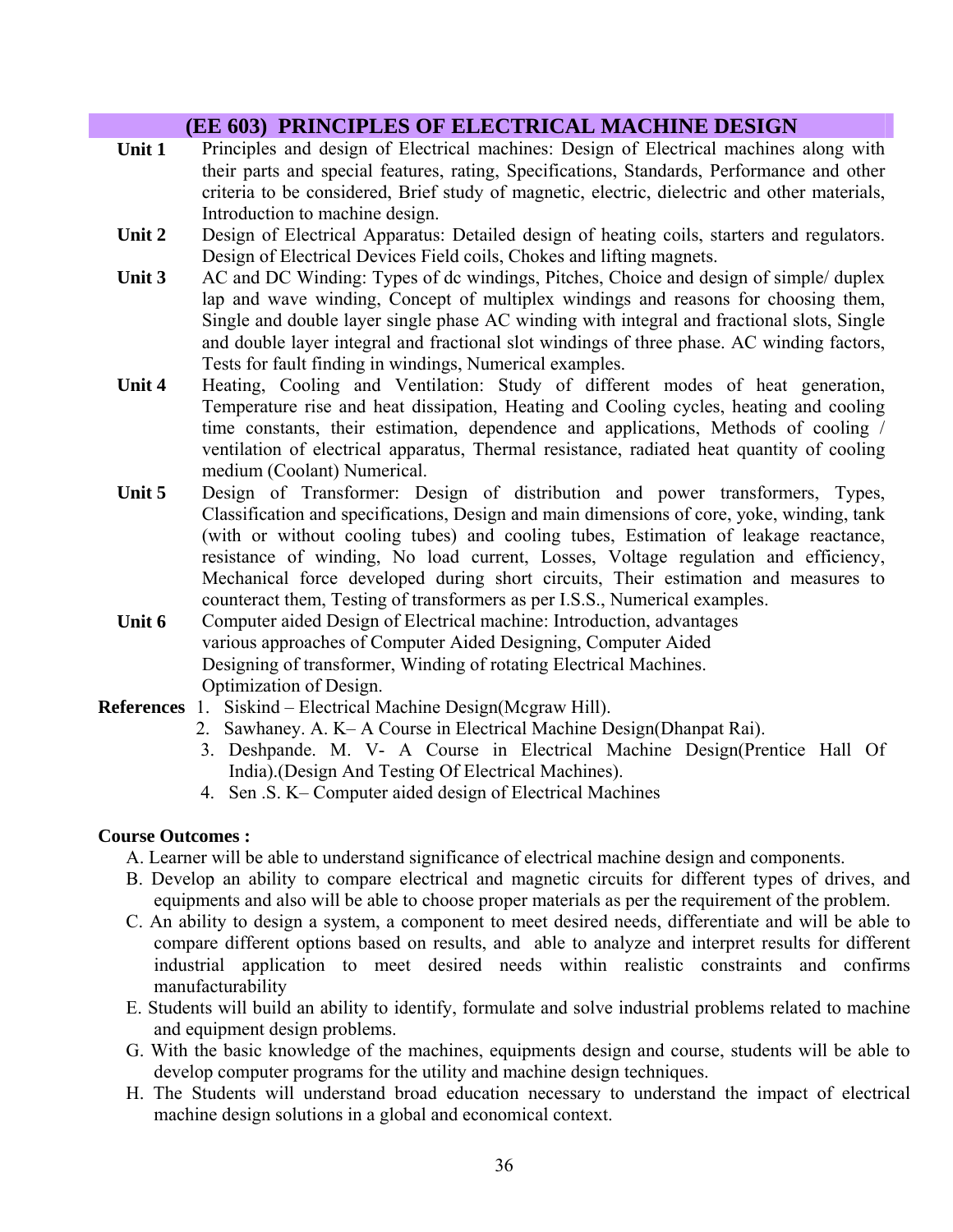## (EE 603) PRINCIPLES OF ELECTRICAL MACHINE DESIGN

**Unit 1** Principles and design of Electrical machines: Design of Electrical machines along with their parts and special features, rating, Specifications, Standards, Performance and other criteria to be considered, Brief study of magnetic, electric, dielectric and other materials, Introduction to machine design.

**Unit 2** Design of Electrical Apparatus: Detailed design of heating coils, starters and regulators. Design of Electrical Devices Field coils, Chokes and lifting magnets.

**Unit 3** AC and DC Winding: Types of dc windings, Pitches, Choice and design of simple/ duplex lap and wave winding, Concept of multiplex windings and reasons for choosing them, Single and double layer single phase AC winding with integral and fractional slots, Single and double layer integral and fractional slot windings of three phase. AC winding factors, Tests for fault finding in windings, Numerical examples.

**Unit 4** Heating, Cooling and Ventilation: Study of different modes of heat generation, Temperature rise and heat dissipation, Heating and Cooling cycles, heating and cooling time constants, their estimation, dependence and applications, Methods of cooling / ventilation of electrical apparatus, Thermal resistance, radiated heat quantity of cooling medium (Coolant) Numerical.

**Unit 5** Design of Transformer: Design of distribution and power transformers, Types, Classification and specifications, Design and main dimensions of core, yoke, winding, tank (with or without cooling tubes) and cooling tubes, Estimation of leakage reactance, resistance of winding, No load current, Losses, Voltage regulation and efficiency, Mechanical force developed during short circuits, Their estimation and measures to counteract them, Testing of transformers as per I.S.S., Numerical examples.

**Unit 6** Computer aided Design of Electrical machine: Introduction, advantages various approaches of Computer Aided Designing, Computer Aided Designing of transformer, Winding of rotating Electrical Machines. Optimization of Design.

**References**

1. Siskind – Electrical Machine Design(Mcgraw Hill).
2. Sawhaney. A. K– A Course in Electrical Machine Design(Dhanpat Rai).
3. Deshpande. M. V- A Course in Electrical Machine Design(Prentice Hall Of India).(Design And Testing Of Electrical Machines).
4. Sen .S. K– Computer aided design of Electrical Machines

**Course Outcomes :**

A. Learner will be able to understand significance of electrical machine design and components.

B. Develop an ability to compare electrical and magnetic circuits for different types of drives, and equipments and also will be able to choose proper materials as per the requirement of the problem.

C. An ability to design a system, a component to meet desired needs, differentiate and will be able to compare different options based on results, and able to analyze and interpret results for different industrial application to meet desired needs within realistic constraints and confirms manufacturability

E. Students will build an ability to identify, formulate and solve industrial problems related to machine and equipment design problems.

G. With the basic knowledge of the machines, equipments design and course, students will be able to develop computer programs for the utility and machine design techniques.

H. The Students will understand broad education necessary to understand the impact of electrical machine design solutions in a global and economical context.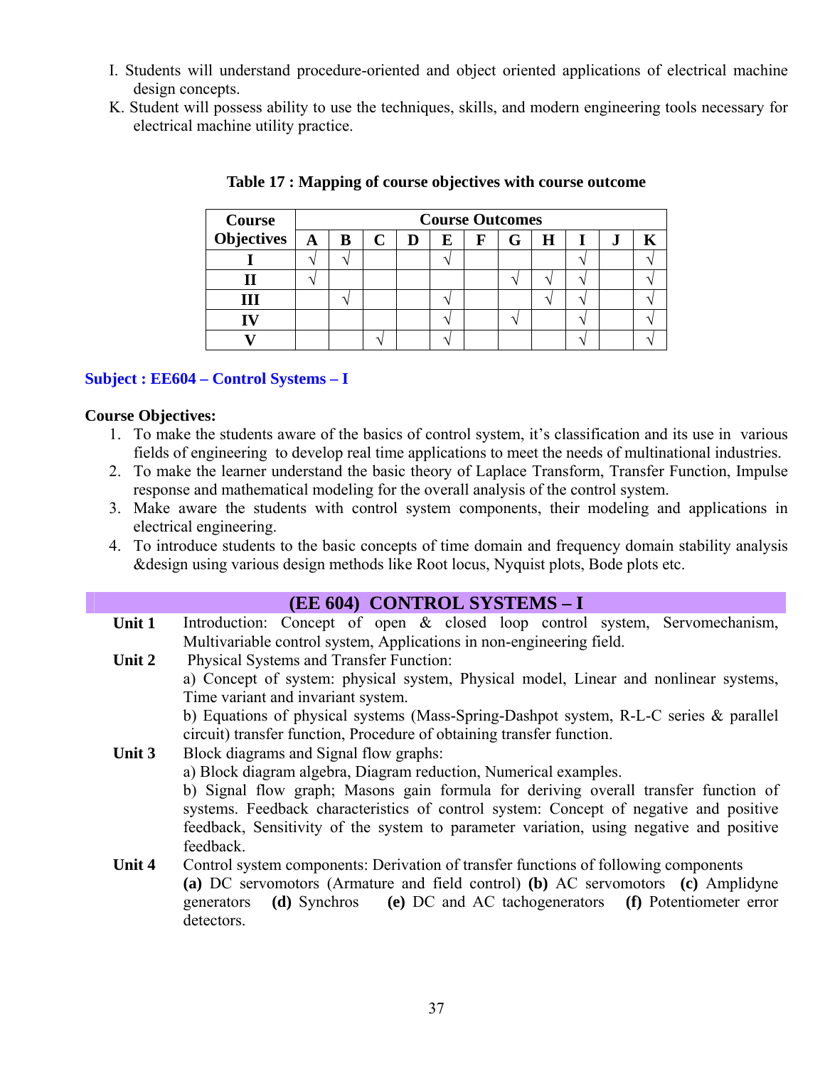I. Students will understand procedure-oriented and object oriented applications of electrical machine design concepts.

K. Student will possess ability to use the techniques, skills, and modern engineering tools necessary for electrical machine utility practice.

**Table 17 : Mapping of course objectives with course outcome**

| Course Objectives | Course Outcomes | | | | | | | | | | |
|---|---|---|---|---|---|---|---|---|---|---|---|
| | A | B | C | D | E | F | G | H | I | J | K |
| I | √ | √ | | | √ | | | | √ | | √ |
| II | √ | | | | | | √ | √ | √ | | √ |
| III | | √ | | | √ | | | √ | √ | | √ |
| IV | | | | | √ | | √ | | √ | | √ |
| V | | | √ | | √ | | | | √ | | √ |

### Subject : EE604 – Control Systems – I

**Course Objectives:**

1. To make the students aware of the basics of control system, it's classification and its use in various fields of engineering to develop real time applications to meet the needs of multinational industries.
2. To make the learner understand the basic theory of Laplace Transform, Transfer Function, Impulse response and mathematical modeling for the overall analysis of the control system.
3. Make aware the students with control system components, their modeling and applications in electrical engineering.
4. To introduce students to the basic concepts of time domain and frequency domain stability analysis &design using various design methods like Root locus, Nyquist plots, Bode plots etc.

## (EE 604) CONTROL SYSTEMS – I

**Unit 1** Introduction: Concept of open & closed loop control system, Servomechanism, Multivariable control system, Applications in non-engineering field.

**Unit 2** Physical Systems and Transfer Function:

a) Concept of system: physical system, Physical model, Linear and nonlinear systems, Time variant and invariant system.

b) Equations of physical systems (Mass-Spring-Dashpot system, R-L-C series & parallel circuit) transfer function, Procedure of obtaining transfer function.

**Unit 3** Block diagrams and Signal flow graphs:

a) Block diagram algebra, Diagram reduction, Numerical examples.

b) Signal flow graph; Masons gain formula for deriving overall transfer function of systems. Feedback characteristics of control system: Concept of negative and positive feedback, Sensitivity of the system to parameter variation, using negative and positive feedback.

**Unit 4** Control system components: Derivation of transfer functions of following components **(a)** DC servomotors (Armature and field control) **(b)** AC servomotors **(c)** Amplidyne generators **(d)** Synchros **(e)** DC and AC tachogenerators **(f)** Potentiometer error detectors.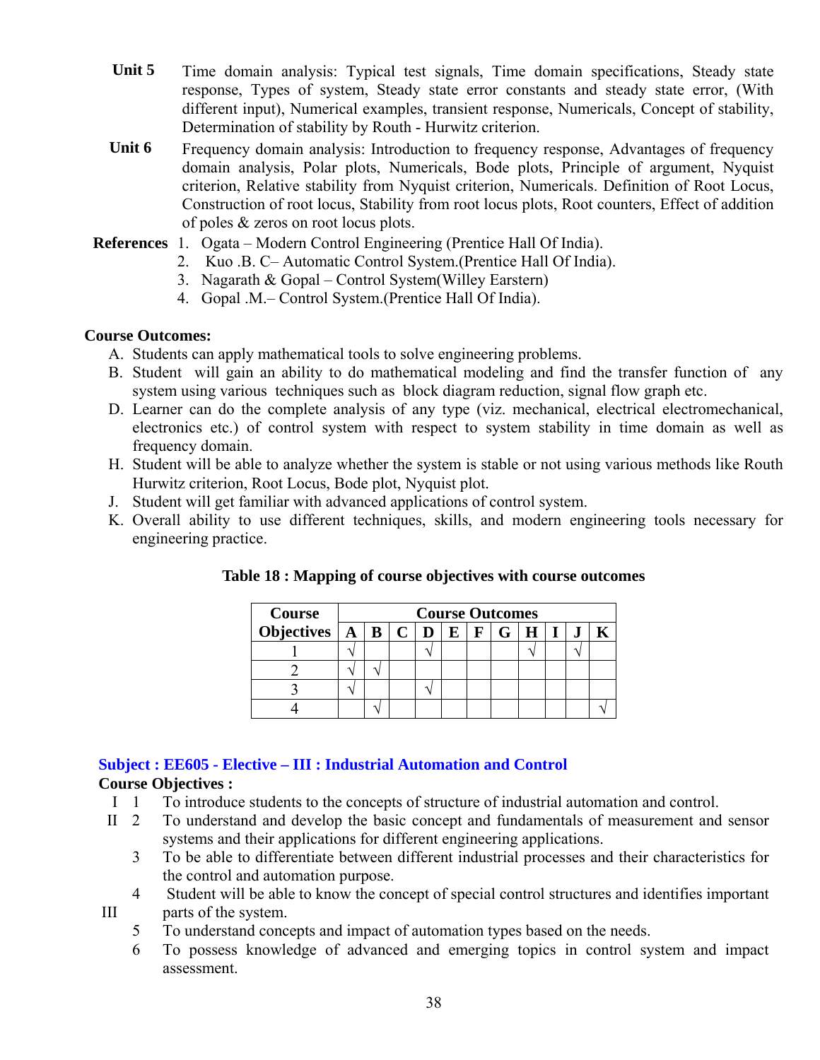**Unit 5** Time domain analysis: Typical test signals, Time domain specifications, Steady state response, Types of system, Steady state error constants and steady state error, (With different input), Numerical examples, transient response, Numericals, Concept of stability, Determination of stability by Routh - Hurwitz criterion.

**Unit 6** Frequency domain analysis: Introduction to frequency response, Advantages of frequency domain analysis, Polar plots, Numericals, Bode plots, Principle of argument, Nyquist criterion, Relative stability from Nyquist criterion, Numericals. Definition of Root Locus, Construction of root locus, Stability from root locus plots, Root counters, Effect of addition of poles & zeros on root locus plots.

**References**
1. Ogata – Modern Control Engineering (Prentice Hall Of India).
2. Kuo .B. C– Automatic Control System.(Prentice Hall Of India).
3. Nagarath & Gopal – Control System(Willey Earstern)
4. Gopal .M.– Control System.(Prentice Hall Of India).

**Course Outcomes:**

A. Students can apply mathematical tools to solve engineering problems.
B. Student will gain an ability to do mathematical modeling and find the transfer function of any system using various techniques such as block diagram reduction, signal flow graph etc.
D. Learner can do the complete analysis of any type (viz. mechanical, electrical electromechanical, electronics etc.) of control system with respect to system stability in time domain as well as frequency domain.
H. Student will be able to analyze whether the system is stable or not using various methods like Routh Hurwitz criterion, Root Locus, Bode plot, Nyquist plot.
J. Student will get familiar with advanced applications of control system.
K. Overall ability to use different techniques, skills, and modern engineering tools necessary for engineering practice.

**Table 18 : Mapping of course objectives with course outcomes**

| Course Objectives | Course Outcomes | | | | | | | | | | |
|---|---|---|---|---|---|---|---|---|---|---|---|
| | A | B | C | D | E | F | G | H | I | J | K |
| 1 | √ | | | √ | | | | √ | | √ | |
| 2 | √ | √ | | | | | | | | | |
| 3 | √ | | | √ | | | | | | | |
| 4 | | √ | | | | | | | | | √ |

## Subject : EE605 - Elective – III : Industrial Automation and Control

**Course Objectives :**

| | | |
|---|---|---|
| I | 1 | To introduce students to the concepts of structure of industrial automation and control. |
| II | 2 | To understand and develop the basic concept and fundamentals of measurement and sensor systems and their applications for different engineering applications. |
| | 3 | To be able to differentiate between different industrial processes and their characteristics for the control and automation purpose. |
| III | 4 | Student will be able to know the concept of special control structures and identifies important parts of the system. |
| | 5 | To understand concepts and impact of automation types based on the needs. |
| | 6 | To possess knowledge of advanced and emerging topics in control system and impact assessment. |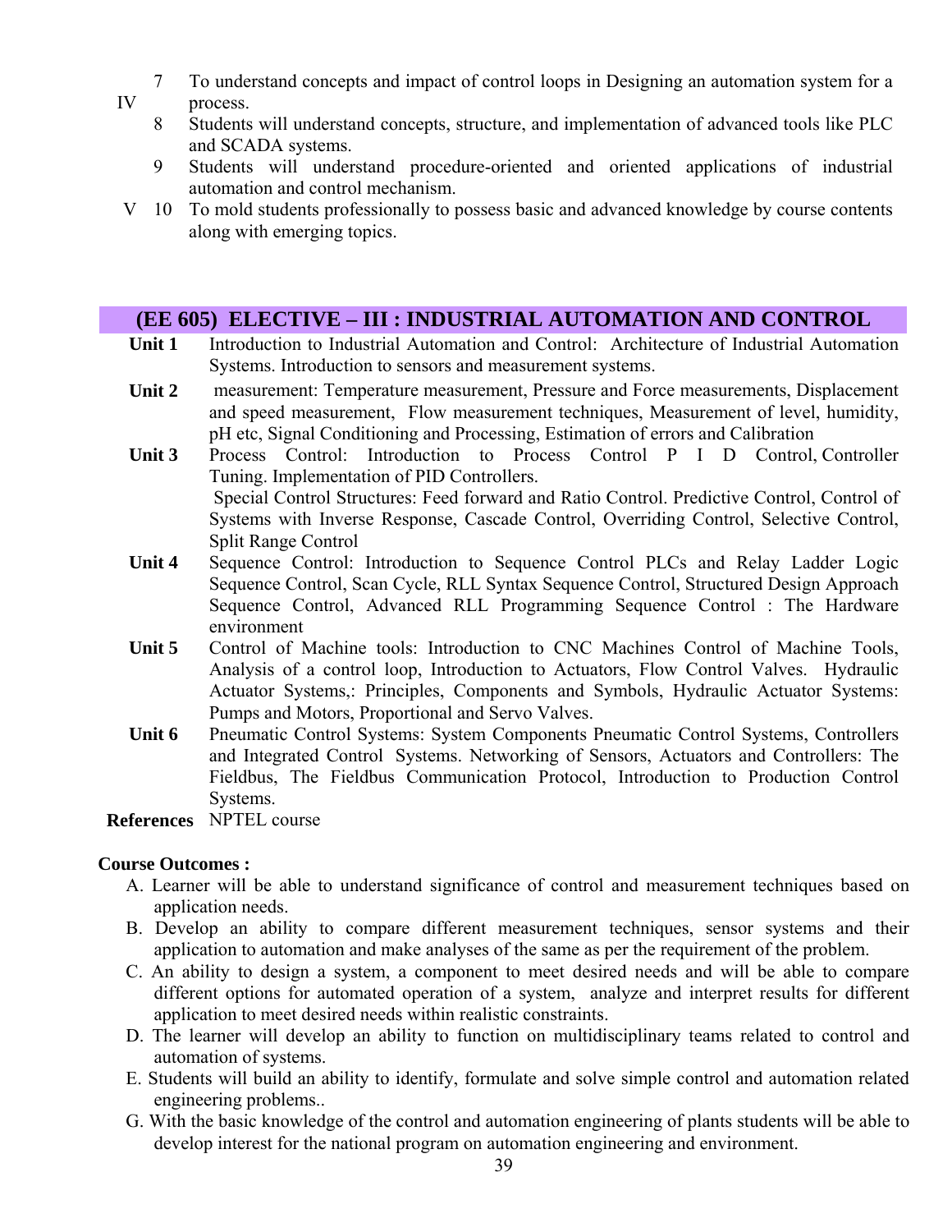| | | |
|---|---|---|
| IV | 7 | To understand concepts and impact of control loops in Designing an automation system for a process. |
| | 8 | Students will understand concepts, structure, and implementation of advanced tools like PLC and SCADA systems. |
| | 9 | Students will understand procedure-oriented and oriented applications of industrial automation and control mechanism. |
| V | 10 | To mold students professionally to possess basic and advanced knowledge by course contents along with emerging topics. |

## (EE 605) ELECTIVE – III : INDUSTRIAL AUTOMATION AND CONTROL

| | |
|---|---|
| **Unit 1** | Introduction to Industrial Automation and Control: Architecture of Industrial Automation Systems. Introduction to sensors and measurement systems. |
| **Unit 2** | measurement: Temperature measurement, Pressure and Force measurements, Displacement and speed measurement, Flow measurement techniques, Measurement of level, humidity, pH etc, Signal Conditioning and Processing, Estimation of errors and Calibration |
| **Unit 3** | Process Control: Introduction to Process Control P I D Control, Controller Tuning. Implementation of PID Controllers. Special Control Structures: Feed forward and Ratio Control. Predictive Control, Control of Systems with Inverse Response, Cascade Control, Overriding Control, Selective Control, Split Range Control |
| **Unit 4** | Sequence Control: Introduction to Sequence Control PLCs and Relay Ladder Logic Sequence Control, Scan Cycle, RLL Syntax Sequence Control, Structured Design Approach Sequence Control, Advanced RLL Programming Sequence Control : The Hardware environment |
| **Unit 5** | Control of Machine tools: Introduction to CNC Machines Control of Machine Tools, Analysis of a control loop, Introduction to Actuators, Flow Control Valves. Hydraulic Actuator Systems,: Principles, Components and Symbols, Hydraulic Actuator Systems: Pumps and Motors, Proportional and Servo Valves. |
| **Unit 6** | Pneumatic Control Systems: System Components Pneumatic Control Systems, Controllers and Integrated Control Systems. Networking of Sensors, Actuators and Controllers: The Fieldbus, The Fieldbus Communication Protocol, Introduction to Production Control Systems. |
| **References** | NPTEL course |

**Course Outcomes :**

A. Learner will be able to understand significance of control and measurement techniques based on application needs.

B. Develop an ability to compare different measurement techniques, sensor systems and their application to automation and make analyses of the same as per the requirement of the problem.

C. An ability to design a system, a component to meet desired needs and will be able to compare different options for automated operation of a system, analyze and interpret results for different application to meet desired needs within realistic constraints.

D. The learner will develop an ability to function on multidisciplinary teams related to control and automation of systems.

E. Students will build an ability to identify, formulate and solve simple control and automation related engineering problems..

G. With the basic knowledge of the control and automation engineering of plants students will be able to develop interest for the national program on automation engineering and environment.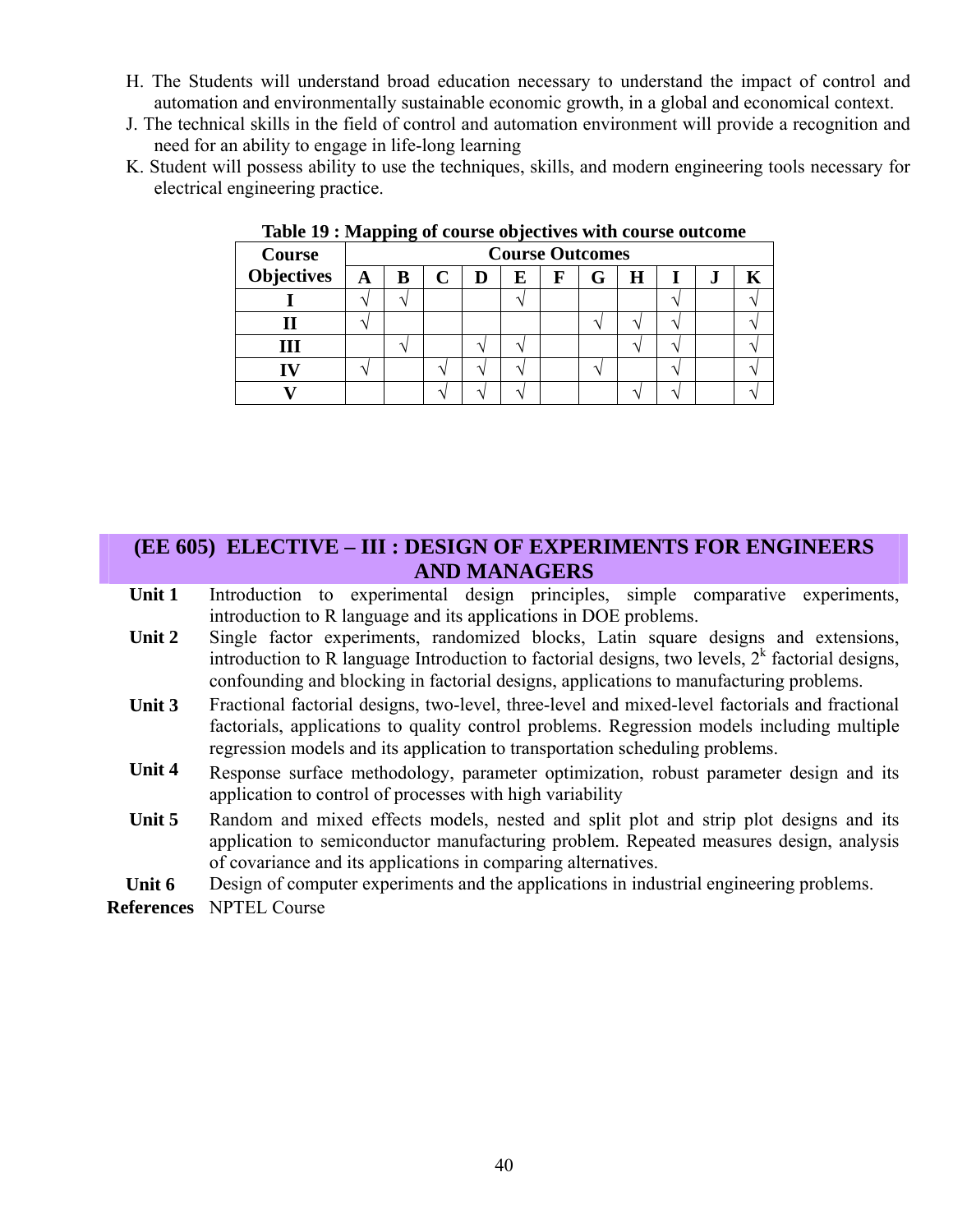H. The Students will understand broad education necessary to understand the impact of control and automation and environmentally sustainable economic growth, in a global and economical context.

J. The technical skills in the field of control and automation environment will provide a recognition and need for an ability to engage in life-long learning

K. Student will possess ability to use the techniques, skills, and modern engineering tools necessary for electrical engineering practice.

**Table 19 : Mapping of course objectives with course outcome**

| Course Objectives | Course Outcomes | | | | | | | | | | |
|---|---|---|---|---|---|---|---|---|---|---|---|
| | A | B | C | D | E | F | G | H | I | J | K |
| I | √ | √ | | | √ | | | | √ | | √ |
| II | √ | | | | | | √ | √ | √ | | √ |
| III | | √ | | √ | √ | | | √ | √ | | √ |
| IV | √ | | √ | √ | √ | | √ | | √ | | √ |
| V | | | √ | √ | √ | | | √ | √ | | √ |

## (EE 605) ELECTIVE – III : DESIGN OF EXPERIMENTS FOR ENGINEERS AND MANAGERS

**Unit 1** Introduction to experimental design principles, simple comparative experiments, introduction to R language and its applications in DOE problems.

**Unit 2** Single factor experiments, randomized blocks, Latin square designs and extensions, introduction to R language Introduction to factorial designs, two levels, $2^k$ factorial designs, confounding and blocking in factorial designs, applications to manufacturing problems.

**Unit 3** Fractional factorial designs, two-level, three-level and mixed-level factorials and fractional factorials, applications to quality control problems. Regression models including multiple regression models and its application to transportation scheduling problems.

**Unit 4** Response surface methodology, parameter optimization, robust parameter design and its application to control of processes with high variability

**Unit 5** Random and mixed effects models, nested and split plot and strip plot designs and its application to semiconductor manufacturing problem. Repeated measures design, analysis of covariance and its applications in comparing alternatives.

**Unit 6** Design of computer experiments and the applications in industrial engineering problems.

**References** NPTEL Course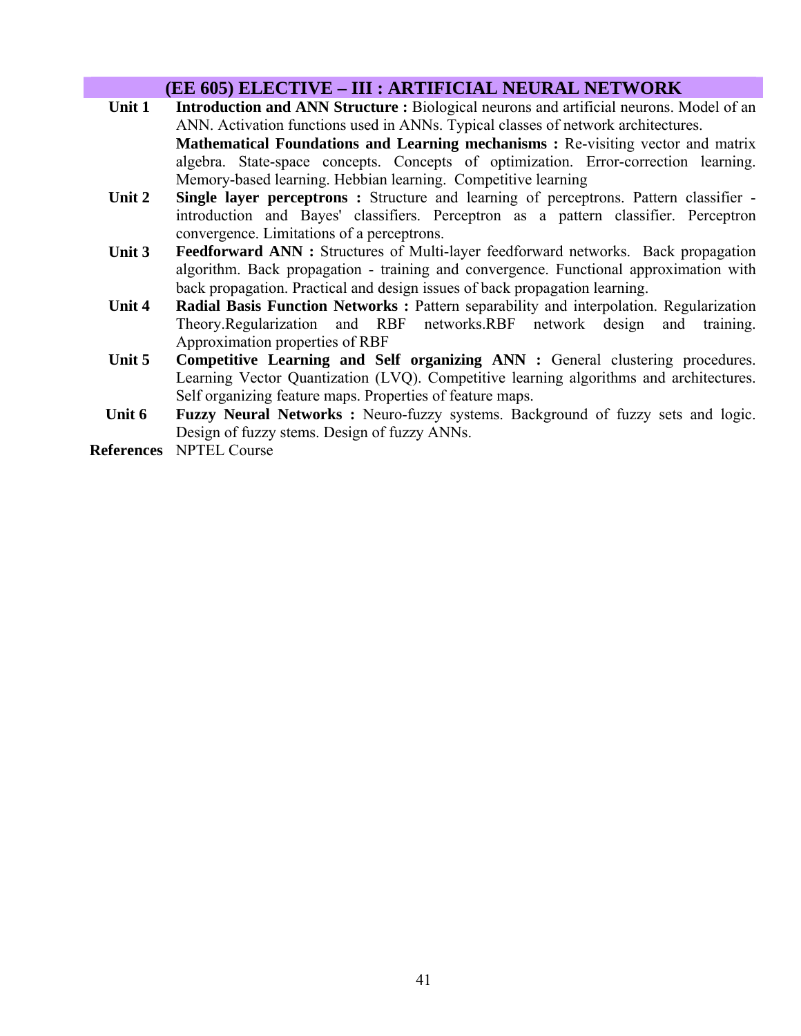## (EE 605) ELECTIVE – III : ARTIFICIAL NEURAL NETWORK

| | |
|---|---|
| **Unit 1** | **Introduction and ANN Structure :** Biological neurons and artificial neurons. Model of an ANN. Activation functions used in ANNs. Typical classes of network architectures. **Mathematical Foundations and Learning mechanisms :** Re-visiting vector and matrix algebra. State-space concepts. Concepts of optimization. Error-correction learning. Memory-based learning. Hebbian learning. Competitive learning |
| **Unit 2** | **Single layer perceptrons :** Structure and learning of perceptrons. Pattern classifier - introduction and Bayes' classifiers. Perceptron as a pattern classifier. Perceptron convergence. Limitations of a perceptrons. |
| **Unit 3** | **Feedforward ANN :** Structures of Multi-layer feedforward networks. Back propagation algorithm. Back propagation - training and convergence. Functional approximation with back propagation. Practical and design issues of back propagation learning. |
| **Unit 4** | **Radial Basis Function Networks :** Pattern separability and interpolation. Regularization Theory.Regularization and RBF networks.RBF network design and training. Approximation properties of RBF |
| **Unit 5** | **Competitive Learning and Self organizing ANN :** General clustering procedures. Learning Vector Quantization (LVQ). Competitive learning algorithms and architectures. Self organizing feature maps. Properties of feature maps. |
| **Unit 6** | **Fuzzy Neural Networks :** Neuro-fuzzy systems. Background of fuzzy sets and logic. Design of fuzzy stems. Design of fuzzy ANNs. |
| **References** | NPTEL Course |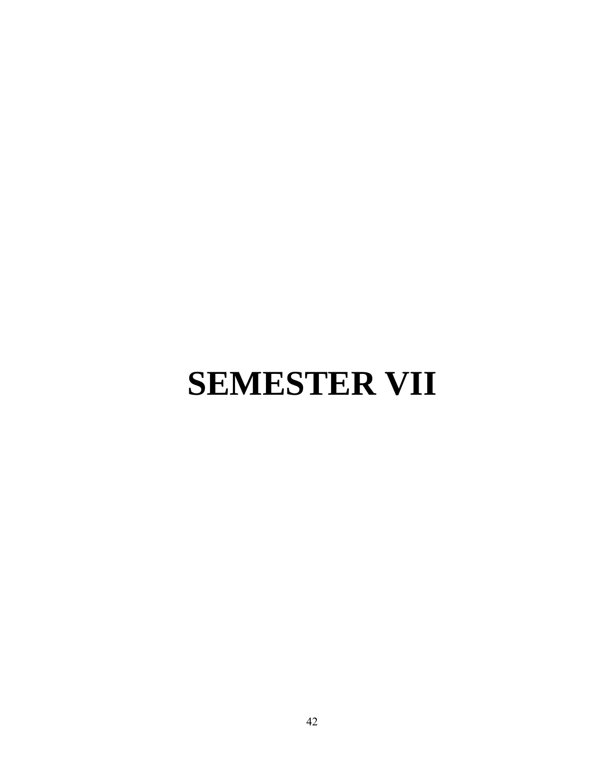# SEMESTER VII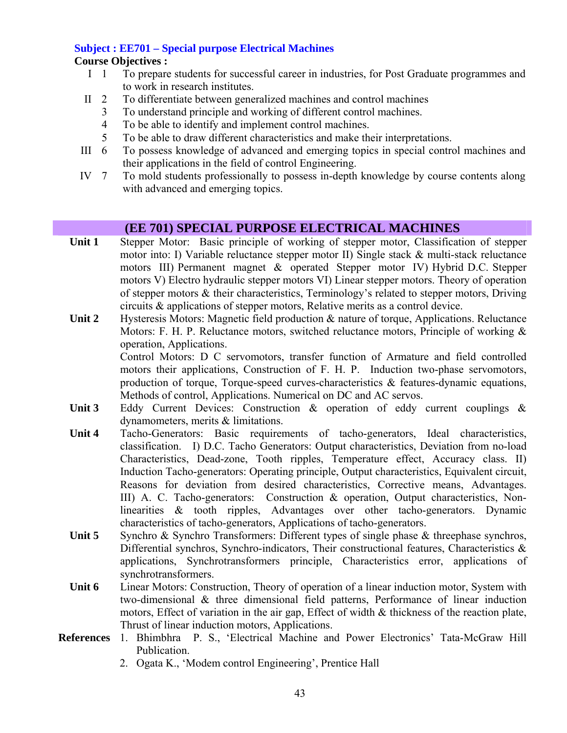**Subject : EE701 – Special purpose Electrical Machines**

**Course Objectives :**

| | | |
|---|---|---|
| I | 1 | To prepare students for successful career in industries, for Post Graduate programmes and to work in research institutes. |
| II | 2 | To differentiate between generalized machines and control machines |
| | 3 | To understand principle and working of different control machines. |
| | 4 | To be able to identify and implement control machines. |
| | 5 | To be able to draw different characteristics and make their interpretations. |
| III | 6 | To possess knowledge of advanced and emerging topics in special control machines and their applications in the field of control Engineering. |
| IV | 7 | To mold students professionally to possess in-depth knowledge by course contents along with advanced and emerging topics. |

## (EE 701) SPECIAL PURPOSE ELECTRICAL MACHINES

**Unit 1** Stepper Motor: Basic principle of working of stepper motor, Classification of stepper motor into: I) Variable reluctance stepper motor II) Single stack & multi-stack reluctance motors III) Permanent magnet & operated Stepper motor IV) Hybrid D.C. Stepper motors V) Electro hydraulic stepper motors VI) Linear stepper motors. Theory of operation of stepper motors & their characteristics, Terminology's related to stepper motors, Driving circuits & applications of stepper motors, Relative merits as a control device.

**Unit 2** Hysteresis Motors: Magnetic field production & nature of torque, Applications. Reluctance Motors: F. H. P. Reluctance motors, switched reluctance motors, Principle of working & operation, Applications.

Control Motors: D C servomotors, transfer function of Armature and field controlled motors their applications, Construction of F. H. P. Induction two-phase servomotors, production of torque, Torque-speed curves-characteristics & features-dynamic equations, Methods of control, Applications. Numerical on DC and AC servos.

**Unit 3** Eddy Current Devices: Construction & operation of eddy current couplings & dynamometers, merits & limitations.

**Unit 4** Tacho-Generators: Basic requirements of tacho-generators, Ideal characteristics, classification. I) D.C. Tacho Generators: Output characteristics, Deviation from no-load Characteristics, Dead-zone, Tooth ripples, Temperature effect, Accuracy class. II) Induction Tacho-generators: Operating principle, Output characteristics, Equivalent circuit, Reasons for deviation from desired characteristics, Corrective means, Advantages. III) A. C. Tacho-generators: Construction & operation, Output characteristics, Non-linearities & tooth ripples, Advantages over other tacho-generators. Dynamic characteristics of tacho-generators, Applications of tacho-generators.

**Unit 5** Synchro & Synchro Transformers: Different types of single phase & threephase synchros, Differential synchros, Synchro-indicators, Their constructional features, Characteristics & applications, Synchrotransformers principle, Characteristics error, applications of synchrotransformers.

**Unit 6** Linear Motors: Construction, Theory of operation of a linear induction motor, System with two-dimensional & three dimensional field patterns, Performance of linear induction motors, Effect of variation in the air gap, Effect of width & thickness of the reaction plate, Thrust of linear induction motors, Applications.

**References**

1. Bhimbhra P. S., 'Electrical Machine and Power Electronics' Tata-McGraw Hill Publication.
2. Ogata K., 'Modem control Engineering', Prentice Hall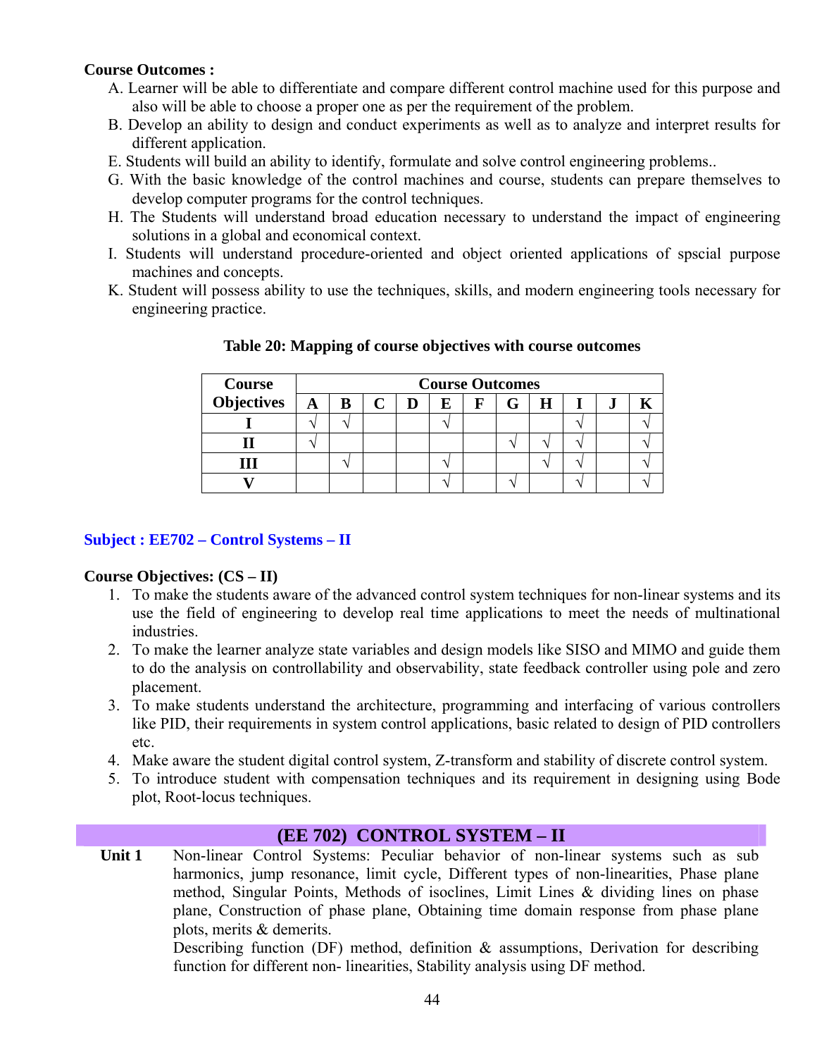**Course Outcomes :**

A. Learner will be able to differentiate and compare different control machine used for this purpose and also will be able to choose a proper one as per the requirement of the problem.
B. Develop an ability to design and conduct experiments as well as to analyze and interpret results for different application.
E. Students will build an ability to identify, formulate and solve control engineering problems..
G. With the basic knowledge of the control machines and course, students can prepare themselves to develop computer programs for the control techniques.
H. The Students will understand broad education necessary to understand the impact of engineering solutions in a global and economical context.
I. Students will understand procedure-oriented and object oriented applications of spscial purpose machines and concepts.
K. Student will possess ability to use the techniques, skills, and modern engineering tools necessary for engineering practice.

**Table 20: Mapping of course objectives with course outcomes**

| Course Objectives | Course Outcomes | | | | | | | | | | |
|---|---|---|---|---|---|---|---|---|---|---|---|
| | A | B | C | D | E | F | G | H | I | J | K |
| I | √ | √ | | | √ | | | | √ | | √ |
| II | √ | | | | | | √ | √ | √ | | √ |
| III | | √ | | | √ | | | √ | √ | | √ |
| V | | | | | √ | | √ | | √ | | √ |

## Subject : EE702 – Control Systems – II

**Course Objectives: (CS – II)**

1. To make the students aware of the advanced control system techniques for non-linear systems and its use the field of engineering to develop real time applications to meet the needs of multinational industries.
2. To make the learner analyze state variables and design models like SISO and MIMO and guide them to do the analysis on controllability and observability, state feedback controller using pole and zero placement.
3. To make students understand the architecture, programming and interfacing of various controllers like PID, their requirements in system control applications, basic related to design of PID controllers etc.
4. Make aware the student digital control system, Z-transform and stability of discrete control system.
5. To introduce student with compensation techniques and its requirement in designing using Bode plot, Root-locus techniques.

## (EE 702) CONTROL SYSTEM – II

**Unit 1** Non-linear Control Systems: Peculiar behavior of non-linear systems such as sub harmonics, jump resonance, limit cycle, Different types of non-linearities, Phase plane method, Singular Points, Methods of isoclines, Limit Lines & dividing lines on phase plane, Construction of phase plane, Obtaining time domain response from phase plane plots, merits & demerits.

Describing function (DF) method, definition & assumptions, Derivation for describing function for different non- linearities, Stability analysis using DF method.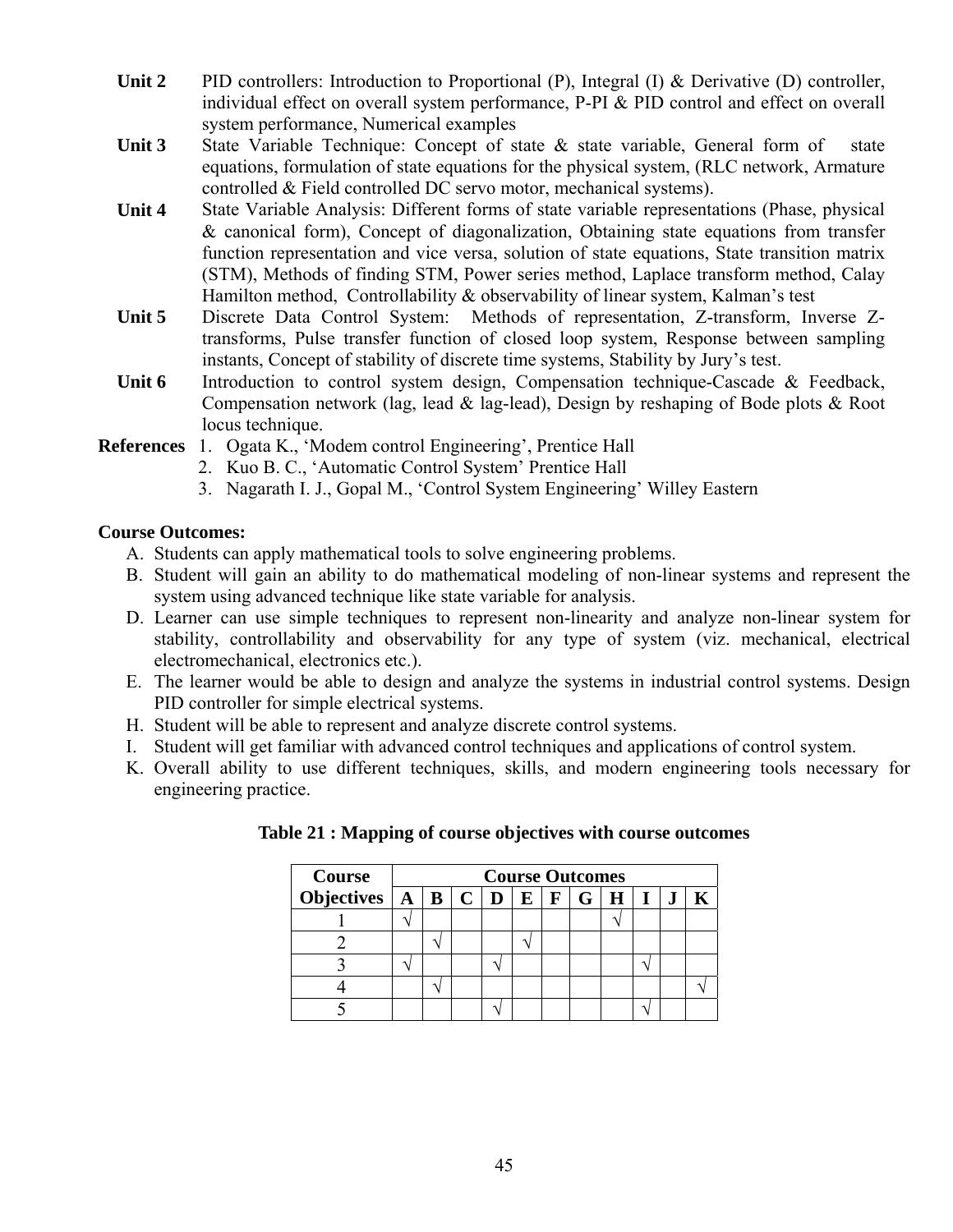**Unit 2** PID controllers: Introduction to Proportional (P), Integral (I) & Derivative (D) controller, individual effect on overall system performance, P-PI & PID control and effect on overall system performance, Numerical examples

**Unit 3** State Variable Technique: Concept of state & state variable, General form of state equations, formulation of state equations for the physical system, (RLC network, Armature controlled & Field controlled DC servo motor, mechanical systems).

**Unit 4** State Variable Analysis: Different forms of state variable representations (Phase, physical & canonical form), Concept of diagonalization, Obtaining state equations from transfer function representation and vice versa, solution of state equations, State transition matrix (STM), Methods of finding STM, Power series method, Laplace transform method, Calay Hamilton method, Controllability & observability of linear system, Kalman's test

**Unit 5** Discrete Data Control System: Methods of representation, Z-transform, Inverse Z-transforms, Pulse transfer function of closed loop system, Response between sampling instants, Concept of stability of discrete time systems, Stability by Jury's test.

**Unit 6** Introduction to control system design, Compensation technique-Cascade & Feedback, Compensation network (lag, lead & lag-lead), Design by reshaping of Bode plots & Root locus technique.

**References**
1. Ogata K., 'Modem control Engineering', Prentice Hall
2. Kuo B. C., 'Automatic Control System' Prentice Hall
3. Nagarath I. J., Gopal M., 'Control System Engineering' Willey Eastern

**Course Outcomes:**

A. Students can apply mathematical tools to solve engineering problems.
B. Student will gain an ability to do mathematical modeling of non-linear systems and represent the system using advanced technique like state variable for analysis.
D. Learner can use simple techniques to represent non-linearity and analyze non-linear system for stability, controllability and observability for any type of system (viz. mechanical, electrical electromechanical, electronics etc.).
E. The learner would be able to design and analyze the systems in industrial control systems. Design PID controller for simple electrical systems.
H. Student will be able to represent and analyze discrete control systems.
I. Student will get familiar with advanced control techniques and applications of control system.
K. Overall ability to use different techniques, skills, and modern engineering tools necessary for engineering practice.

**Table 21 : Mapping of course objectives with course outcomes**

| Course Objectives | Course Outcomes | | | | | | | | | | |
|---|---|---|---|---|---|---|---|---|---|---|---|
| | A | B | C | D | E | F | G | H | I | J | K |
| 1 | √ | | | | | | | √ | | | |
| 2 | | √ | | | √ | | | | | | |
| 3 | √ | | | √ | | | | | √ | | |
| 4 | | √ | | | | | | | | | √ |
| 5 | | | | √ | | | | | √ | | |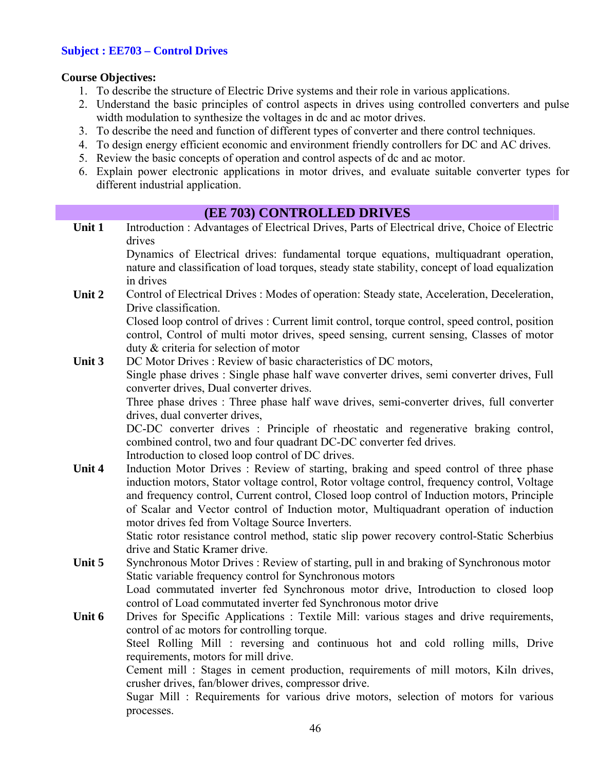**Subject : EE703 – Control Drives**

**Course Objectives:**

1. To describe the structure of Electric Drive systems and their role in various applications.
2. Understand the basic principles of control aspects in drives using controlled converters and pulse width modulation to synthesize the voltages in dc and ac motor drives.
3. To describe the need and function of different types of converter and there control techniques.
4. To design energy efficient economic and environment friendly controllers for DC and AC drives.
5. Review the basic concepts of operation and control aspects of dc and ac motor.
6. Explain power electronic applications in motor drives, and evaluate suitable converter types for different industrial application.

## (EE 703) CONTROLLED DRIVES

| | |
|---|---|
| **Unit 1** | Introduction : Advantages of Electrical Drives, Parts of Electrical drive, Choice of Electric drives<br>Dynamics of Electrical drives: fundamental torque equations, multiquadrant operation, nature and classification of load torques, steady state stability, concept of load equalization in drives |
| **Unit 2** | Control of Electrical Drives : Modes of operation: Steady state, Acceleration, Deceleration, Drive classification.<br>Closed loop control of drives : Current limit control, torque control, speed control, position control, Control of multi motor drives, speed sensing, current sensing, Classes of motor duty & criteria for selection of motor |
| **Unit 3** | DC Motor Drives : Review of basic characteristics of DC motors,<br>Single phase drives : Single phase half wave converter drives, semi converter drives, Full converter drives, Dual converter drives.<br>Three phase drives : Three phase half wave drives, semi-converter drives, full converter drives, dual converter drives,<br>DC-DC converter drives : Principle of rheostatic and regenerative braking control, combined control, two and four quadrant DC-DC converter fed drives.<br>Introduction to closed loop control of DC drives. |
| **Unit 4** | Induction Motor Drives : Review of starting, braking and speed control of three phase induction motors, Stator voltage control, Rotor voltage control, frequency control, Voltage and frequency control, Current control, Closed loop control of Induction motors, Principle of Scalar and Vector control of Induction motor, Multiquadrant operation of induction motor drives fed from Voltage Source Inverters.<br>Static rotor resistance control method, static slip power recovery control-Static Scherbius drive and Static Kramer drive. |
| **Unit 5** | Synchronous Motor Drives : Review of starting, pull in and braking of Synchronous motor<br>Static variable frequency control for Synchronous motors<br>Load commutated inverter fed Synchronous motor drive, Introduction to closed loop control of Load commutated inverter fed Synchronous motor drive |
| **Unit 6** | Drives for Specific Applications : Textile Mill: various stages and drive requirements, control of ac motors for controlling torque.<br>Steel Rolling Mill : reversing and continuous hot and cold rolling mills, Drive requirements, motors for mill drive.<br>Cement mill : Stages in cement production, requirements of mill motors, Kiln drives, crusher drives, fan/blower drives, compressor drive.<br>Sugar Mill : Requirements for various drive motors, selection of motors for various processes. |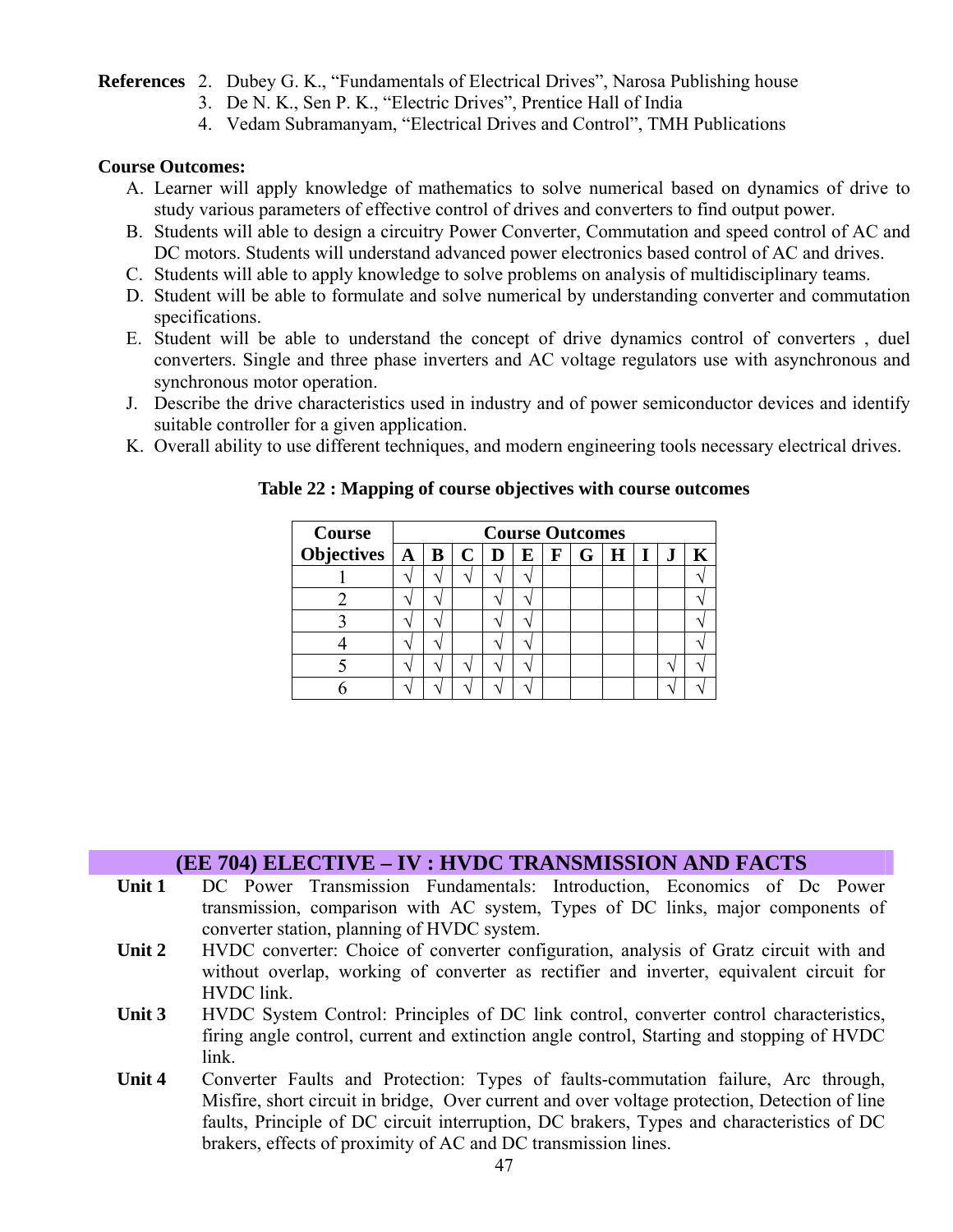**References** 2. Dubey G. K., "Fundamentals of Electrical Drives", Narosa Publishing house
3. De N. K., Sen P. K., "Electric Drives", Prentice Hall of India
4. Vedam Subramanyam, "Electrical Drives and Control", TMH Publications

**Course Outcomes:**

A. Learner will apply knowledge of mathematics to solve numerical based on dynamics of drive to study various parameters of effective control of drives and converters to find output power.
B. Students will able to design a circuitry Power Converter, Commutation and speed control of AC and DC motors. Students will understand advanced power electronics based control of AC and drives.
C. Students will able to apply knowledge to solve problems on analysis of multidisciplinary teams.
D. Student will be able to formulate and solve numerical by understanding converter and commutation specifications.
E. Student will be able to understand the concept of drive dynamics control of converters , duel converters. Single and three phase inverters and AC voltage regulators use with asynchronous and synchronous motor operation.
J. Describe the drive characteristics used in industry and of power semiconductor devices and identify suitable controller for a given application.
K. Overall ability to use different techniques, and modern engineering tools necessary electrical drives.

**Table 22 : Mapping of course objectives with course outcomes**

| Course | Course Outcomes | | | | | | | | | | |
|---|---|---|---|---|---|---|---|---|---|---|---|
| Objectives | A | B | C | D | E | F | G | H | I | J | K |
| 1 | √ | √ | √ | √ | √ | | | | | | √ |
| 2 | √ | √ | | √ | √ | | | | | | √ |
| 3 | √ | √ | | √ | √ | | | | | | √ |
| 4 | √ | √ | | √ | √ | | | | | | √ |
| 5 | √ | √ | √ | √ | √ | | | | | √ | √ |
| 6 | √ | √ | √ | √ | √ | | | | | √ | √ |

## (EE 704) ELECTIVE – IV : HVDC TRANSMISSION AND FACTS

**Unit 1** DC Power Transmission Fundamentals: Introduction, Economics of Dc Power transmission, comparison with AC system, Types of DC links, major components of converter station, planning of HVDC system.

**Unit 2** HVDC converter: Choice of converter configuration, analysis of Gratz circuit with and without overlap, working of converter as rectifier and inverter, equivalent circuit for HVDC link.

**Unit 3** HVDC System Control: Principles of DC link control, converter control characteristics, firing angle control, current and extinction angle control, Starting and stopping of HVDC link.

**Unit 4** Converter Faults and Protection: Types of faults-commutation failure, Arc through, Misfire, short circuit in bridge, Over current and over voltage protection, Detection of line faults, Principle of DC circuit interruption, DC brakers, Types and characteristics of DC brakers, effects of proximity of AC and DC transmission lines.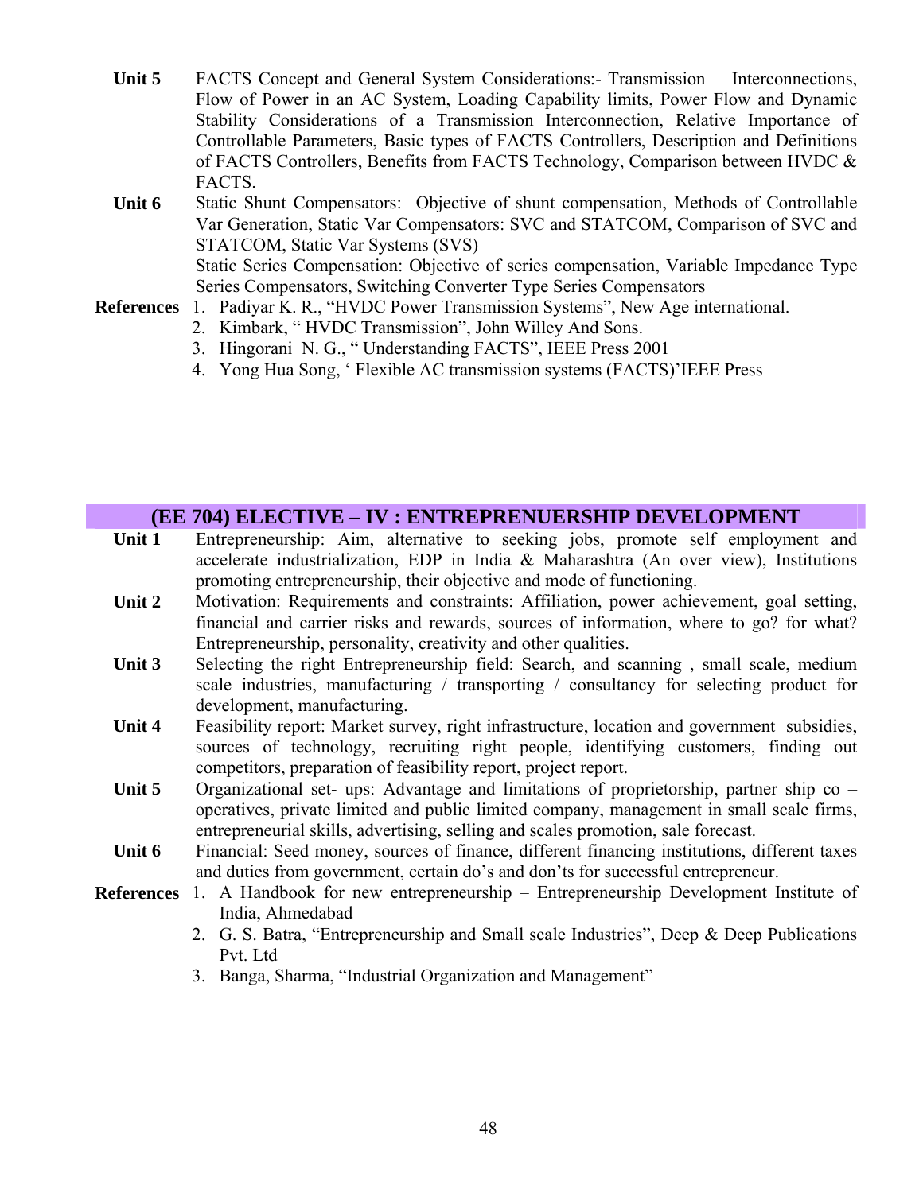**Unit 5** FACTS Concept and General System Considerations:- Transmission Interconnections, Flow of Power in an AC System, Loading Capability limits, Power Flow and Dynamic Stability Considerations of a Transmission Interconnection, Relative Importance of Controllable Parameters, Basic types of FACTS Controllers, Description and Definitions of FACTS Controllers, Benefits from FACTS Technology, Comparison between HVDC & FACTS.

**Unit 6** Static Shunt Compensators: Objective of shunt compensation, Methods of Controllable Var Generation, Static Var Compensators: SVC and STATCOM, Comparison of SVC and STATCOM, Static Var Systems (SVS)
Static Series Compensation: Objective of series compensation, Variable Impedance Type Series Compensators, Switching Converter Type Series Compensators

**References**

1. Padiyar K. R., "HVDC Power Transmission Systems", New Age international.
2. Kimbark, " HVDC Transmission", John Willey And Sons.
3. Hingorani N. G., " Understanding FACTS", IEEE Press 2001
4. Yong Hua Song, ' Flexible AC transmission systems (FACTS)'IEEE Press

## (EE 704) ELECTIVE – IV : ENTREPRENUERSHIP DEVELOPMENT

**Unit 1** Entreprenuership: Aim, alternative to seeking jobs, promote self employment and accelerate industrialization, EDP in India & Maharashtra (An over view), Institutions promoting entrepreneurship, their objective and mode of functioning.

**Unit 2** Motivation: Requirements and constraints: Affiliation, power achievement, goal setting, financial and carrier risks and rewards, sources of information, where to go? for what? Entrepreneurship, personality, creativity and other qualities.

**Unit 3** Selecting the right Entrepreneurship field: Search, and scanning , small scale, medium scale industries, manufacturing / transporting / consultancy for selecting product for development, manufacturing.

**Unit 4** Feasibility report: Market survey, right infrastructure, location and government subsidies, sources of technology, recruiting right people, identifying customers, finding out competitors, preparation of feasibility report, project report.

**Unit 5** Organizational set- ups: Advantage and limitations of proprietorship, partner ship co – operatives, private limited and public limited company, management in small scale firms, entrepreneurial skills, advertising, selling and scales promotion, sale forecast.

**Unit 6** Financial: Seed money, sources of finance, different financing institutions, different taxes and duties from government, certain do's and don'ts for successful entrepreneur.

**References**

1. A Handbook for new entrepreneurship – Entrepreneurship Development Institute of India, Ahmedabad
2. G. S. Batra, "Entrepreneurship and Small scale Industries", Deep & Deep Publications Pvt. Ltd
3. Banga, Sharma, "Industrial Organization and Management"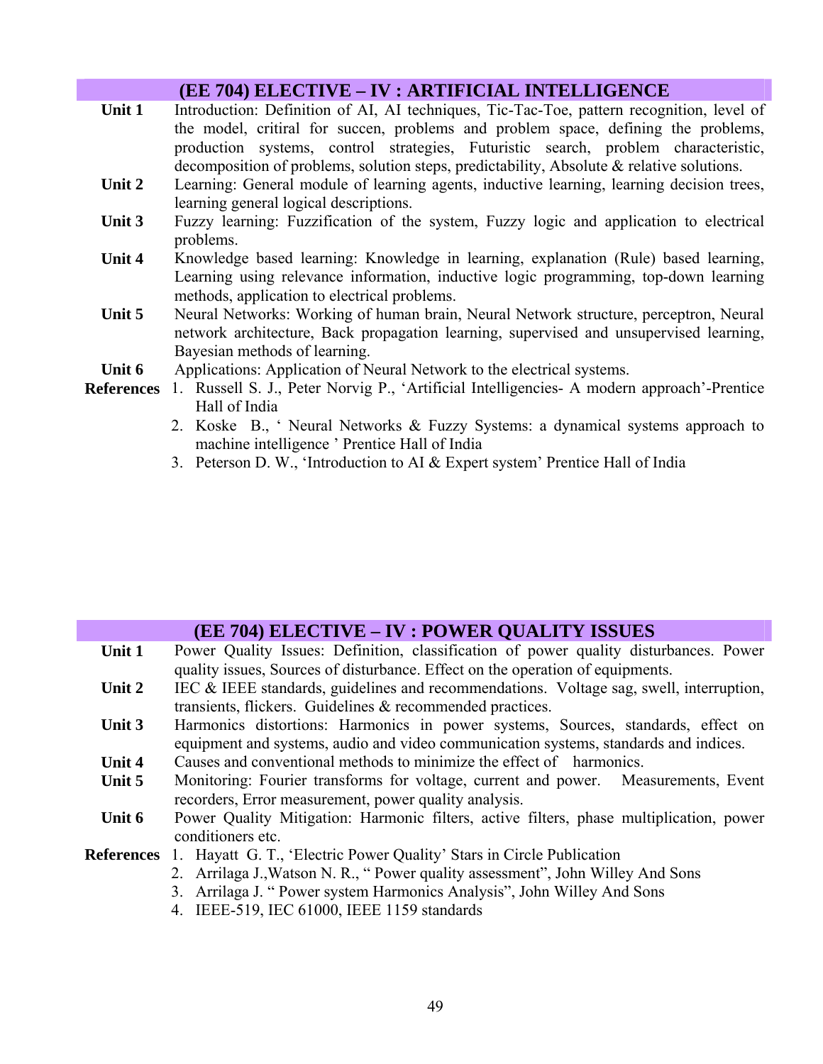## (EE 704) ELECTIVE – IV : ARTIFICIAL INTELLIGENCE

| | |
|---|---|
| **Unit 1** | Introduction: Definition of AI, AI techniques, Tic-Tac-Toe, pattern recognition, level of the model, critiral for succen, problems and problem space, defining the problems, production systems, control strategies, Futuristic search, problem characteristic, decomposition of problems, solution steps, predictability, Absolute & relative solutions. |
| **Unit 2** | Learning: General module of learning agents, inductive learning, learning decision trees, learning general logical descriptions. |
| **Unit 3** | Fuzzy learning: Fuzzification of the system, Fuzzy logic and application to electrical problems. |
| **Unit 4** | Knowledge based learning: Knowledge in learning, explanation (Rule) based learning, Learning using relevance information, inductive logic programming, top-down learning methods, application to electrical problems. |
| **Unit 5** | Neural Networks: Working of human brain, Neural Network structure, perceptron, Neural network architecture, Back propagation learning, supervised and unsupervised learning, Bayesian methods of learning. |
| **Unit 6** | Applications: Application of Neural Network to the electrical systems. |

**References**

1. Russell S. J., Peter Norvig P., 'Artificial Intelligencies- A modern approach'-Prentice Hall of India
2. Koske B., ' Neural Networks & Fuzzy Systems: a dynamical systems approach to machine intelligence ' Prentice Hall of India
3. Peterson D. W., 'Introduction to AI & Expert system' Prentice Hall of India

## (EE 704) ELECTIVE – IV : POWER QUALITY ISSUES

| | |
|---|---|
| **Unit 1** | Power Quality Issues: Definition, classification of power quality disturbances. Power quality issues, Sources of disturbance. Effect on the operation of equipments. |
| **Unit 2** | IEC & IEEE standards, guidelines and recommendations. Voltage sag, swell, interruption, transients, flickers. Guidelines & recommended practices. |
| **Unit 3** | Harmonics distortions: Harmonics in power systems, Sources, standards, effect on equipment and systems, audio and video communication systems, standards and indices. |
| **Unit 4** | Causes and conventional methods to minimize the effect of harmonics. |
| **Unit 5** | Monitoring: Fourier transforms for voltage, current and power. Measurements, Event recorders, Error measurement, power quality analysis. |
| **Unit 6** | Power Quality Mitigation: Harmonic filters, active filters, phase multiplication, power conditioners etc. |

**References**

1. Hayatt G. T., 'Electric Power Quality' Stars in Circle Publication
2. Arrilaga J.,Watson N. R., " Power quality assessment", John Willey And Sons
3. Arrilaga J. " Power system Harmonics Analysis", John Willey And Sons
4. IEEE-519, IEC 61000, IEEE 1159 standards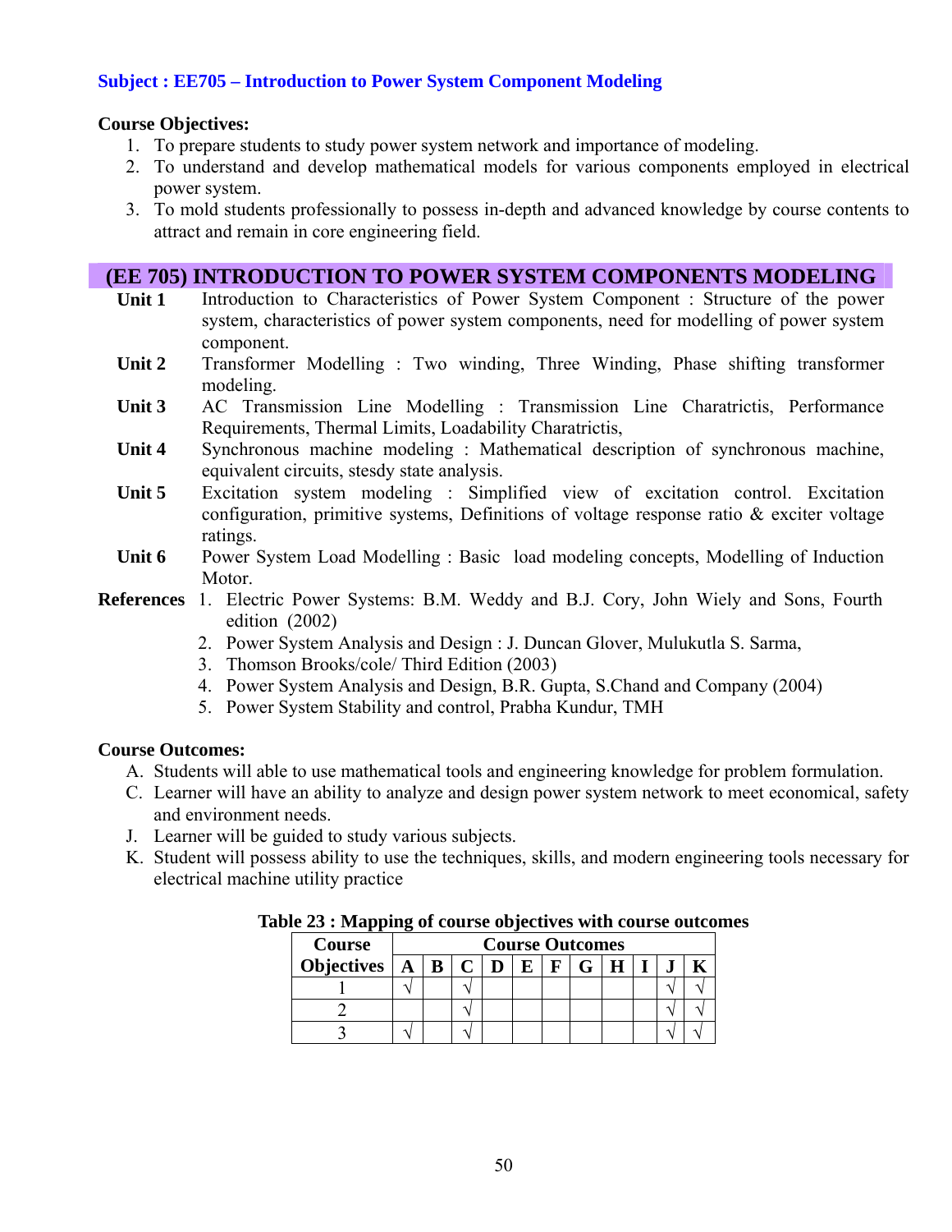**Subject : EE705 – Introduction to Power System Component Modeling**

**Course Objectives:**

1. To prepare students to study power system network and importance of modeling.
2. To understand and develop mathematical models for various components employed in electrical power system.
3. To mold students professionally to possess in-depth and advanced knowledge by course contents to attract and remain in core engineering field.

## (EE 705) INTRODUCTION TO POWER SYSTEM COMPONENTS MODELING

**Unit 1** Introduction to Characteristics of Power System Component : Structure of the power system, characteristics of power system components, need for modelling of power system component.

**Unit 2** Transformer Modelling : Two winding, Three Winding, Phase shifting transformer modeling.

**Unit 3** AC Transmission Line Modelling : Transmission Line Charatrictis, Performance Requirements, Thermal Limits, Loadability Charatrictis,

**Unit 4** Synchronous machine modeling : Mathematical description of synchronous machine, equivalent circuits, stesdy state analysis.

**Unit 5** Excitation system modeling : Simplified view of excitation control. Excitation configuration, primitive systems, Definitions of voltage response ratio & exciter voltage ratings.

**Unit 6** Power System Load Modelling : Basic load modeling concepts, Modelling of Induction Motor.

**References**

1. Electric Power Systems: B.M. Weddy and B.J. Cory, John Wiely and Sons, Fourth edition (2002)
2. Power System Analysis and Design : J. Duncan Glover, Mulukutla S. Sarma,
3. Thomson Brooks/cole/ Third Edition (2003)
4. Power System Analysis and Design, B.R. Gupta, S.Chand and Company (2004)
5. Power System Stability and control, Prabha Kundur, TMH

**Course Outcomes:**

A. Students will able to use mathematical tools and engineering knowledge for problem formulation.
C. Learner will have an ability to analyze and design power system network to meet economical, safety and environment needs.
J. Learner will be guided to study various subjects.
K. Student will possess ability to use the techniques, skills, and modern engineering tools necessary for electrical machine utility practice

**Table 23 : Mapping of course objectives with course outcomes**

| Course Objectives | Course Outcomes | | | | | | | | | | |
|---|---|---|---|---|---|---|---|---|---|---|---|
| | A | B | C | D | E | F | G | H | I | J | K |
| 1 | √ | | √ | | | | | | | √ | √ |
| 2 | | | √ | | | | | | | √ | √ |
| 3 | √ | | √ | | | | | | | √ | √ |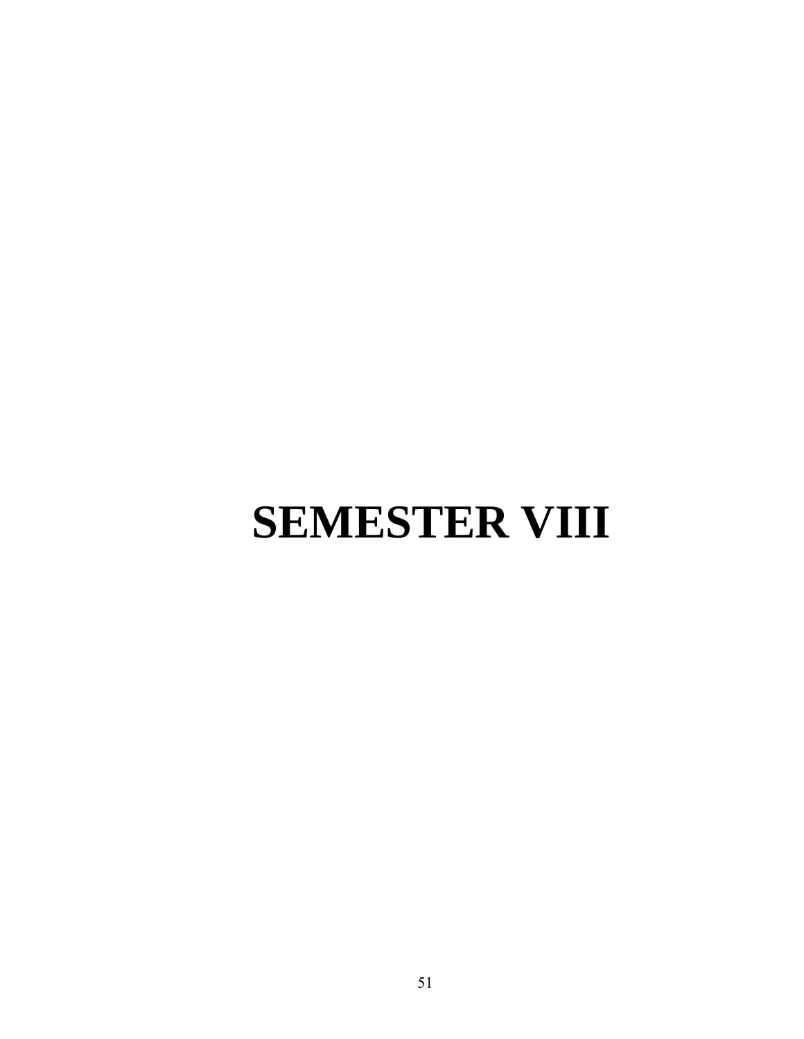# SEMESTER VIII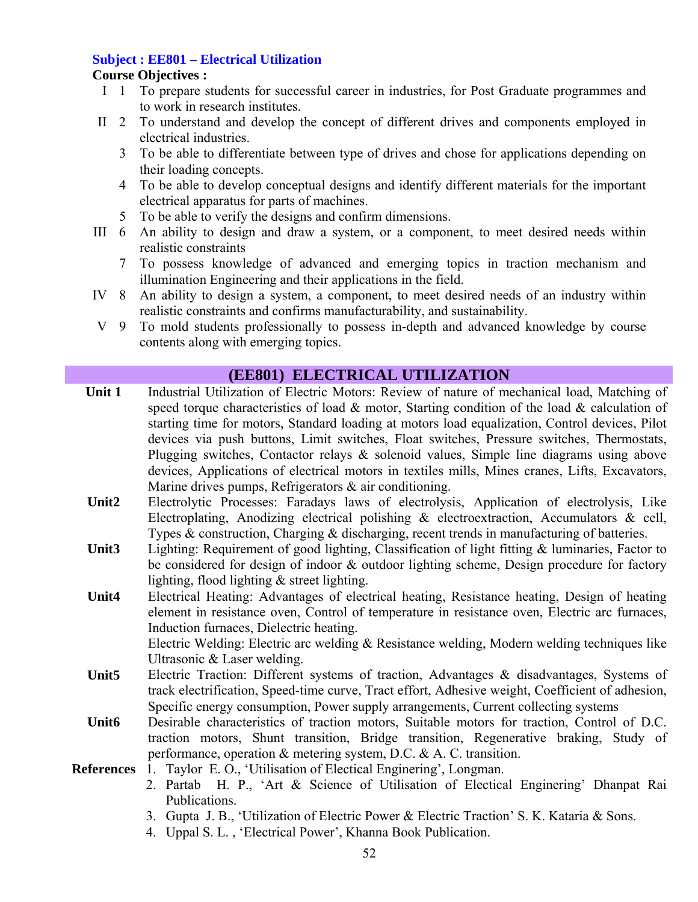**Subject : EE801 – Electrical Utilization**

**Course Objectives :**

| | | |
|---|---|---|
| I | 1 | To prepare students for successful career in industries, for Post Graduate programmes and to work in research institutes. |
| II | 2 | To understand and develop the concept of different drives and components employed in electrical industries. |
| | 3 | To be able to differentiate between type of drives and chose for applications depending on their loading concepts. |
| | 4 | To be able to develop conceptual designs and identify different materials for the important electrical apparatus for parts of machines. |
| | 5 | To be able to verify the designs and confirm dimensions. |
| III | 6 | An ability to design and draw a system, or a component, to meet desired needs within realistic constraints |
| | 7 | To possess knowledge of advanced and emerging topics in traction mechanism and illumination Engineering and their applications in the field. |
| IV | 8 | An ability to design a system, a component, to meet desired needs of an industry within realistic constraints and confirms manufacturability, and sustainability. |
| V | 9 | To mold students professionally to possess in-depth and advanced knowledge by course contents along with emerging topics. |

## (EE801) ELECTRICAL UTILIZATION

**Unit 1** Industrial Utilization of Electric Motors: Review of nature of mechanical load, Matching of speed torque characteristics of load & motor, Starting condition of the load & calculation of starting time for motors, Standard loading at motors load equalization, Control devices, Pilot devices via push buttons, Limit switches, Float switches, Pressure switches, Thermostats, Plugging switches, Contactor relays & solenoid values, Simple line diagrams using above devices, Applications of electrical motors in textiles mills, Mines cranes, Lifts, Excavators, Marine drives pumps, Refrigerators & air conditioning.

**Unit2** Electrolytic Processes: Faradays laws of electrolysis, Application of electrolysis, Like Electroplating, Anodizing electrical polishing & electroextraction, Accumulators & cell, Types & construction, Charging & discharging, recent trends in manufacturing of batteries.

**Unit3** Lighting: Requirement of good lighting, Classification of light fitting & luminaries, Factor to be considered for design of indoor & outdoor lighting scheme, Design procedure for factory lighting, flood lighting & street lighting.

**Unit4** Electrical Heating: Advantages of electrical heating, Resistance heating, Design of heating element in resistance oven, Control of temperature in resistance oven, Electric arc furnaces, Induction furnaces, Dielectric heating.

Electric Welding: Electric arc welding & Resistance welding, Modern welding techniques like Ultrasonic & Laser welding.

**Unit5** Electric Traction: Different systems of traction, Advantages & disadvantages, Systems of track electrification, Speed-time curve, Tract effort, Adhesive weight, Coefficient of adhesion, Specific energy consumption, Power supply arrangements, Current collecting systems

**Unit6** Desirable characteristics of traction motors, Suitable motors for traction, Control of D.C. traction motors, Shunt transition, Bridge transition, Regenerative braking, Study of performance, operation & metering system, D.C. & A. C. transition.

**References**

1. Taylor E. O., 'Utilisation of Electical Enginering', Longman.
2. Partab H. P., 'Art & Science of Utilisation of Electical Enginering' Dhanpat Rai Publications.
3. Gupta J. B., 'Utilization of Electric Power & Electric Traction' S. K. Kataria & Sons.
4. Uppal S. L. , 'Electrical Power', Khanna Book Publication.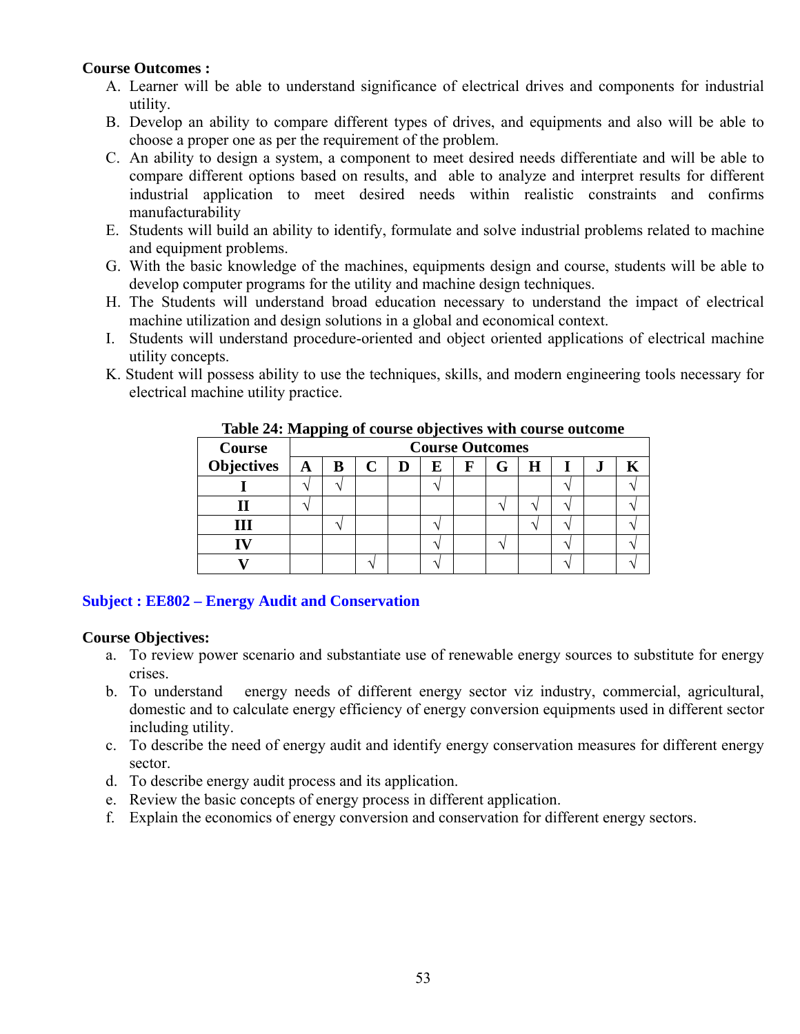**Course Outcomes :**

A. Learner will be able to understand significance of electrical drives and components for industrial utility.
B. Develop an ability to compare different types of drives, and equipments and also will be able to choose a proper one as per the requirement of the problem.
C. An ability to design a system, a component to meet desired needs differentiate and will be able to compare different options based on results, and able to analyze and interpret results for different industrial application to meet desired needs within realistic constraints and confirms manufacturability
E. Students will build an ability to identify, formulate and solve industrial problems related to machine and equipment problems.
G. With the basic knowledge of the machines, equipments design and course, students will be able to develop computer programs for the utility and machine design techniques.
H. The Students will understand broad education necessary to understand the impact of electrical machine utilization and design solutions in a global and economical context.
I. Students will understand procedure-oriented and object oriented applications of electrical machine utility concepts.
K. Student will possess ability to use the techniques, skills, and modern engineering tools necessary for electrical machine utility practice.

**Table 24: Mapping of course objectives with course outcome**

| Course Objectives | Course Outcomes | | | | | | | | | |
|---|---|---|---|---|---|---|---|---|---|---|
| | A | B | C | D | E | F | G | H | I | J | K |
| I | √ | √ | | | √ | | | | √ | | √ |
| II | √ | | | | | | √ | √ | √ | | √ |
| III | | √ | | | √ | | | √ | √ | | √ |
| IV | | | | | √ | | √ | | √ | | √ |
| V | | | √ | | √ | | | | √ | | √ |

## Subject : EE802 – Energy Audit and Conservation

**Course Objectives:**

a. To review power scenario and substantiate use of renewable energy sources to substitute for energy crises.
b. To understand energy needs of different energy sector viz industry, commercial, agricultural, domestic and to calculate energy efficiency of energy conversion equipments used in different sector including utility.
c. To describe the need of energy audit and identify energy conservation measures for different energy sector.
d. To describe energy audit process and its application.
e. Review the basic concepts of energy process in different application.
f. Explain the economics of energy conversion and conservation for different energy sectors.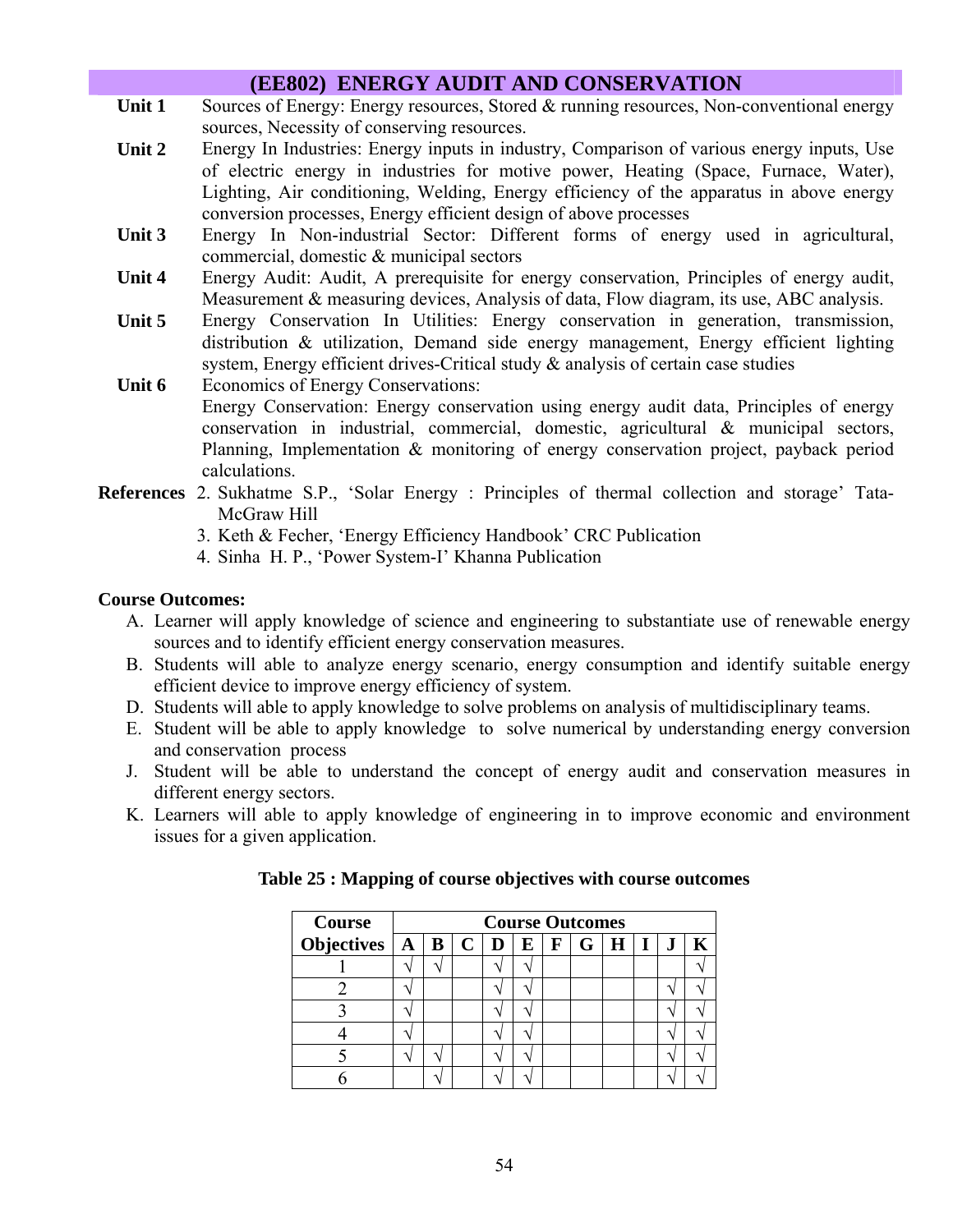## (EE802) ENERGY AUDIT AND CONSERVATION

**Unit 1** Sources of Energy: Energy resources, Stored & running resources, Non-conventional energy sources, Necessity of conserving resources.

**Unit 2** Energy In Industries: Energy inputs in industry, Comparison of various energy inputs, Use of electric energy in industries for motive power, Heating (Space, Furnace, Water), Lighting, Air conditioning, Welding, Energy efficiency of the apparatus in above energy conversion processes, Energy efficient design of above processes

**Unit 3** Energy In Non-industrial Sector: Different forms of energy used in agricultural, commercial, domestic & municipal sectors

**Unit 4** Energy Audit: Audit, A prerequisite for energy conservation, Principles of energy audit, Measurement & measuring devices, Analysis of data, Flow diagram, its use, ABC analysis.

**Unit 5** Energy Conservation In Utilities: Energy conservation in generation, transmission, distribution & utilization, Demand side energy management, Energy efficient lighting system, Energy efficient drives-Critical study & analysis of certain case studies

**Unit 6** Economics of Energy Conservations:
Energy Conservation: Energy conservation using energy audit data, Principles of energy conservation in industrial, commercial, domestic, agricultural & municipal sectors, Planning, Implementation & monitoring of energy conservation project, payback period calculations.

**References**

2. Sukhatme S.P., 'Solar Energy : Principles of thermal collection and storage' Tata-McGraw Hill
3. Keth & Fecher, 'Energy Efficiency Handbook' CRC Publication
4. Sinha H. P., 'Power System-I' Khanna Publication

**Course Outcomes:**

A. Learner will apply knowledge of science and engineering to substantiate use of renewable energy sources and to identify efficient energy conservation measures.

B. Students will able to analyze energy scenario, energy consumption and identify suitable energy efficient device to improve energy efficiency of system.

D. Students will able to apply knowledge to solve problems on analysis of multidisciplinary teams.

E. Student will be able to apply knowledge to solve numerical by understanding energy conversion and conservation process

J. Student will be able to understand the concept of energy audit and conservation measures in different energy sectors.

K. Learners will able to apply knowledge of engineering in to improve economic and environment issues for a given application.

**Table 25 : Mapping of course objectives with course outcomes**

| Course Objectives | Course Outcomes | | | | | | | | | | |
|---|---|---|---|---|---|---|---|---|---|---|---|
| | A | B | C | D | E | F | G | H | I | J | K |
| 1 | √ | √ | | √ | √ | | | | | | √ |
| 2 | √ | | | √ | √ | | | | | √ | √ |
| 3 | √ | | | √ | √ | | | | | √ | √ |
| 4 | √ | | | √ | √ | | | | | √ | √ |
| 5 | √ | √ | | √ | √ | | | | | √ | √ |
| 6 | | √ | | √ | √ | | | | | √ | √ |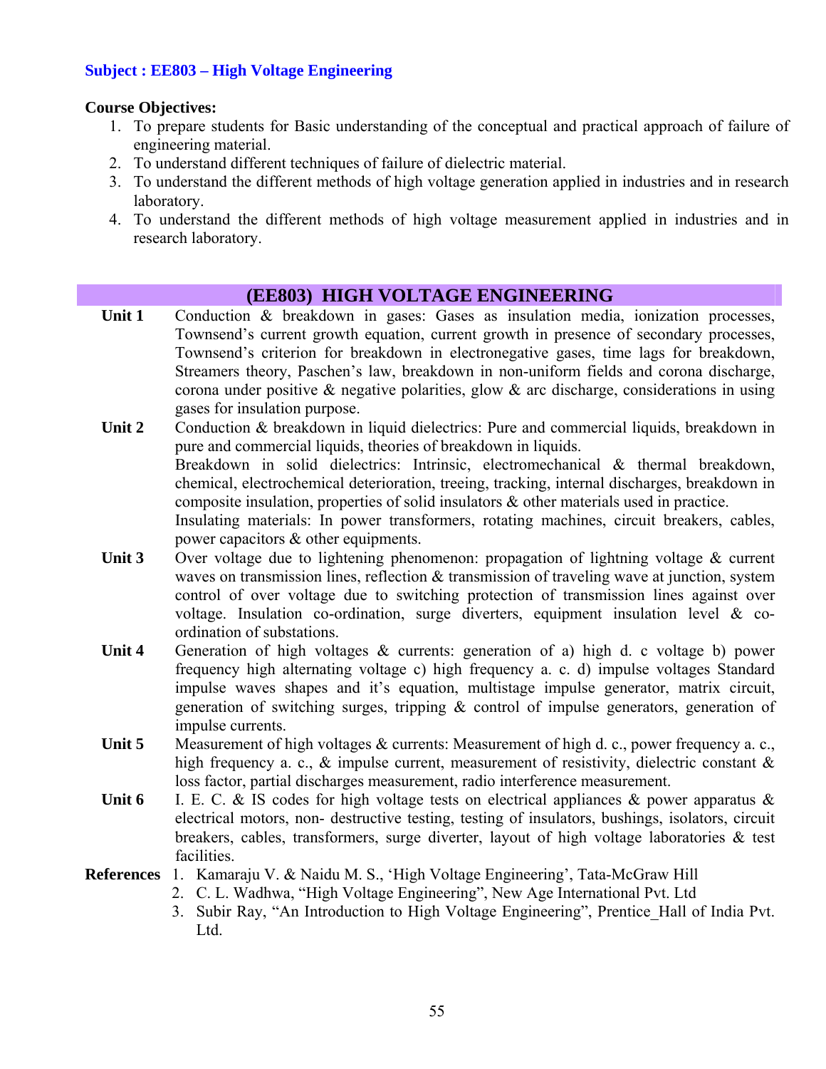**Subject : EE803 – High Voltage Engineering**

**Course Objectives:**

1. To prepare students for Basic understanding of the conceptual and practical approach of failure of engineering material.
2. To understand different techniques of failure of dielectric material.
3. To understand the different methods of high voltage generation applied in industries and in research laboratory.
4. To understand the different methods of high voltage measurement applied in industries and in research laboratory.

## (EE803) HIGH VOLTAGE ENGINEERING

**Unit 1** Conduction & breakdown in gases: Gases as insulation media, ionization processes, Townsend's current growth equation, current growth in presence of secondary processes, Townsend's criterion for breakdown in electronegative gases, time lags for breakdown, Streamers theory, Paschen's law, breakdown in non-uniform fields and corona discharge, corona under positive & negative polarities, glow & arc discharge, considerations in using gases for insulation purpose.

**Unit 2** Conduction & breakdown in liquid dielectrics: Pure and commercial liquids, breakdown in pure and commercial liquids, theories of breakdown in liquids.
Breakdown in solid dielectrics: Intrinsic, electromechanical & thermal breakdown, chemical, electrochemical deterioration, treeing, tracking, internal discharges, breakdown in composite insulation, properties of solid insulators & other materials used in practice.
Insulating materials: In power transformers, rotating machines, circuit breakers, cables, power capacitors & other equipments.

**Unit 3** Over voltage due to lightening phenomenon: propagation of lightning voltage & current waves on transmission lines, reflection & transmission of traveling wave at junction, system control of over voltage due to switching protection of transmission lines against over voltage. Insulation co-ordination, surge diverters, equipment insulation level & co-ordination of substations.

**Unit 4** Generation of high voltages & currents: generation of a) high d. c voltage b) power frequency high alternating voltage c) high frequency a. c. d) impulse voltages Standard impulse waves shapes and it's equation, multistage impulse generator, matrix circuit, generation of switching surges, tripping & control of impulse generators, generation of impulse currents.

**Unit 5** Measurement of high voltages & currents: Measurement of high d. c., power frequency a. c., high frequency a. c., & impulse current, measurement of resistivity, dielectric constant & loss factor, partial discharges measurement, radio interference measurement.

**Unit 6** I. E. C. & IS codes for high voltage tests on electrical appliances & power apparatus & electrical motors, non- destructive testing, testing of insulators, bushings, isolators, circuit breakers, cables, transformers, surge diverter, layout of high voltage laboratories & test facilities.

**References**

1. Kamaraju V. & Naidu M. S., 'High Voltage Engineering', Tata-McGraw Hill
2. C. L. Wadhwa, "High Voltage Engineering", New Age International Pvt. Ltd
3. Subir Ray, "An Introduction to High Voltage Engineering", Prentice_Hall of India Pvt. Ltd.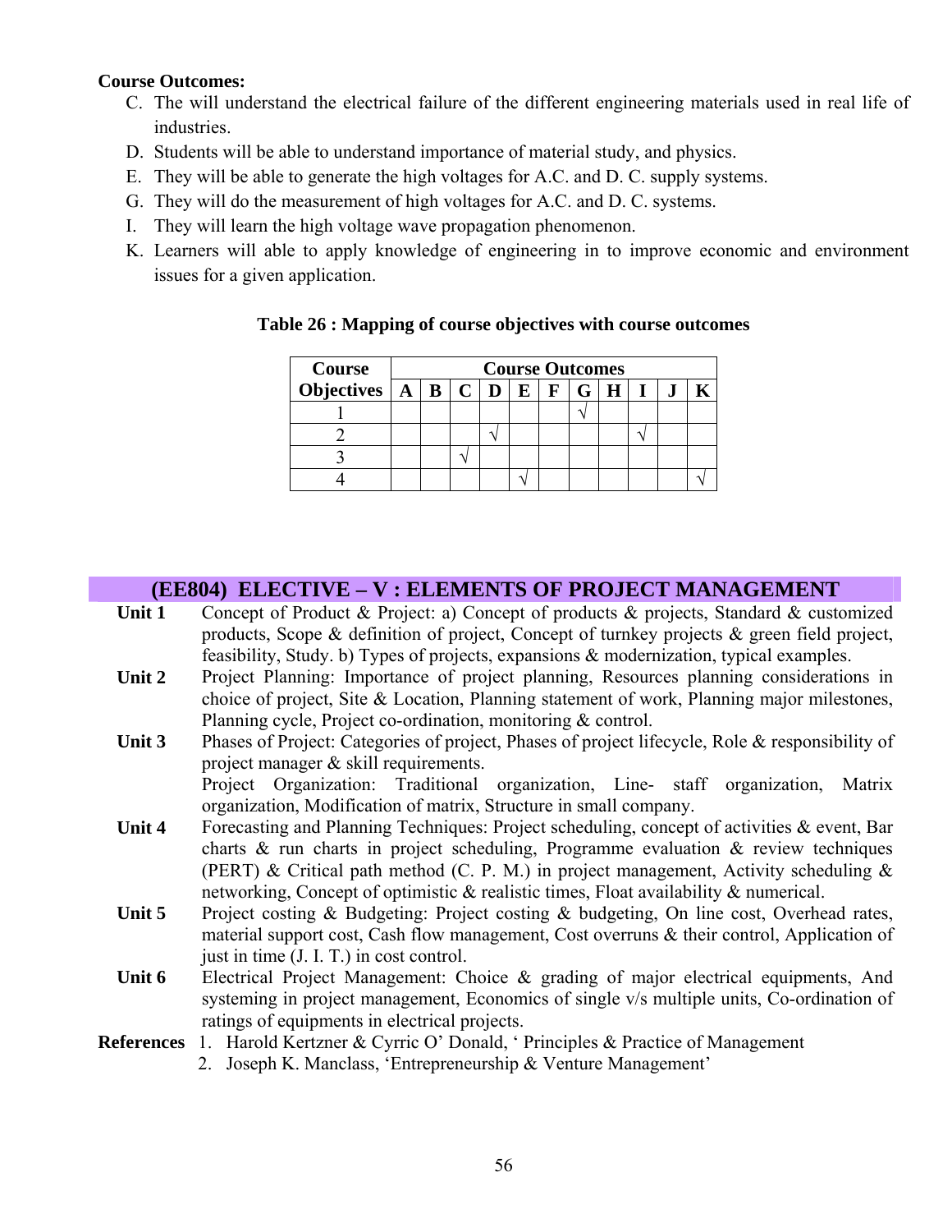**Course Outcomes:**

C. The will understand the electrical failure of the different engineering materials used in real life of industries.
D. Students will be able to understand importance of material study, and physics.
E. They will be able to generate the high voltages for A.C. and D. C. supply systems.
G. They will do the measurement of high voltages for A.C. and D. C. systems.
I. They will learn the high voltage wave propagation phenomenon.
K. Learners will able to apply knowledge of engineering in to improve economic and environment issues for a given application.

**Table 26 : Mapping of course objectives with course outcomes**

| Course Objectives | Course Outcomes | | | | | | | | | | |
|---|---|---|---|---|---|---|---|---|---|---|---|
| | A | B | C | D | E | F | G | H | I | J | K |
| 1 | | | | | | | √ | | | | |
| 2 | | | | √ | | | | | √ | | |
| 3 | | | √ | | | | | | | | |
| 4 | | | | | √ | | | | | | √ |

## (EE804) ELECTIVE – V : ELEMENTS OF PROJECT MANAGEMENT

**Unit 1** Concept of Product & Project: a) Concept of products & projects, Standard & customized products, Scope & definition of project, Concept of turnkey projects & green field project, feasibility, Study. b) Types of projects, expansions & modernization, typical examples.

**Unit 2** Project Planning: Importance of project planning, Resources planning considerations in choice of project, Site & Location, Planning statement of work, Planning major milestones, Planning cycle, Project co-ordination, monitoring & control.

**Unit 3** Phases of Project: Categories of project, Phases of project lifecycle, Role & responsibility of project manager & skill requirements.
Project Organization: Traditional organization, Line- staff organization, Matrix organization, Modification of matrix, Structure in small company.

**Unit 4** Forecasting and Planning Techniques: Project scheduling, concept of activities & event, Bar charts & run charts in project scheduling, Programme evaluation & review techniques (PERT) & Critical path method (C. P. M.) in project management, Activity scheduling & networking, Concept of optimistic & realistic times, Float availability & numerical.

**Unit 5** Project costing & Budgeting: Project costing & budgeting, On line cost, Overhead rates, material support cost, Cash flow management, Cost overruns & their control, Application of just in time (J. I. T.) in cost control.

**Unit 6** Electrical Project Management: Choice & grading of major electrical equipments, And systeming in project management, Economics of single v/s multiple units, Co-ordination of ratings of equipments in electrical projects.

**References**
1. Harold Kertzner & Cyrric O' Donald, ' Principles & Practice of Management
2. Joseph K. Manclass, 'Entrepreneurship & Venture Management'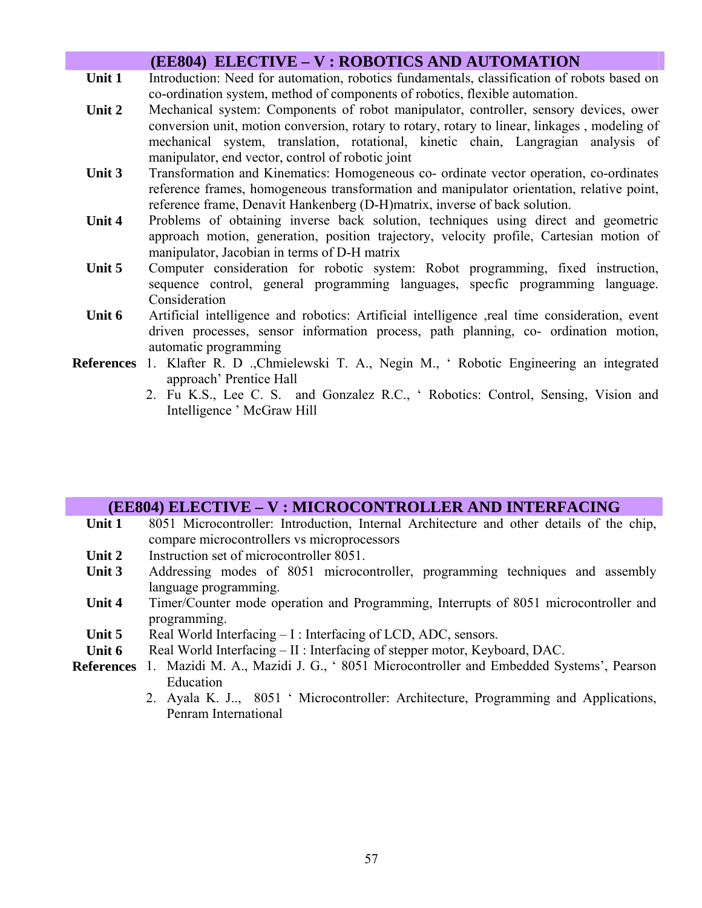## (EE804) ELECTIVE – V : ROBOTICS AND AUTOMATION

**Unit 1** Introduction: Need for automation, robotics fundamentals, classification of robots based on co-ordination system, method of components of robotics, flexible automation.

**Unit 2** Mechanical system: Components of robot manipulator, controller, sensory devices, ower conversion unit, motion conversion, rotary to rotary, rotary to linear, linkages , modeling of mechanical system, translation, rotational, kinetic chain, Langragian analysis of manipulator, end vector, control of robotic joint

**Unit 3** Transformation and Kinematics: Homogeneous co- ordinate vector operation, co-ordinates reference frames, homogeneous transformation and manipulator orientation, relative point, reference frame, Denavit Hankenberg (D-H)matrix, inverse of back solution.

**Unit 4** Problems of obtaining inverse back solution, techniques using direct and geometric approach motion, generation, position trajectory, velocity profile, Cartesian motion of manipulator, Jacobian in terms of D-H matrix

**Unit 5** Computer consideration for robotic system: Robot programming, fixed instruction, sequence control, general programming languages, specfic programming language. Consideration

**Unit 6** Artificial intelligence and robotics: Artificial intelligence ,real time consideration, event driven processes, sensor information process, path planning, co- ordination motion, automatic programming

**References**

1. Klafter R. D .,Chmielewski T. A., Negin M., ‘ Robotic Engineering an integrated approach’ Prentice Hall
2. Fu K.S., Lee C. S. and Gonzalez R.C., ‘ Robotics: Control, Sensing, Vision and Intelligence ’ McGraw Hill

## (EE804) ELECTIVE – V : MICROCONTROLLER AND INTERFACING

**Unit 1** 8051 Microcontroller: Introduction, Internal Architecture and other details of the chip, compare microcontrollers vs microprocessors

**Unit 2** Instruction set of microcontroller 8051.

**Unit 3** Addressing modes of 8051 microcontroller, programming techniques and assembly language programming.

**Unit 4** Timer/Counter mode operation and Programming, Interrupts of 8051 microcontroller and programming.

**Unit 5** Real World Interfacing – I : Interfacing of LCD, ADC, sensors.

**Unit 6** Real World Interfacing – II : Interfacing of stepper motor, Keyboard, DAC.

**References**

1. Mazidi M. A., Mazidi J. G., ‘ 8051 Microcontroller and Embedded Systems’, Pearson Education
2. Ayala K. J.., 8051 ‘ Microcontroller: Architecture, Programming and Applications, Penram International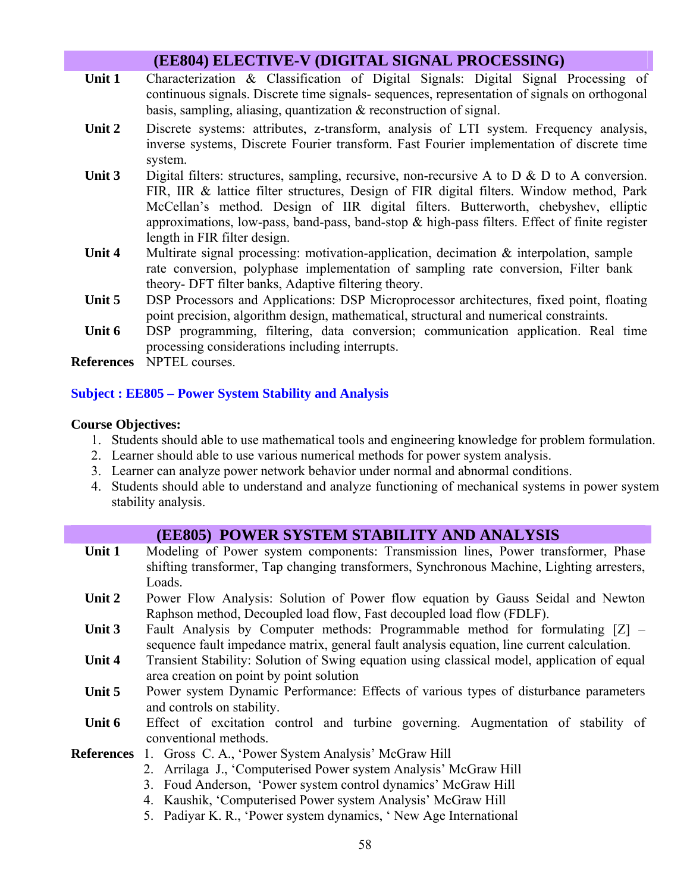## (EE804) ELECTIVE-V (DIGITAL SIGNAL PROCESSING)

| | |
|---|---|
| **Unit 1** | Characterization & Classification of Digital Signals: Digital Signal Processing of continuous signals. Discrete time signals- sequences, representation of signals on orthogonal basis, sampling, aliasing, quantization & reconstruction of signal. |
| **Unit 2** | Discrete systems: attributes, z-transform, analysis of LTI system. Frequency analysis, inverse systems, Discrete Fourier transform. Fast Fourier implementation of discrete time system. |
| **Unit 3** | Digital filters: structures, sampling, recursive, non-recursive A to D & D to A conversion. FIR, IIR & lattice filter structures, Design of FIR digital filters. Window method, Park McCellan's method. Design of IIR digital filters. Butterworth, chebyshev, elliptic approximations, low-pass, band-pass, band-stop & high-pass filters. Effect of finite register length in FIR filter design. |
| **Unit 4** | Multirate signal processing: motivation-application, decimation & interpolation, sample rate conversion, polyphase implementation of sampling rate conversion, Filter bank theory- DFT filter banks, Adaptive filtering theory. |
| **Unit 5** | DSP Processors and Applications: DSP Microprocessor architectures, fixed point, floating point precision, algorithm design, mathematical, structural and numerical constraints. |
| **Unit 6** | DSP programming, filtering, data conversion; communication application. Real time processing considerations including interrupts. |
| **References** | NPTEL courses. |

**Subject : EE805 – Power System Stability and Analysis**

**Course Objectives:**

1. Students should able to use mathematical tools and engineering knowledge for problem formulation.
2. Learner should able to use various numerical methods for power system analysis.
3. Learner can analyze power network behavior under normal and abnormal conditions.
4. Students should able to understand and analyze functioning of mechanical systems in power system stability analysis.

## (EE805) POWER SYSTEM STABILITY AND ANALYSIS

| | |
|---|---|
| **Unit 1** | Modeling of Power system components: Transmission lines, Power transformer, Phase shifting transformer, Tap changing transformers, Synchronous Machine, Lighting arresters, Loads. |
| **Unit 2** | Power Flow Analysis: Solution of Power flow equation by Gauss Seidal and Newton Raphson method, Decoupled load flow, Fast decoupled load flow (FDLF). |
| **Unit 3** | Fault Analysis by Computer methods: Programmable method for formulating [Z] – sequence fault impedance matrix, general fault analysis equation, line current calculation. |
| **Unit 4** | Transient Stability: Solution of Swing equation using classical model, application of equal area creation on point by point solution |
| **Unit 5** | Power system Dynamic Performance: Effects of various types of disturbance parameters and controls on stability. |
| **Unit 6** | Effect of excitation control and turbine governing. Augmentation of stability of conventional methods. |

**References**

1. Gross C. A., 'Power System Analysis' McGraw Hill
2. Arrilaga J., 'Computerised Power system Analysis' McGraw Hill
3. Foud Anderson, 'Power system control dynamics' McGraw Hill
4. Kaushik, 'Computerised Power system Analysis' McGraw Hill
5. Padiyar K. R., 'Power system dynamics, ' New Age International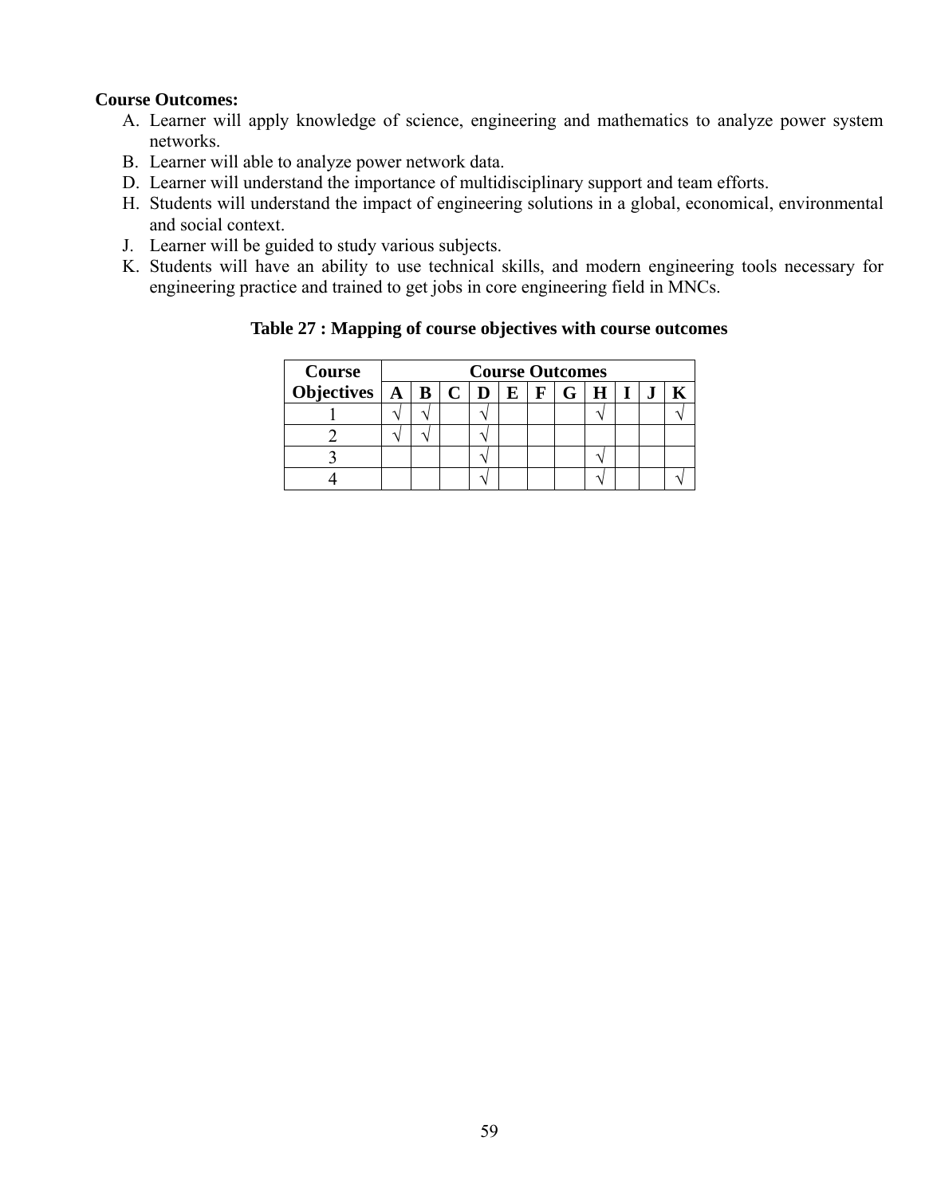**Course Outcomes:**

A. Learner will apply knowledge of science, engineering and mathematics to analyze power system networks.
B. Learner will able to analyze power network data.
D. Learner will understand the importance of multidisciplinary support and team efforts.
H. Students will understand the impact of engineering solutions in a global, economical, environmental and social context.
J. Learner will be guided to study various subjects.
K. Students will have an ability to use technical skills, and modern engineering tools necessary for engineering practice and trained to get jobs in core engineering field in MNCs.

**Table 27 : Mapping of course objectives with course outcomes**

| Course Objectives | Course Outcomes | | | | | | | | | | |
|---|---|---|---|---|---|---|---|---|---|---|---|
| | **A** | **B** | **C** | **D** | **E** | **F** | **G** | **H** | **I** | **J** | **K** |
| 1 | √ | √ | | √ | | | | √ | | | √ |
| 2 | √ | √ | | √ | | | | | | | |
| 3 | | | | √ | | | | √ | | | |
| 4 | | | | √ | | | | √ | | | √ |